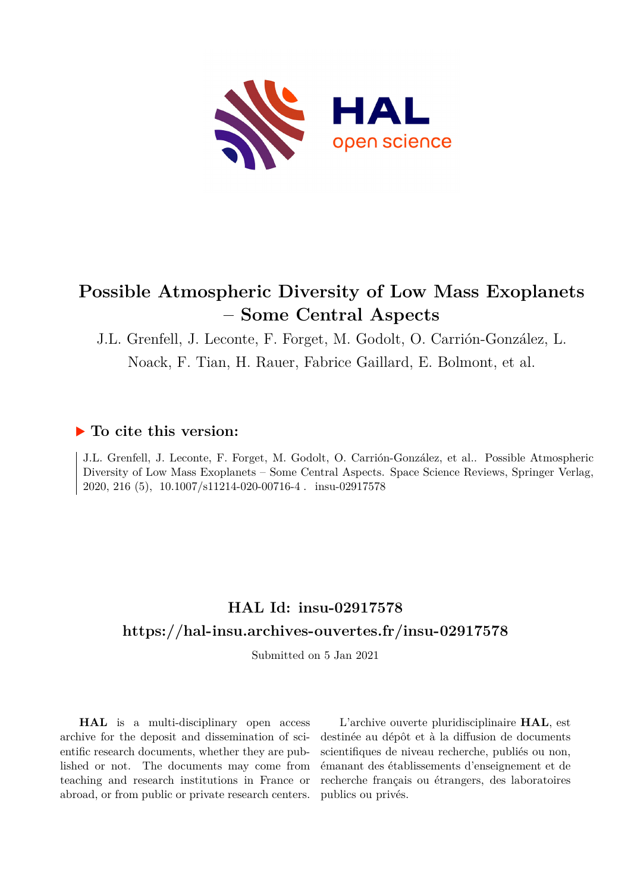# Possible Atmospheric Diversity of Low Mass Exoplanets – Some Central Aspects

J.L. Grenfell, J. Leconte, F. Forget, M. Godolt, O. Carrión-González, L. Noack, F. Tian, H. Rauer, Fabrice Gaillard, E. Bolmont, et al.

## ▶ To cite this version:

J.L. Grenfell, J. Leconte, F. Forget, M. Godolt, O. Carrión-González, et al.. Possible Atmospheric Diversity of Low Mass Exoplanets – Some Central Aspects. Space Science Reviews, Springer Verlag, 2020, 216 (5), 10.1007/s11214-020-00716-4 . insu-02917578

## HAL Id: insu-02917578

## https://hal-insu.archives-ouvertes.fr/insu-02917578

Submitted on 5 Jan 2021

**HAL** is a multi-disciplinary open access archive for the deposit and dissemination of scientific research documents, whether they are published or not. The documents may come from teaching and research institutions in France or abroad, or from public or private research centers.

L'archive ouverte pluridisciplinaire **HAL**, est destinée au dépôt et à la diffusion de documents scientifiques de niveau recherche, publiés ou non, émanant des établissements d'enseignement et de recherche français ou étrangers, des laboratoires publics ou privés.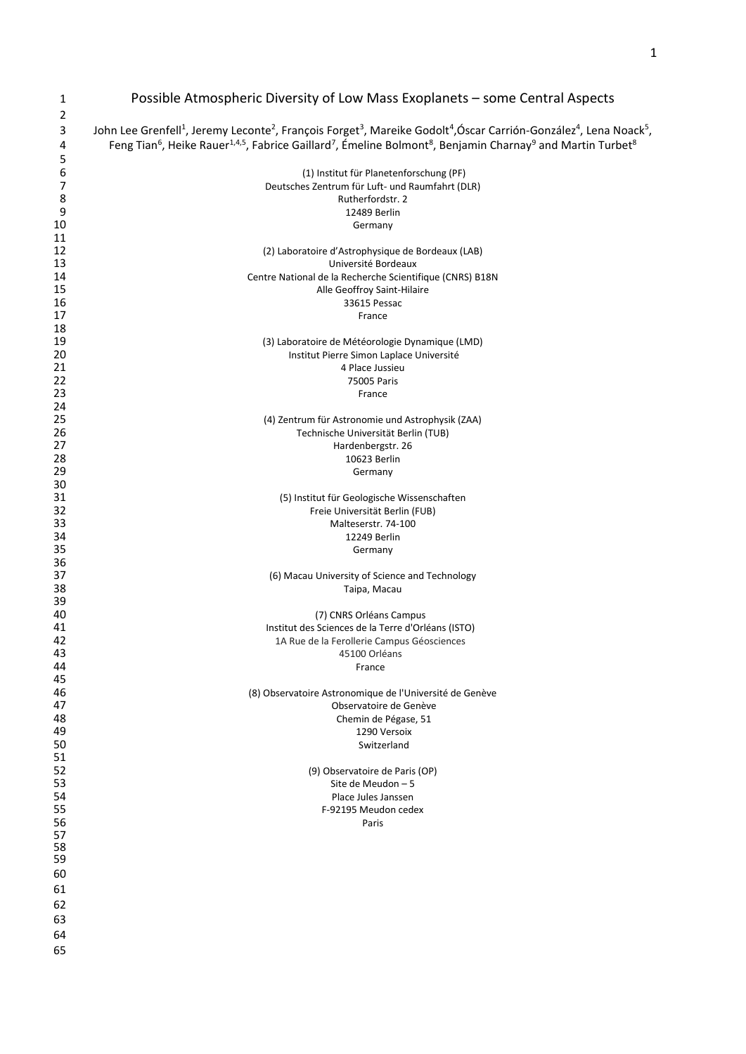# Possible Atmospheric Diversity of Low Mass Exoplanets – some Central Aspects

John Lee Grenfell[1], Jeremy Leconte[2], François Forget[3], Mareike Godolt[4], Óscar Carrión-González[4], Lena Noack[5], Feng Tian[6], Heike Rauer[1,4,5], Fabrice Gaillard[7], Émeline Bolmont[8], Benjamin Charnay[9] and Martin Turbet[8]

(1) Institut für Planetenforschung (PF)
Deutsches Zentrum für Luft- und Raumfahrt (DLR)
Rutherfordstr. 2
12489 Berlin
Germany

(2) Laboratoire d'Astrophysique de Bordeaux (LAB)
Université Bordeaux
Centre National de la Recherche Scientifique (CNRS) B18N
Alle Geoffroy Saint-Hilaire
33615 Pessac
France

(3) Laboratoire de Météorologie Dynamique (LMD)
Institut Pierre Simon Laplace Université
4 Place Jussieu
75005 Paris
France

(4) Zentrum für Astronomie und Astrophysik (ZAA)
Technische Universität Berlin (TUB)
Hardenbergstr. 26
10623 Berlin
Germany

(5) Institut für Geologische Wissenschaften
Freie Universität Berlin (FUB)
Malteserstr. 74-100
12249 Berlin
Germany

(6) Macau University of Science and Technology
Taipa, Macau

(7) CNRS Orléans Campus
Institut des Sciences de la Terre d'Orléans (ISTO)
1A Rue de la Ferollerie Campus Géosciences
45100 Orléans
France

(8) Observatoire Astronomique de l'Université de Genève
Observatoire de Genève
Chemin de Pégase, 51
1290 Versoix
Switzerland

(9) Observatoire de Paris (OP)
Site de Meudon – 5
Place Jules Janssen
F-92195 Meudon cedex
Paris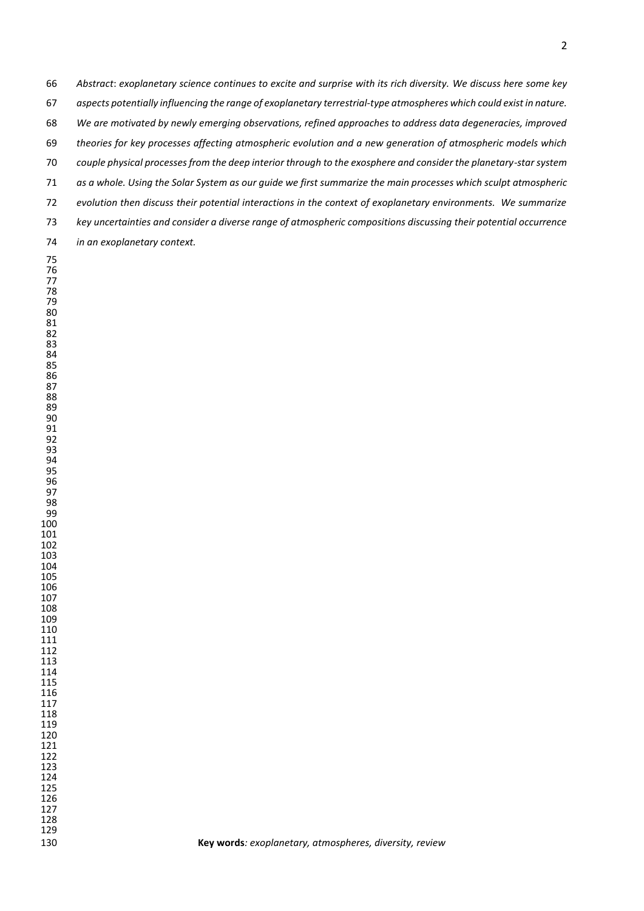*Abstract*: *exoplanetary science continues to excite and surprise with its rich diversity. We discuss here some key aspects potentially influencing the range of exoplanetary terrestrial-type atmospheres which could exist in nature. We are motivated by newly emerging observations, refined approaches to address data degeneracies, improved theories for key processes affecting atmospheric evolution and a new generation of atmospheric models which couple physical processes from the deep interior through to the exosphere and consider the planetary-star system as a whole. Using the Solar System as our guide we first summarize the main processes which sculpt atmospheric evolution then discuss their potential interactions in the context of exoplanetary environments. We summarize key uncertainties and consider a diverse range of atmospheric compositions discussing their potential occurrence in an exoplanetary context.*

**Key words***: exoplanetary, atmospheres, diversity, review*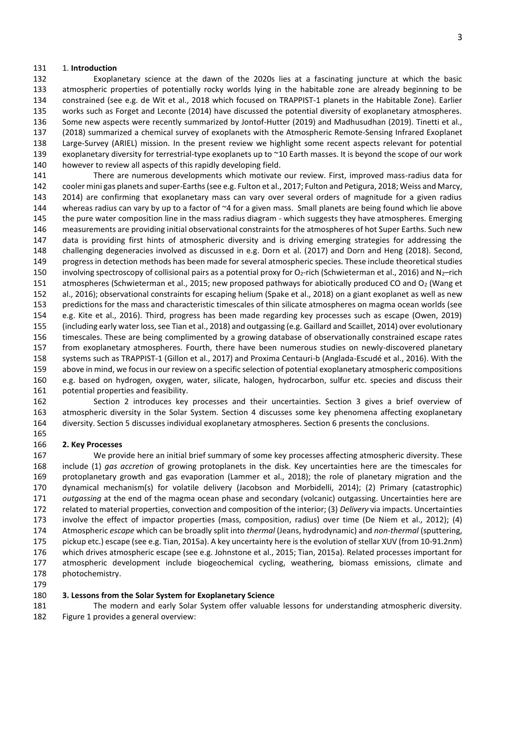## 1. **Introduction**

Exoplanetary science at the dawn of the 2020s lies at a fascinating juncture at which the basic atmospheric properties of potentially rocky worlds lying in the habitable zone are already beginning to be constrained (see e.g. de Wit et al., 2018 which focused on TRAPPIST-1 planets in the Habitable Zone). Earlier works such as Forget and Leconte (2014) have discussed the potential diversity of exoplanetary atmospheres. Some new aspects were recently summarized by Jontof-Hutter (2019) and Madhusudhan (2019). Tinetti et al., (2018) summarized a chemical survey of exoplanets with the Atmospheric Remote-Sensing Infrared Exoplanet Large-Survey (ARIEL) mission. In the present review we highlight some recent aspects relevant for potential exoplanetary diversity for terrestrial-type exoplanets up to ~10 Earth masses. It is beyond the scope of our work however to review all aspects of this rapidly developing field.

There are numerous developments which motivate our review. First, improved mass-radius data for cooler mini gas planets and super-Earths (see e.g. Fulton et al., 2017; Fulton and Petigura, 2018; Weiss and Marcy, 2014) are confirming that exoplanetary mass can vary over several orders of magnitude for a given radius whereas radius can vary by up to a factor of ~4 for a given mass. Small planets are being found which lie above the pure water composition line in the mass radius diagram - which suggests they have atmospheres. Emerging measurements are providing initial observational constraints for the atmospheres of hot Super Earths. Such new data is providing first hints of atmospheric diversity and is driving emerging strategies for addressing the challenging degeneracies involved as discussed in e.g. Dorn et al. (2017) and Dorn and Heng (2018). Second, progress in detection methods has been made for several atmospheric species. These include theoretical studies involving spectroscopy of collisional pairs as a potential proxy for $O_2$-rich (Schwieterman et al., 2016) and $N_2$–rich atmospheres (Schwieterman et al., 2015; new proposed pathways for abiotically produced CO and $O_2$ (Wang et al., 2016); observational constraints for escaping helium (Spake et al., 2018) on a giant exoplanet as well as new predictions for the mass and characteristic timescales of thin silicate atmospheres on magma ocean worlds (see e.g. Kite et al., 2016). Third, progress has been made regarding key processes such as escape (Owen, 2019) (including early water loss, see Tian et al., 2018) and outgassing (e.g. Gaillard and Scaillet, 2014) over evolutionary timescales. These are being complimented by a growing database of observationally constrained escape rates from exoplanetary atmospheres. Fourth, there have been numerous studies on newly-discovered planetary systems such as TRAPPIST-1 (Gillon et al., 2017) and Proxima Centauri-b (Anglada-Escudé et al., 2016). With the above in mind, we focus in our review on a specific selection of potential exoplanetary atmospheric compositions e.g. based on hydrogen, oxygen, water, silicate, halogen, hydrocarbon, sulfur etc. species and discuss their potential properties and feasibility.

Section 2 introduces key processes and their uncertainties. Section 3 gives a brief overview of atmospheric diversity in the Solar System. Section 4 discusses some key phenomena affecting exoplanetary diversity. Section 5 discusses individual exoplanetary atmospheres. Section 6 presents the conclusions.

## 2. Key Processes

We provide here an initial brief summary of some key processes affecting atmospheric diversity. These include (1) *gas accretion* of growing protoplanets in the disk. Key uncertainties here are the timescales for protoplanetary growth and gas evaporation (Lammer et al., 2018); the role of planetary migration and the dynamical mechanism(s) for volatile delivery (Jacobson and Morbidelli, 2014); (2) Primary (catastrophic) *outgassing* at the end of the magma ocean phase and secondary (volcanic) outgassing. Uncertainties here are related to material properties, convection and composition of the interior; (3) *Delivery* via impacts. Uncertainties involve the effect of impactor properties (mass, composition, radius) over time (De Niem et al., 2012); (4) Atmospheric *escape* which can be broadly split into *thermal* (Jeans, hydrodynamic) and *non-thermal* (sputtering, pickup etc.) escape (see e.g. Tian, 2015a). A key uncertainty here is the evolution of stellar XUV (from 10-91.2nm) which drives atmospheric escape (see e.g. Johnstone et al., 2015; Tian, 2015a). Related processes important for atmospheric development include biogeochemical cycling, weathering, biomass emissions, climate and photochemistry.

## 3. Lessons from the Solar System for Exoplanetary Science

The modern and early Solar System offer valuable lessons for understanding atmospheric diversity. Figure 1 provides a general overview: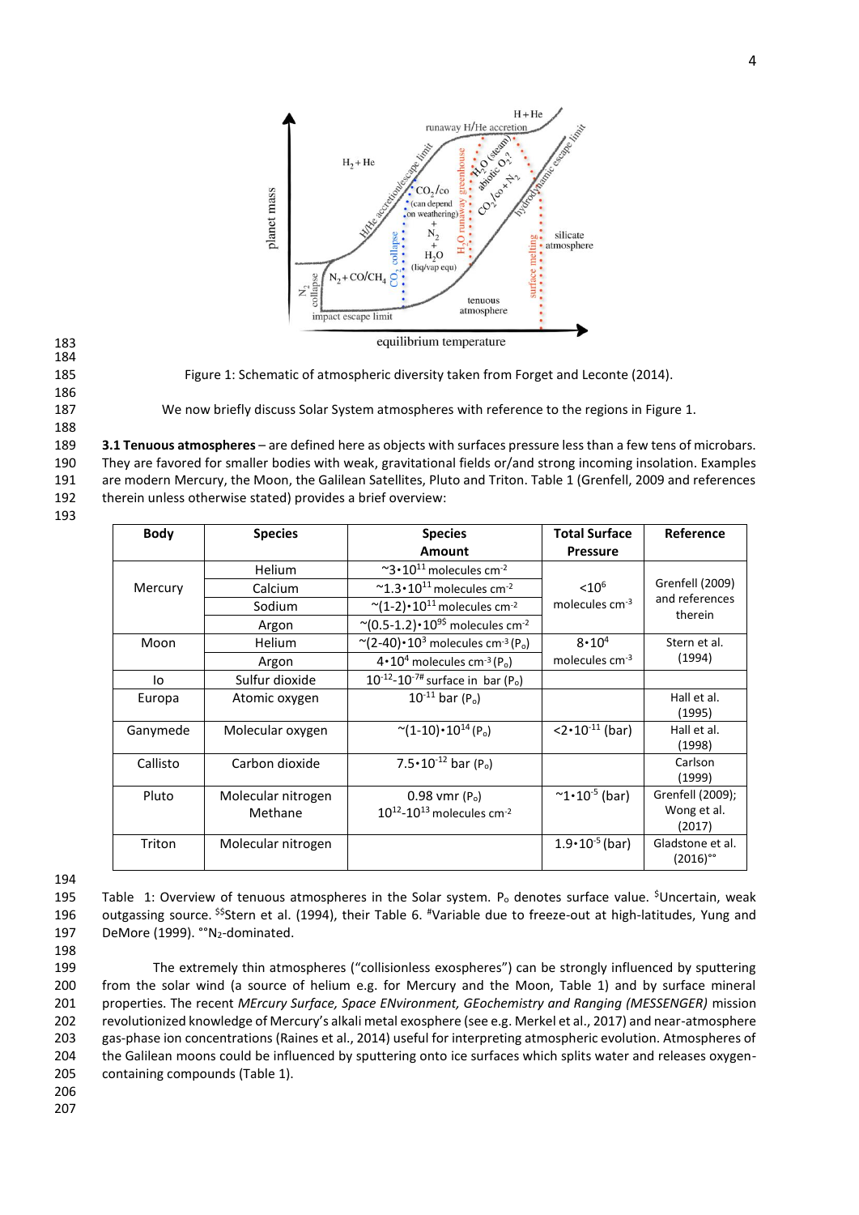Figure 1: Schematic of atmospheric diversity taken from Forget and Leconte (2014).

We now briefly discuss Solar System atmospheres with reference to the regions in Figure 1.

**3.1 Tenuous atmospheres** – are defined here as objects with surfaces pressure less than a few tens of microbars. They are favored for smaller bodies with weak, gravitational fields or/and strong incoming insolation. Examples are modern Mercury, the Galilean Satellites, Pluto and Triton. Table 1 (Grenfell, 2009 and references therein unless otherwise stated) provides a brief overview:

| Body | Species | Species Amount | Total Surface Pressure | Reference |
|---|---|---|---|---|
| Mercury | Helium | ~$3 \cdot 10^{11}$ molecules cm$^{-2}$ | <$10^6$ molecules cm$^{-3}$ | Grenfell (2009) and references therein |
| | Calcium | ~$1.3 \cdot 10^{11}$ molecules cm$^{-2}$ | | |
| | Sodium | ~$(1\text{-}2) \cdot 10^{11}$ molecules cm$^{-2}$ | | |
| | Argon | ~$(0.5\text{-}1.2) \cdot 10^{9\$}$ molecules cm$^{-2}$ | | |
| Moon | Helium | ~$(2\text{-}40) \cdot 10^{3}$ molecules cm$^{-3}$ ($P_o$) | $8 \cdot 10^4$ molecules cm$^{-3}$ | Stern et al. (1994) |
| | Argon | $4 \cdot 10^4$ molecules cm$^{-3}$ ($P_o$) | | |
| Io | Sulfur dioxide | $10^{-12}$-$10^{-7\#}$ surface in bar ($P_o$) | | |
| Europa | Atomic oxygen | $10^{-11}$ bar ($P_o$) | | Hall et al. (1995) |
| Ganymede | Molecular oxygen | ~$(1\text{-}10) \cdot 10^{14}$ ($P_o$) | <$2 \cdot 10^{-11}$ (bar) | Hall et al. (1998) |
| Callisto | Carbon dioxide | $7.5 \cdot 10^{-12}$ bar ($P_o$) | | Carlson (1999) |
| Pluto | Molecular nitrogen<br>Methane | 0.98 vmr ($P_o$)<br>$10^{12}$-$10^{13}$ molecules cm$^{-2}$ | ~$1 \cdot 10^{-5}$ (bar) | Grenfell (2009); Wong et al. (2017) |
| Triton | Molecular nitrogen | | $1.9 \cdot 10^{-5}$ (bar) | Gladstone et al. (2016)°° |

Table 1: Overview of tenuous atmospheres in the Solar system. $P_o$ denotes surface value. $Uncertain, weak outgassing source. $$Stern et al. (1994), their Table 6. #Variable due to freeze-out at high-latitudes, Yung and DeMore (1999). °°$N_2$-dominated.

The extremely thin atmospheres ("collisionless exospheres") can be strongly influenced by sputtering from the solar wind (a source of helium e.g. for Mercury and the Moon, Table 1) and by surface mineral properties. The recent *MErcury Surface, Space ENvironment, GEochemistry and Ranging (MESSENGER)* mission revolutionized knowledge of Mercury's alkali metal exosphere (see e.g. Merkel et al., 2017) and near-atmosphere gas-phase ion concentrations (Raines et al., 2014) useful for interpreting atmospheric evolution. Atmospheres of the Galilean moons could be influenced by sputtering onto ice surfaces which splits water and releases oxygen-containing compounds (Table 1).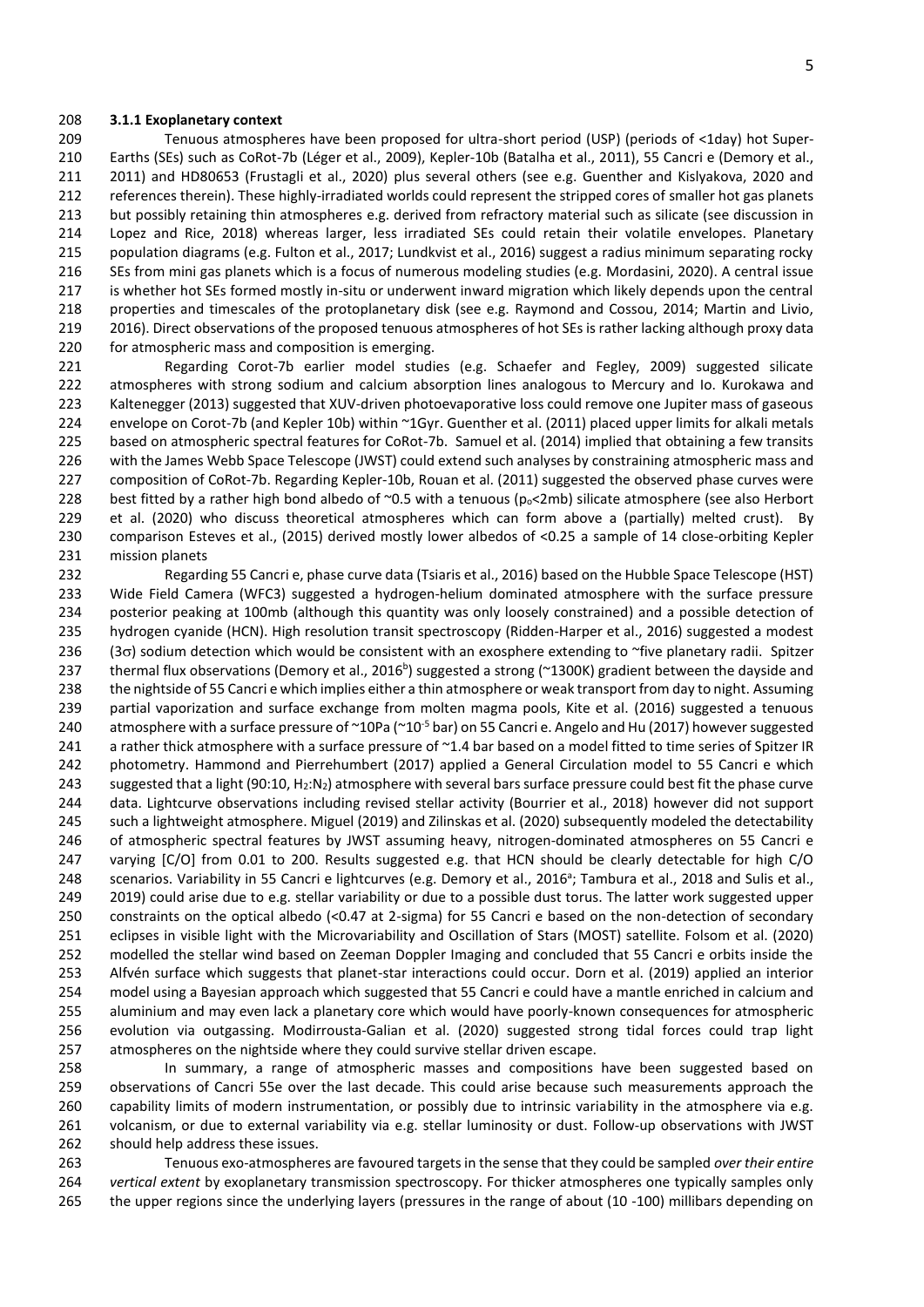### 3.1.1 Exoplanetary context

Tenuous atmospheres have been proposed for ultra-short period (USP) (periods of <1day) hot Super-Earths (SEs) such as CoRoT-7b (Léger et al., 2009), Kepler-10b (Batalha et al., 2011), 55 Cancri e (Demory et al., 2011) and HD80653 (Frustagli et al., 2020) plus several others (see e.g. Guenther and Kislyakova, 2020 and references therein). These highly-irradiated worlds could represent the stripped cores of smaller hot gas planets but possibly retaining thin atmospheres e.g. derived from refractory material such as silicate (see discussion in Lopez and Rice, 2018) whereas larger, less irradiated SEs could retain their volatile envelopes. Planetary population diagrams (e.g. Fulton et al., 2017; Lundkvist et al., 2016) suggest a radius minimum separating rocky SEs from mini gas planets which is a focus of numerous modeling studies (e.g. Mordasini, 2020). A central issue is whether hot SEs formed mostly in-situ or underwent inward migration which likely depends upon the central properties and timescales of the protoplanetary disk (see e.g. Raymond and Cossou, 2014; Martin and Livio, 2016). Direct observations of the proposed tenuous atmospheres of hot SEs is rather lacking although proxy data for atmospheric mass and composition is emerging.

Regarding Corot-7b earlier model studies (e.g. Schaefer and Fegley, 2009) suggested silicate atmospheres with strong sodium and calcium absorption lines analogous to Mercury and Io. Kurokawa and Kaltenegger (2013) suggested that XUV-driven photoevaporative loss could remove one Jupiter mass of gaseous envelope on Corot-7b (and Kepler 10b) within ~1Gyr. Guenther et al. (2011) placed upper limits for alkali metals based on atmospheric spectral features for CoRoT-7b. Samuel et al. (2014) implied that obtaining a few transits with the James Webb Space Telescope (JWST) could extend such analyses by constraining atmospheric mass and composition of CoRoT-7b. Regarding Kepler-10b, Rouan et al. (2011) suggested the observed phase curves were best fitted by a rather high bond albedo of ~0.5 with a tenuous ($p_o$<2mb) silicate atmosphere (see also Herbort et al. (2020) who discuss theoretical atmospheres which can form above a (partially) melted crust). By comparison Esteves et al., (2015) derived mostly lower albedos of <0.25 a sample of 14 close-orbiting Kepler mission planets

Regarding 55 Cancri e, phase curve data (Tsiaris et al., 2016) based on the Hubble Space Telescope (HST) Wide Field Camera (WFC3) suggested a hydrogen-helium dominated atmosphere with the surface pressure posterior peaking at 100mb (although this quantity was only loosely constrained) and a possible detection of hydrogen cyanide (HCN). High resolution transit spectroscopy (Ridden-Harper et al., 2016) suggested a modest (3$\sigma$) sodium detection which would be consistent with an exosphere extending to ~five planetary radii. Spitzer thermal flux observations (Demory et al., 2016[b]) suggested a strong (~1300K) gradient between the dayside and the nightside of 55 Cancri e which implies either a thin atmosphere or weak transport from day to night. Assuming partial vaporization and surface exchange from molten magma pools, Kite et al. (2016) suggested a tenuous atmosphere with a surface pressure of ~10Pa (~$10^{-5}$ bar) on 55 Cancri e. Angelo and Hu (2017) however suggested a rather thick atmosphere with a surface pressure of ~1.4 bar based on a model fitted to time series of Spitzer IR photometry. Hammond and Pierrehumbert (2017) applied a General Circulation model to 55 Cancri e which suggested that a light (90:10, $H_2$:$N_2$) atmosphere with several bars surface pressure could best fit the phase curve data. Lightcurve observations including revised stellar activity (Bourrier et al., 2018) however did not support such a lightweight atmosphere. Miguel (2019) and Zilinskas et al. (2020) subsequently modeled the detectability of atmospheric spectral features by JWST assuming heavy, nitrogen-dominated atmospheres on 55 Cancri e varying [C/O] from 0.01 to 200. Results suggested e.g. that HCN should be clearly detectable for high C/O scenarios. Variability in 55 Cancri e lightcurves (e.g. Demory et al., 2016[a]; Tambura et al., 2018 and Sulis et al., 2019) could arise due to e.g. stellar variability or due to a possible dust torus. The latter work suggested upper constraints on the optical albedo (<0.47 at 2-sigma) for 55 Cancri e based on the non-detection of secondary eclipses in visible light with the Microvariability and Oscillation of Stars (MOST) satellite. Folsom et al. (2020) modelled the stellar wind based on Zeeman Doppler Imaging and concluded that 55 Cancri e orbits inside the Alfvén surface which suggests that planet-star interactions could occur. Dorn et al. (2019) applied an interior model using a Bayesian approach which suggested that 55 Cancri e could have a mantle enriched in calcium and aluminium and may even lack a planetary core which would have poorly-known consequences for atmospheric evolution via outgassing. Modirrousta-Galian et al. (2020) suggested strong tidal forces could trap light atmospheres on the nightside where they could survive stellar driven escape.

In summary, a range of atmospheric masses and compositions have been suggested based on observations of Cancri 55e over the last decade. This could arise because such measurements approach the capability limits of modern instrumentation, or possibly due to intrinsic variability in the atmosphere via e.g. volcanism, or due to external variability via e.g. stellar luminosity or dust. Follow-up observations with JWST should help address these issues.

Tenuous exo-atmospheres are favoured targets in the sense that they could be sampled *over their entire vertical extent* by exoplanetary transmission spectroscopy. For thicker atmospheres one typically samples only the upper regions since the underlying layers (pressures in the range of about (10 -100) millibars depending on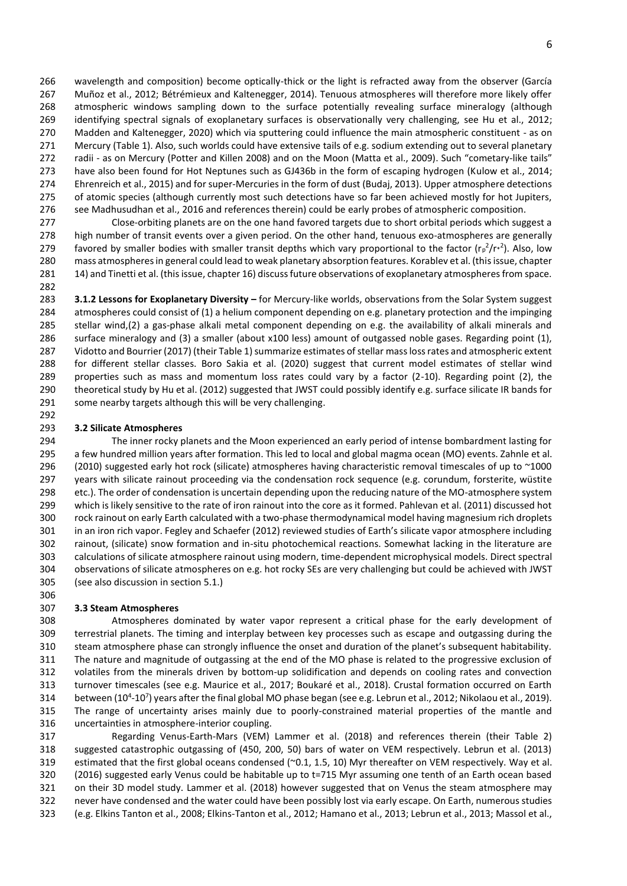wavelength and composition) become optically-thick or the light is refracted away from the observer (García Muñoz et al., 2012; Bétrémieux and Kaltenegger, 2014). Tenuous atmospheres will therefore more likely offer atmospheric windows sampling down to the surface potentially revealing surface mineralogy (although identifying spectral signals of exoplanetary surfaces is observationally very challenging, see Hu et al., 2012; Madden and Kaltenegger, 2020) which via sputtering could influence the main atmospheric constituent - as on Mercury (Table 1). Also, such worlds could have extensive tails of e.g. sodium extending out to several planetary radii - as on Mercury (Potter and Killen 2008) and on the Moon (Matta et al., 2009). Such "cometary-like tails" have also been found for Hot Neptunes such as GJ436b in the form of escaping hydrogen (Kulow et al., 2014; Ehrenreich et al., 2015) and for super-Mercuries in the form of dust (Budaj, 2013). Upper atmosphere detections of atomic species (although currently most such detections have so far been achieved mostly for hot Jupiters, see Madhusudhan et al., 2016 and references therein) could be early probes of atmospheric composition.

Close-orbiting planets are on the one hand favored targets due to short orbital periods which suggest a high number of transit events over a given period. On the other hand, tenuous exo-atmospheres are generally favored by smaller bodies with smaller transit depths which vary proportional to the factor ($r_p^2/r_*^2$). Also, low mass atmospheres in general could lead to weak planetary absorption features. Korablev et al. (this issue, chapter 14) and Tinetti et al. (this issue, chapter 16) discuss future observations of exoplanetary atmospheres from space.

**3.1.2 Lessons for Exoplanetary Diversity –** for Mercury-like worlds, observations from the Solar System suggest atmospheres could consist of (1) a helium component depending on e.g. planetary protection and the impinging stellar wind,(2) a gas-phase alkali metal component depending on e.g. the availability of alkali minerals and surface mineralogy and (3) a smaller (about x100 less) amount of outgassed noble gases. Regarding point (1), Vidotto and Bourrier (2017) (their Table 1) summarize estimates of stellar mass loss rates and atmospheric extent for different stellar classes. Boro Sakia et al. (2020) suggest that current model estimates of stellar wind properties such as mass and momentum loss rates could vary by a factor (2-10). Regarding point (2), the theoretical study by Hu et al. (2012) suggested that JWST could possibly identify e.g. surface silicate IR bands for some nearby targets although this will be very challenging.

### 3.2 Silicate Atmospheres

The inner rocky planets and the Moon experienced an early period of intense bombardment lasting for a few hundred million years after formation. This led to local and global magma ocean (MO) events. Zahnle et al. (2010) suggested early hot rock (silicate) atmospheres having characteristic removal timescales of up to ~1000 years with silicate rainout proceeding via the condensation rock sequence (e.g. corundum, forsterite, wüstite etc.). The order of condensation is uncertain depending upon the reducing nature of the MO-atmosphere system which is likely sensitive to the rate of iron rainout into the core as it formed. Pahlevan et al. (2011) discussed hot rock rainout on early Earth calculated with a two-phase thermodynamical model having magnesium rich droplets in an iron rich vapor. Fegley and Schaefer (2012) reviewed studies of Earth's silicate vapor atmosphere including rainout, (silicate) snow formation and in-situ photochemical reactions. Somewhat lacking in the literature are calculations of silicate atmosphere rainout using modern, time-dependent microphysical models. Direct spectral observations of silicate atmospheres on e.g. hot rocky SEs are very challenging but could be achieved with JWST (see also discussion in section 5.1.)

### 3.3 Steam Atmospheres

Atmospheres dominated by water vapor represent a critical phase for the early development of terrestrial planets. The timing and interplay between key processes such as escape and outgassing during the steam atmosphere phase can strongly influence the onset and duration of the planet's subsequent habitability. The nature and magnitude of outgassing at the end of the MO phase is related to the progressive exclusion of volatiles from the minerals driven by bottom-up solidification and depends on cooling rates and convection turnover timescales (see e.g. Maurice et al., 2017; Boukaré et al., 2018). Crustal formation occurred on Earth between ($10^4$-$10^7$) years after the final global MO phase began (see e.g. Lebrun et al., 2012; Nikolaou et al., 2019). The range of uncertainty arises mainly due to poorly-constrained material properties of the mantle and uncertainties in atmosphere-interior coupling.

Regarding Venus-Earth-Mars (VEM) Lammer et al. (2018) and references therein (their Table 2) suggested catastrophic outgassing of (450, 200, 50) bars of water on VEM respectively. Lebrun et al. (2013) estimated that the first global oceans condensed (~0.1, 1.5, 10) Myr thereafter on VEM respectively. Way et al. (2016) suggested early Venus could be habitable up to t=715 Myr assuming one tenth of an Earth ocean based on their 3D model study. Lammer et al. (2018) however suggested that on Venus the steam atmosphere may never have condensed and the water could have been possibly lost via early escape. On Earth, numerous studies (e.g. Elkins Tanton et al., 2008; Elkins-Tanton et al., 2012; Hamano et al., 2013; Lebrun et al., 2013; Massol et al.,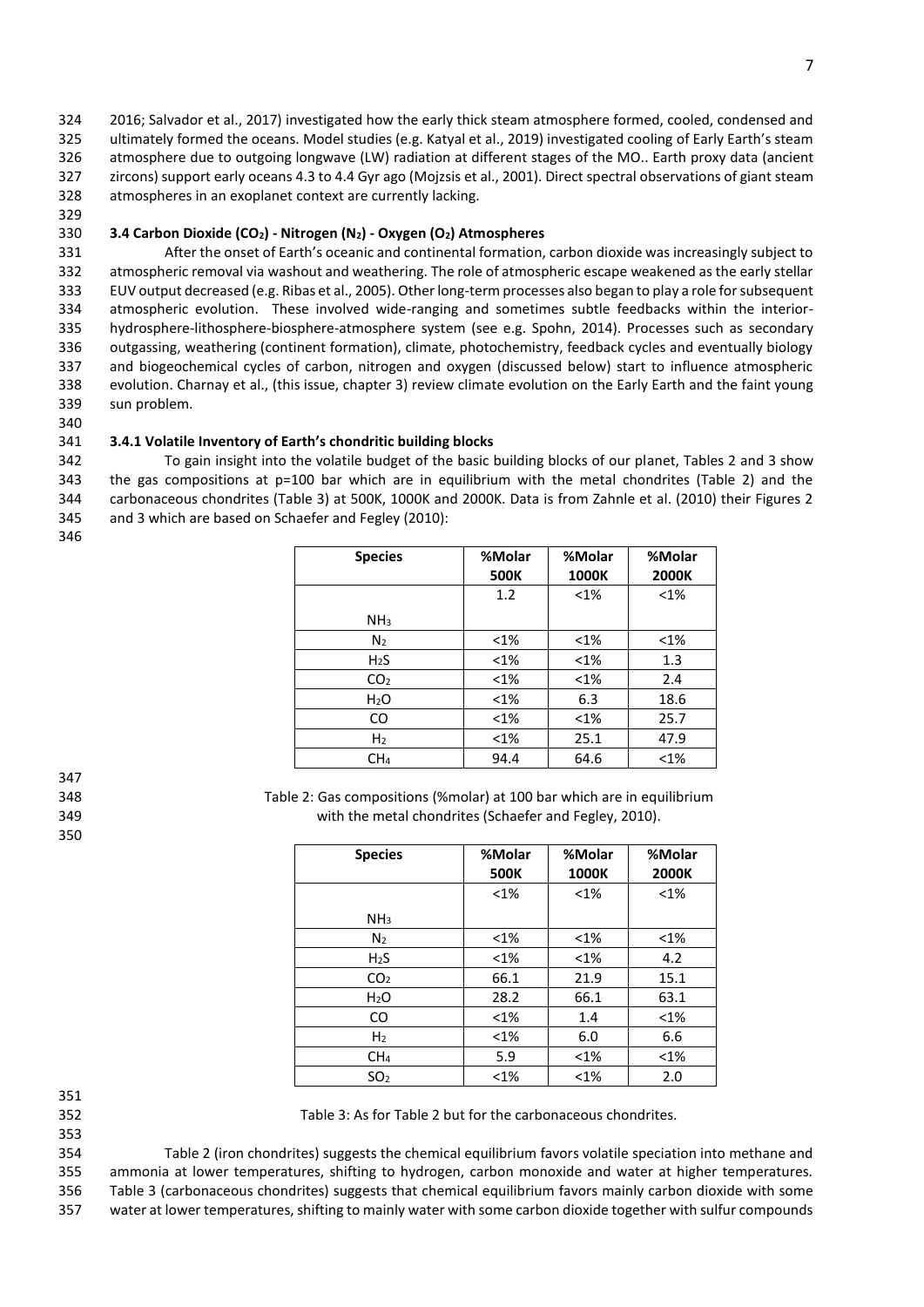2016; Salvador et al., 2017) investigated how the early thick steam atmosphere formed, cooled, condensed and ultimately formed the oceans. Model studies (e.g. Katyal et al., 2019) investigated cooling of Early Earth's steam atmosphere due to outgoing longwave (LW) radiation at different stages of the MO.. Earth proxy data (ancient zircons) support early oceans 4.3 to 4.4 Gyr ago (Mojzsis et al., 2001). Direct spectral observations of giant steam atmospheres in an exoplanet context are currently lacking.

### 3.4 Carbon Dioxide ($CO_2$) - Nitrogen ($N_2$) - Oxygen ($O_2$) Atmospheres

After the onset of Earth's oceanic and continental formation, carbon dioxide was increasingly subject to atmospheric removal via washout and weathering. The role of atmospheric escape weakened as the early stellar EUV output decreased (e.g. Ribas et al., 2005). Other long-term processes also began to play a role for subsequent atmospheric evolution. These involved wide-ranging and sometimes subtle feedbacks within the interior-hydrosphere-lithosphere-biosphere-atmosphere system (see e.g. Spohn, 2014). Processes such as secondary outgassing, weathering (continent formation), climate, photochemistry, feedback cycles and eventually biology and biogeochemical cycles of carbon, nitrogen and oxygen (discussed below) start to influence atmospheric evolution. Charnay et al., (this issue, chapter 3) review climate evolution on the Early Earth and the faint young sun problem.

#### 3.4.1 Volatile Inventory of Earth's chondritic building blocks

To gain insight into the volatile budget of the basic building blocks of our planet, Tables 2 and 3 show the gas compositions at p=100 bar which are in equilibrium with the metal chondrites (Table 2) and the carbonaceous chondrites (Table 3) at 500K, 1000K and 2000K. Data is from Zahnle et al. (2010) their Figures 2 and 3 which are based on Schaefer and Fegley (2010):

| Species | %Molar 500K | %Molar 1000K | %Molar 2000K |
|---|---|---|---|
| $NH_3$ | 1.2 | <1% | <1% |
| $N_2$ | <1% | <1% | <1% |
| $H_2S$ | <1% | <1% | 1.3 |
| $CO_2$ | <1% | <1% | 2.4 |
| $H_2O$ | <1% | 6.3 | 18.6 |
| CO | <1% | <1% | 25.7 |
| $H_2$ | <1% | 25.1 | 47.9 |
| $CH_4$ | 94.4 | 64.6 | <1% |

Table 2: Gas compositions (%molar) at 100 bar which are in equilibrium with the metal chondrites (Schaefer and Fegley, 2010).

| Species | %Molar 500K | %Molar 1000K | %Molar 2000K |
|---|---|---|---|
| $NH_3$ | <1% | <1% | <1% |
| $N_2$ | <1% | <1% | <1% |
| $H_2S$ | <1% | <1% | 4.2 |
| $CO_2$ | 66.1 | 21.9 | 15.1 |
| $H_2O$ | 28.2 | 66.1 | 63.1 |
| CO | <1% | 1.4 | <1% |
| $H_2$ | <1% | 6.0 | 6.6 |
| $CH_4$ | 5.9 | <1% | <1% |
| $SO_2$ | <1% | <1% | 2.0 |

Table 3: As for Table 2 but for the carbonaceous chondrites.

Table 2 (iron chondrites) suggests the chemical equilibrium favors volatile speciation into methane and ammonia at lower temperatures, shifting to hydrogen, carbon monoxide and water at higher temperatures. Table 3 (carbonaceous chondrites) suggests that chemical equilibrium favors mainly carbon dioxide with some water at lower temperatures, shifting to mainly water with some carbon dioxide together with sulfur compounds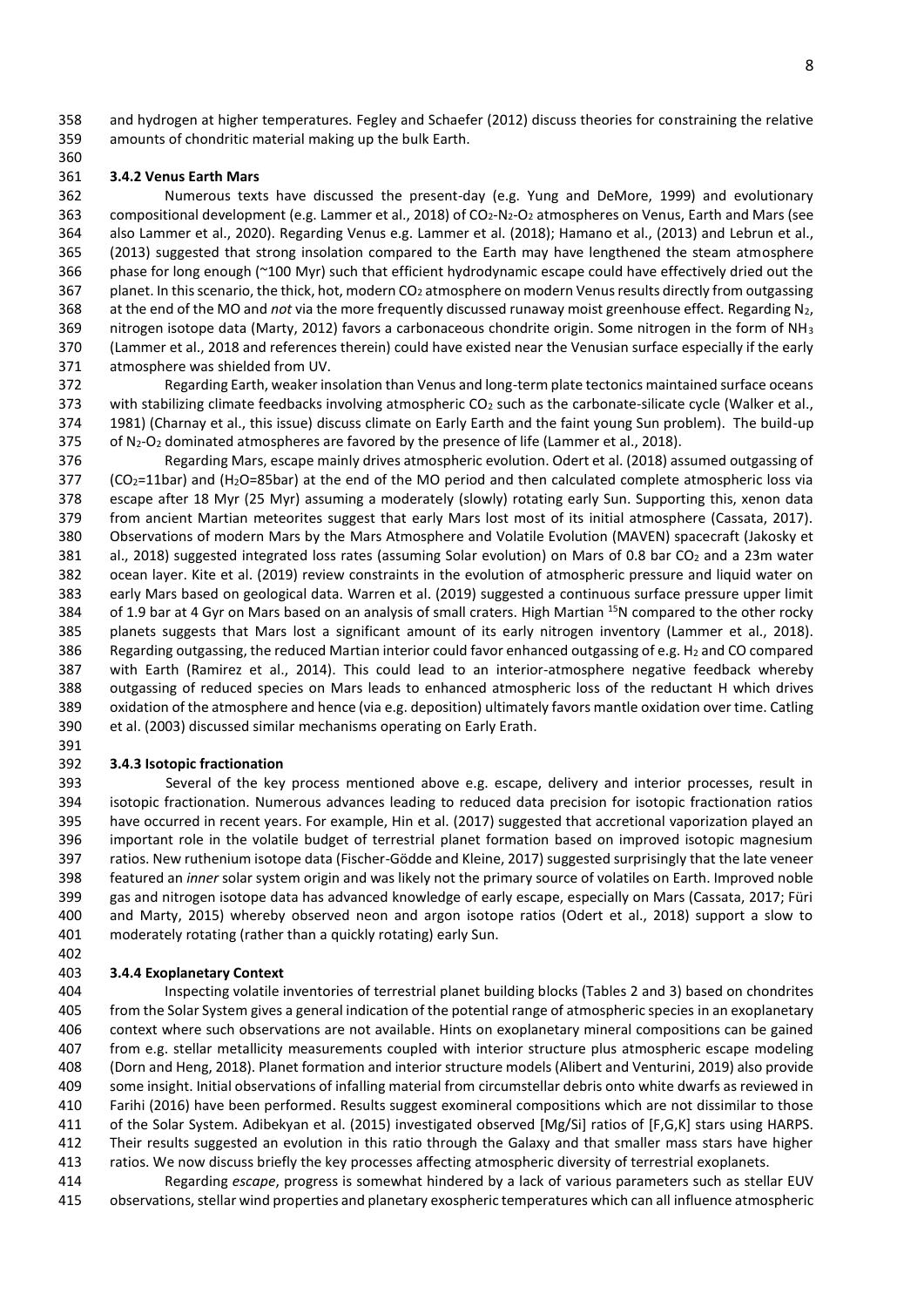and hydrogen at higher temperatures. Fegley and Schaefer (2012) discuss theories for constraining the relative amounts of chondritic material making up the bulk Earth.

### 3.4.2 Venus Earth Mars

Numerous texts have discussed the present-day (e.g. Yung and DeMore, 1999) and evolutionary compositional development (e.g. Lammer et al., 2018) of $CO_2$-$N_2$-$O_2$ atmospheres on Venus, Earth and Mars (see also Lammer et al., 2020). Regarding Venus e.g. Lammer et al. (2018); Hamano et al., (2013) and Lebrun et al., (2013) suggested that strong insolation compared to the Earth may have lengthened the steam atmosphere phase for long enough (~100 Myr) such that efficient hydrodynamic escape could have effectively dried out the planet. In this scenario, the thick, hot, modern $CO_2$ atmosphere on modern Venus results directly from outgassing at the end of the MO and *not* via the more frequently discussed runaway moist greenhouse effect. Regarding $N_2$, nitrogen isotope data (Marty, 2012) favors a carbonaceous chondrite origin. Some nitrogen in the form of $NH_3$ (Lammer et al., 2018 and references therein) could have existed near the Venusian surface especially if the early atmosphere was shielded from UV.

Regarding Earth, weaker insolation than Venus and long-term plate tectonics maintained surface oceans with stabilizing climate feedbacks involving atmospheric $CO_2$ such as the carbonate-silicate cycle (Walker et al., 1981) (Charnay et al., this issue) discuss climate on Early Earth and the faint young Sun problem). The build-up of $N_2$-$O_2$ dominated atmospheres are favored by the presence of life (Lammer et al., 2018).

Regarding Mars, escape mainly drives atmospheric evolution. Odert et al. (2018) assumed outgassing of ($CO_2$=11bar) and ($H_2O$=85bar) at the end of the MO period and then calculated complete atmospheric loss via escape after 18 Myr (25 Myr) assuming a moderately (slowly) rotating early Sun. Supporting this, xenon data from ancient Martian meteorites suggest that early Mars lost most of its initial atmosphere (Cassata, 2017). Observations of modern Mars by the Mars Atmosphere and Volatile Evolution (MAVEN) spacecraft (Jakosky et al., 2018) suggested integrated loss rates (assuming Solar evolution) on Mars of 0.8 bar $CO_2$ and a 23m water ocean layer. Kite et al. (2019) review constraints in the evolution of atmospheric pressure and liquid water on early Mars based on geological data. Warren et al. (2019) suggested a continuous surface pressure upper limit of 1.9 bar at 4 Gyr on Mars based on an analysis of small craters. High Martian $^{15}N$ compared to the other rocky planets suggests that Mars lost a significant amount of its early nitrogen inventory (Lammer et al., 2018). Regarding outgassing, the reduced Martian interior could favor enhanced outgassing of e.g. $H_2$ and CO compared with Earth (Ramirez et al., 2014). This could lead to an interior-atmosphere negative feedback whereby outgassing of reduced species on Mars leads to enhanced atmospheric loss of the reductant H which drives oxidation of the atmosphere and hence (via e.g. deposition) ultimately favors mantle oxidation over time. Catling et al. (2003) discussed similar mechanisms operating on Early Erath.

### 3.4.3 Isotopic fractionation

Several of the key process mentioned above e.g. escape, delivery and interior processes, result in isotopic fractionation. Numerous advances leading to reduced data precision for isotopic fractionation ratios have occurred in recent years. For example, Hin et al. (2017) suggested that accretional vaporization played an important role in the volatile budget of terrestrial planet formation based on improved isotopic magnesium ratios. New ruthenium isotope data (Fischer-Gödde and Kleine, 2017) suggested surprisingly that the late veneer featured an *inner* solar system origin and was likely not the primary source of volatiles on Earth. Improved noble gas and nitrogen isotope data has advanced knowledge of early escape, especially on Mars (Cassata, 2017; Füri and Marty, 2015) whereby observed neon and argon isotope ratios (Odert et al., 2018) support a slow to moderately rotating (rather than a quickly rotating) early Sun.

### 3.4.4 Exoplanetary Context

Inspecting volatile inventories of terrestrial planet building blocks (Tables 2 and 3) based on chondrites from the Solar System gives a general indication of the potential range of atmospheric species in an exoplanetary context where such observations are not available. Hints on exoplanetary mineral compositions can be gained from e.g. stellar metallicity measurements coupled with interior structure plus atmospheric escape modeling (Dorn and Heng, 2018). Planet formation and interior structure models (Alibert and Venturini, 2019) also provide some insight. Initial observations of infalling material from circumstellar debris onto white dwarfs as reviewed in Farihi (2016) have been performed. Results suggest exomineral compositions which are not dissimilar to those of the Solar System. Adibekyan et al. (2015) investigated observed [Mg/Si] ratios of [F,G,K] stars using HARPS. Their results suggested an evolution in this ratio through the Galaxy and that smaller mass stars have higher ratios. We now discuss briefly the key processes affecting atmospheric diversity of terrestrial exoplanets.

Regarding *escape*, progress is somewhat hindered by a lack of various parameters such as stellar EUV observations, stellar wind properties and planetary exospheric temperatures which can all influence atmospheric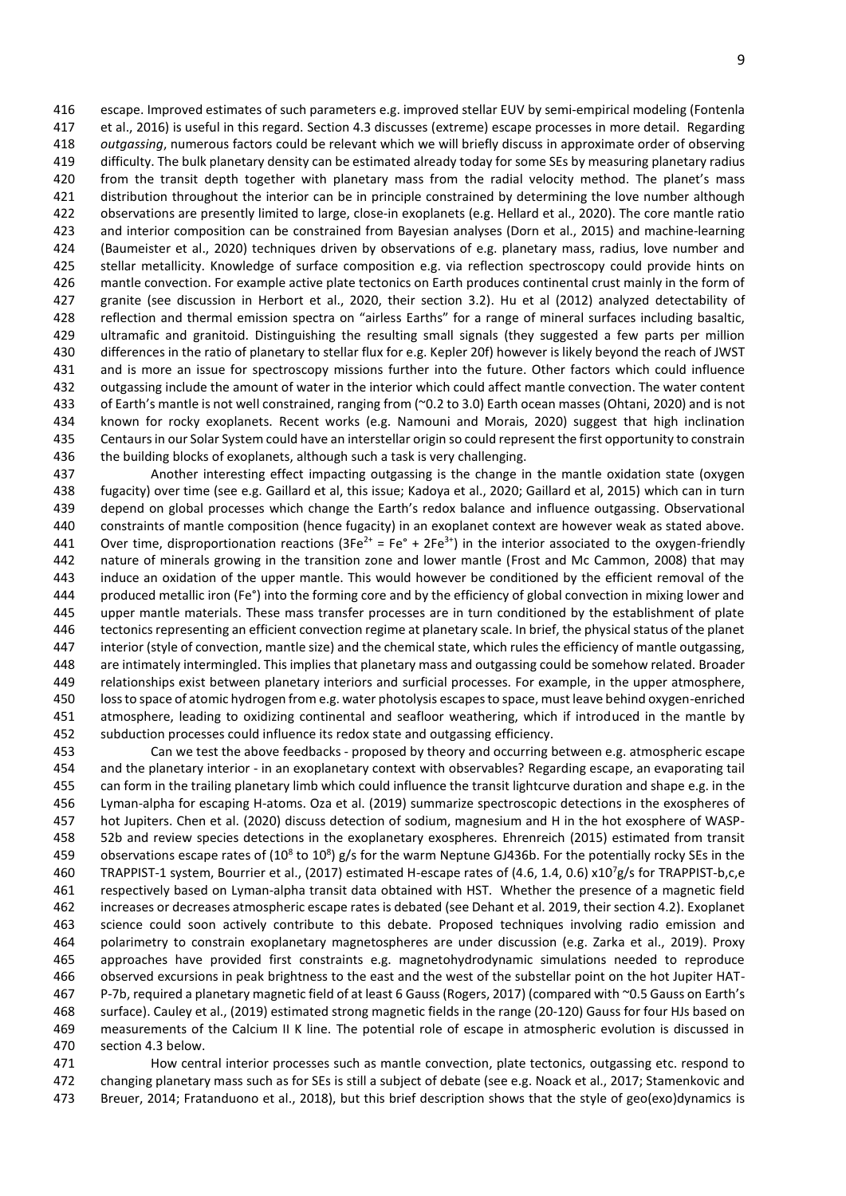escape. Improved estimates of such parameters e.g. improved stellar EUV by semi-empirical modeling (Fontenla et al., 2016) is useful in this regard. Section 4.3 discusses (extreme) escape processes in more detail. Regarding *outgassing*, numerous factors could be relevant which we will briefly discuss in approximate order of observing difficulty. The bulk planetary density can be estimated already today for some SEs by measuring planetary radius from the transit depth together with planetary mass from the radial velocity method. The planet's mass distribution throughout the interior can be in principle constrained by determining the love number although observations are presently limited to large, close-in exoplanets (e.g. Hellard et al., 2020). The core mantle ratio and interior composition can be constrained from Bayesian analyses (Dorn et al., 2015) and machine-learning (Baumeister et al., 2020) techniques driven by observations of e.g. planetary mass, radius, love number and stellar metallicity. Knowledge of surface composition e.g. via reflection spectroscopy could provide hints on mantle convection. For example active plate tectonics on Earth produces continental crust mainly in the form of granite (see discussion in Herbort et al., 2020, their section 3.2). Hu et al (2012) analyzed detectability of reflection and thermal emission spectra on "airless Earths" for a range of mineral surfaces including basaltic, ultramafic and granitoid. Distinguishing the resulting small signals (they suggested a few parts per million differences in the ratio of planetary to stellar flux for e.g. Kepler 20f) however is likely beyond the reach of JWST and is more an issue for spectroscopy missions further into the future. Other factors which could influence outgassing include the amount of water in the interior which could affect mantle convection. The water content of Earth's mantle is not well constrained, ranging from (~0.2 to 3.0) Earth ocean masses (Ohtani, 2020) and is not known for rocky exoplanets. Recent works (e.g. Namouni and Morais, 2020) suggest that high inclination Centaurs in our Solar System could have an interstellar origin so could represent the first opportunity to constrain the building blocks of exoplanets, although such a task is very challenging.

Another interesting effect impacting outgassing is the change in the mantle oxidation state (oxygen fugacity) over time (see e.g. Gaillard et al, this issue; Kadoya et al., 2020; Gaillard et al, 2015) which can in turn depend on global processes which change the Earth's redox balance and influence outgassing. Observational constraints of mantle composition (hence fugacity) in an exoplanet context are however weak as stated above. Over time, disproportionation reactions ($3Fe^{2+} = Fe° + 2Fe^{3+}$) in the interior associated to the oxygen-friendly nature of minerals growing in the transition zone and lower mantle (Frost and Mc Cammon, 2008) that may induce an oxidation of the upper mantle. This would however be conditioned by the efficient removal of the produced metallic iron (Fe°) into the forming core and by the efficiency of global convection in mixing lower and upper mantle materials. These mass transfer processes are in turn conditioned by the establishment of plate tectonics representing an efficient convection regime at planetary scale. In brief, the physical status of the planet interior (style of convection, mantle size) and the chemical state, which rules the efficiency of mantle outgassing, are intimately intermingled. This implies that planetary mass and outgassing could be somehow related. Broader relationships exist between planetary interiors and surficial processes. For example, in the upper atmosphere, loss to space of atomic hydrogen from e.g. water photolysis escapes to space, must leave behind oxygen-enriched atmosphere, leading to oxidizing continental and seafloor weathering, which if introduced in the mantle by subduction processes could influence its redox state and outgassing efficiency.

Can we test the above feedbacks - proposed by theory and occurring between e.g. atmospheric escape and the planetary interior - in an exoplanetary context with observables? Regarding escape, an evaporating tail can form in the trailing planetary limb which could influence the transit lightcurve duration and shape e.g. in the Lyman-alpha for escaping H-atoms. Oza et al. (2019) summarize spectroscopic detections in the exospheres of hot Jupiters. Chen et al. (2020) discuss detection of sodium, magnesium and H in the hot exosphere of WASP-52b and review species detections in the exoplanetary exospheres. Ehrenreich (2015) estimated from transit observations escape rates of ($10^8$ to $10^8$) g/s for the warm Neptune GJ436b. For the potentially rocky SEs in the TRAPPIST-1 system, Bourrier et al., (2017) estimated H-escape rates of (4.6, 1.4, 0.6) x$10^7$g/s for TRAPPIST-b,c,e respectively based on Lyman-alpha transit data obtained with HST. Whether the presence of a magnetic field increases or decreases atmospheric escape rates is debated (see Dehant et al. 2019, their section 4.2). Exoplanet science could soon actively contribute to this debate. Proposed techniques involving radio emission and polarimetry to constrain exoplanetary magnetospheres are under discussion (e.g. Zarka et al., 2019). Proxy approaches have provided first constraints e.g. magnetohydrodynamic simulations needed to reproduce observed excursions in peak brightness to the east and the west of the substellar point on the hot Jupiter HAT-P-7b, required a planetary magnetic field of at least 6 Gauss (Rogers, 2017) (compared with ~0.5 Gauss on Earth's surface). Cauley et al., (2019) estimated strong magnetic fields in the range (20-120) Gauss for four HJs based on measurements of the Calcium II K line. The potential role of escape in atmospheric evolution is discussed in section 4.3 below.

How central interior processes such as mantle convection, plate tectonics, outgassing etc. respond to changing planetary mass such as for SEs is still a subject of debate (see e.g. Noack et al., 2017; Stamenkovic and Breuer, 2014; Fratanduono et al., 2018), but this brief description shows that the style of geo(exo)dynamics is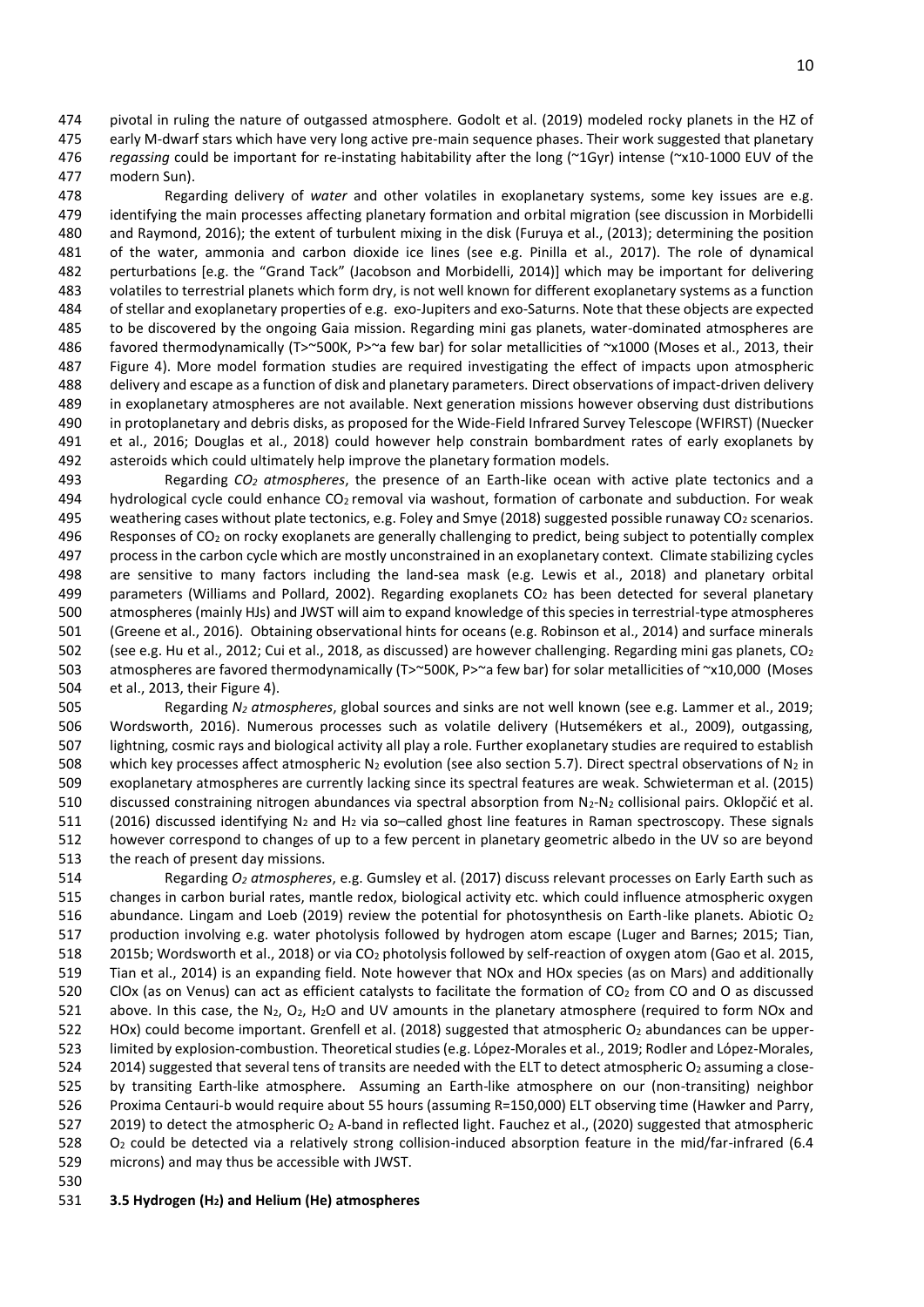pivotal in ruling the nature of outgassed atmosphere. Godolt et al. (2019) modeled rocky planets in the HZ of early M-dwarf stars which have very long active pre-main sequence phases. Their work suggested that planetary *regassing* could be important for re-instating habitability after the long (~1Gyr) intense (~x10-1000 EUV of the modern Sun).

Regarding delivery of *water* and other volatiles in exoplanetary systems, some key issues are e.g. identifying the main processes affecting planetary formation and orbital migration (see discussion in Morbidelli and Raymond, 2016); the extent of turbulent mixing in the disk (Furuya et al., (2013); determining the position of the water, ammonia and carbon dioxide ice lines (see e.g. Pinilla et al., 2017). The role of dynamical perturbations [e.g. the "Grand Tack" (Jacobson and Morbidelli, 2014)] which may be important for delivering volatiles to terrestrial planets which form dry, is not well known for different exoplanetary systems as a function of stellar and exoplanetary properties of e.g. exo-Jupiters and exo-Saturns. Note that these objects are expected to be discovered by the ongoing Gaia mission. Regarding mini gas planets, water-dominated atmospheres are favored thermodynamically (T>~500K, P>~a few bar) for solar metallicities of ~x1000 (Moses et al., 2013, their Figure 4). More model formation studies are required investigating the effect of impacts upon atmospheric delivery and escape as a function of disk and planetary parameters. Direct observations of impact-driven delivery in exoplanetary atmospheres are not available. Next generation missions however observing dust distributions in protoplanetary and debris disks, as proposed for the Wide-Field Infrared Survey Telescope (WFIRST) (Nuecker et al., 2016; Douglas et al., 2018) could however help constrain bombardment rates of early exoplanets by asteroids which could ultimately help improve the planetary formation models.

Regarding *$CO_2$ atmospheres*, the presence of an Earth-like ocean with active plate tectonics and a hydrological cycle could enhance $CO_2$ removal via washout, formation of carbonate and subduction. For weak weathering cases without plate tectonics, e.g. Foley and Smye (2018) suggested possible runaway $CO_2$ scenarios. Responses of $CO_2$ on rocky exoplanets are generally challenging to predict, being subject to potentially complex process in the carbon cycle which are mostly unconstrained in an exoplanetary context. Climate stabilizing cycles are sensitive to many factors including the land-sea mask (e.g. Lewis et al., 2018) and planetary orbital parameters (Williams and Pollard, 2002). Regarding exoplanets $CO_2$ has been detected for several planetary atmospheres (mainly HJs) and JWST will aim to expand knowledge of this species in terrestrial-type atmospheres (Greene et al., 2016). Obtaining observational hints for oceans (e.g. Robinson et al., 2014) and surface minerals (see e.g. Hu et al., 2012; Cui et al., 2018, as discussed) are however challenging. Regarding mini gas planets, $CO_2$ atmospheres are favored thermodynamically (T>~500K, P>~a few bar) for solar metallicities of ~x10,000 (Moses et al., 2013, their Figure 4).

Regarding *$N_2$ atmospheres*, global sources and sinks are not well known (see e.g. Lammer et al., 2019; Wordsworth, 2016). Numerous processes such as volatile delivery (Hutsemékers et al., 2009), outgassing, lightning, cosmic rays and biological activity all play a role. Further exoplanetary studies are required to establish which key processes affect atmospheric $N_2$ evolution (see also section 5.7). Direct spectral observations of $N_2$ in exoplanetary atmospheres are currently lacking since its spectral features are weak. Schwieterman et al. (2015) discussed constraining nitrogen abundances via spectral absorption from $N_2$-$N_2$ collisional pairs. Oklopčić et al. (2016) discussed identifying $N_2$ and $H_2$ via so–called ghost line features in Raman spectroscopy. These signals however correspond to changes of up to a few percent in planetary geometric albedo in the UV so are beyond the reach of present day missions.

Regarding *$O_2$ atmospheres*, e.g. Gumsley et al. (2017) discuss relevant processes on Early Earth such as changes in carbon burial rates, mantle redox, biological activity etc. which could influence atmospheric oxygen abundance. Lingam and Loeb (2019) review the potential for photosynthesis on Earth-like planets. Abiotic $O_2$ production involving e.g. water photolysis followed by hydrogen atom escape (Luger and Barnes; 2015; Tian, 2015b; Wordsworth et al., 2018) or via $CO_2$ photolysis followed by self-reaction of oxygen atom (Gao et al. 2015, Tian et al., 2014) is an expanding field. Note however that NOx and HOx species (as on Mars) and additionally ClOx (as on Venus) can act as efficient catalysts to facilitate the formation of $CO_2$ from CO and O as discussed above. In this case, the $N_2$, $O_2$, $H_2O$ and UV amounts in the planetary atmosphere (required to form NOx and HOx) could become important. Grenfell et al. (2018) suggested that atmospheric $O_2$ abundances can be upper-limited by explosion-combustion. Theoretical studies (e.g. López-Morales et al., 2019; Rodler and López-Morales, 2014) suggested that several tens of transits are needed with the ELT to detect atmospheric $O_2$ assuming a close-by transiting Earth-like atmosphere. Assuming an Earth-like atmosphere on our (non-transiting) neighbor Proxima Centauri-b would require about 55 hours (assuming R=150,000) ELT observing time (Hawker and Parry, 2019) to detect the atmospheric $O_2$ A-band in reflected light. Fauchez et al., (2020) suggested that atmospheric $O_2$ could be detected via a relatively strong collision-induced absorption feature in the mid/far-infrared (6.4 microns) and may thus be accessible with JWST.

### 3.5 Hydrogen ($H_2$) and Helium (He) atmospheres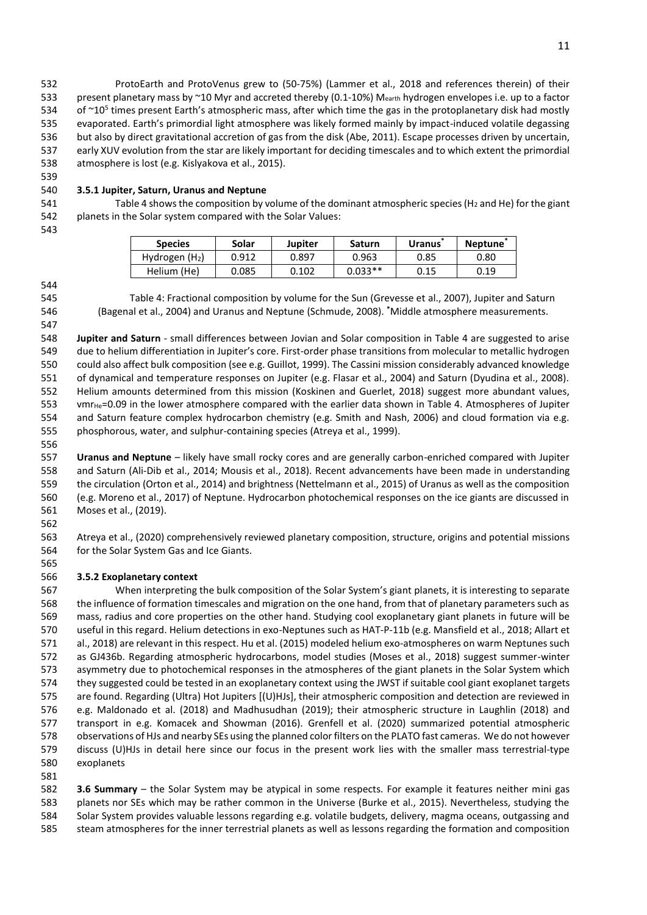ProtoEarth and ProtoVenus grew to (50-75%) (Lammer et al., 2018 and references therein) of their present planetary mass by ~10 Myr and accreted thereby (0.1-10%) $M_{earth}$ hydrogen envelopes i.e. up to a factor of ~$10^5$ times present Earth's atmospheric mass, after which time the gas in the protoplanetary disk had mostly evaporated. Earth's primordial light atmosphere was likely formed mainly by impact-induced volatile degassing but also by direct gravitational accretion of gas from the disk (Abe, 2011). Escape processes driven by uncertain, early XUV evolution from the star are likely important for deciding timescales and to which extent the primordial atmosphere is lost (e.g. Kislyakova et al., 2015).

### 3.5.1 Jupiter, Saturn, Uranus and Neptune

Table 4 shows the composition by volume of the dominant atmospheric species ($H_2$ and He) for the giant planets in the Solar system compared with the Solar Values:

| Species | Solar | Jupiter | Saturn | Uranus* | Neptune* |
|---|---|---|---|---|---|
| Hydrogen ($H_2$) | 0.912 | 0.897 | 0.963 | 0.85 | 0.80 |
| Helium (He) | 0.085 | 0.102 | 0.033** | 0.15 | 0.19 |

Table 4: Fractional composition by volume for the Sun (Grevesse et al., 2007), Jupiter and Saturn (Bagenal et al., 2004) and Uranus and Neptune (Schmude, 2008). *Middle atmosphere measurements.

**Jupiter and Saturn** - small differences between Jovian and Solar composition in Table 4 are suggested to arise due to helium differentiation in Jupiter's core. First-order phase transitions from molecular to metallic hydrogen could also affect bulk composition (see e.g. Guillot, 1999). The Cassini mission considerably advanced knowledge of dynamical and temperature responses on Jupiter (e.g. Flasar et al., 2004) and Saturn (Dyudina et al., 2008). Helium amounts determined from this mission (Koskinen and Guerlet, 2018) suggest more abundant values, $vmr_{He}$=0.09 in the lower atmosphere compared with the earlier data shown in Table 4. Atmospheres of Jupiter and Saturn feature complex hydrocarbon chemistry (e.g. Smith and Nash, 2006) and cloud formation via e.g. phosphorous, water, and sulphur-containing species (Atreya et al., 1999).

**Uranus and Neptune** – likely have small rocky cores and are generally carbon-enriched compared with Jupiter and Saturn (Ali-Dib et al., 2014; Mousis et al., 2018). Recent advancements have been made in understanding the circulation (Orton et al., 2014) and brightness (Nettelmann et al., 2015) of Uranus as well as the composition (e.g. Moreno et al., 2017) of Neptune. Hydrocarbon photochemical responses on the ice giants are discussed in Moses et al., (2019).

Atreya et al., (2020) comprehensively reviewed planetary composition, structure, origins and potential missions for the Solar System Gas and Ice Giants.

### 3.5.2 Exoplanetary context

When interpreting the bulk composition of the Solar System's giant planets, it is interesting to separate the influence of formation timescales and migration on the one hand, from that of planetary parameters such as mass, radius and core properties on the other hand. Studying cool exoplanetary giant planets in future will be useful in this regard. Helium detections in exo-Neptunes such as HAT-P-11b (e.g. Mansfield et al., 2018; Allart et al., 2018) are relevant in this respect. Hu et al. (2015) modeled helium exo-atmospheres on warm Neptunes such as GJ436b. Regarding atmospheric hydrocarbons, model studies (Moses et al., 2018) suggest summer-winter asymmetry due to photochemical responses in the atmospheres of the giant planets in the Solar System which they suggested could be tested in an exoplanetary context using the JWST if suitable cool giant exoplanet targets are found. Regarding (Ultra) Hot Jupiters [(U)HJs], their atmospheric composition and detection are reviewed in e.g. Maldonado et al. (2018) and Madhusudhan (2019); their atmospheric structure in Laughlin (2018) and transport in e.g. Komacek and Showman (2016). Grenfell et al. (2020) summarized potential atmospheric observations of HJs and nearby SEs using the planned color filters on the PLATO fast cameras. We do not however discuss (U)HJs in detail here since our focus in the present work lies with the smaller mass terrestrial-type exoplanets

**3.6 Summary** – the Solar System may be atypical in some respects. For example it features neither mini gas planets nor SEs which may be rather common in the Universe (Burke et al., 2015). Nevertheless, studying the Solar System provides valuable lessons regarding e.g. volatile budgets, delivery, magma oceans, outgassing and steam atmospheres for the inner terrestrial planets as well as lessons regarding the formation and composition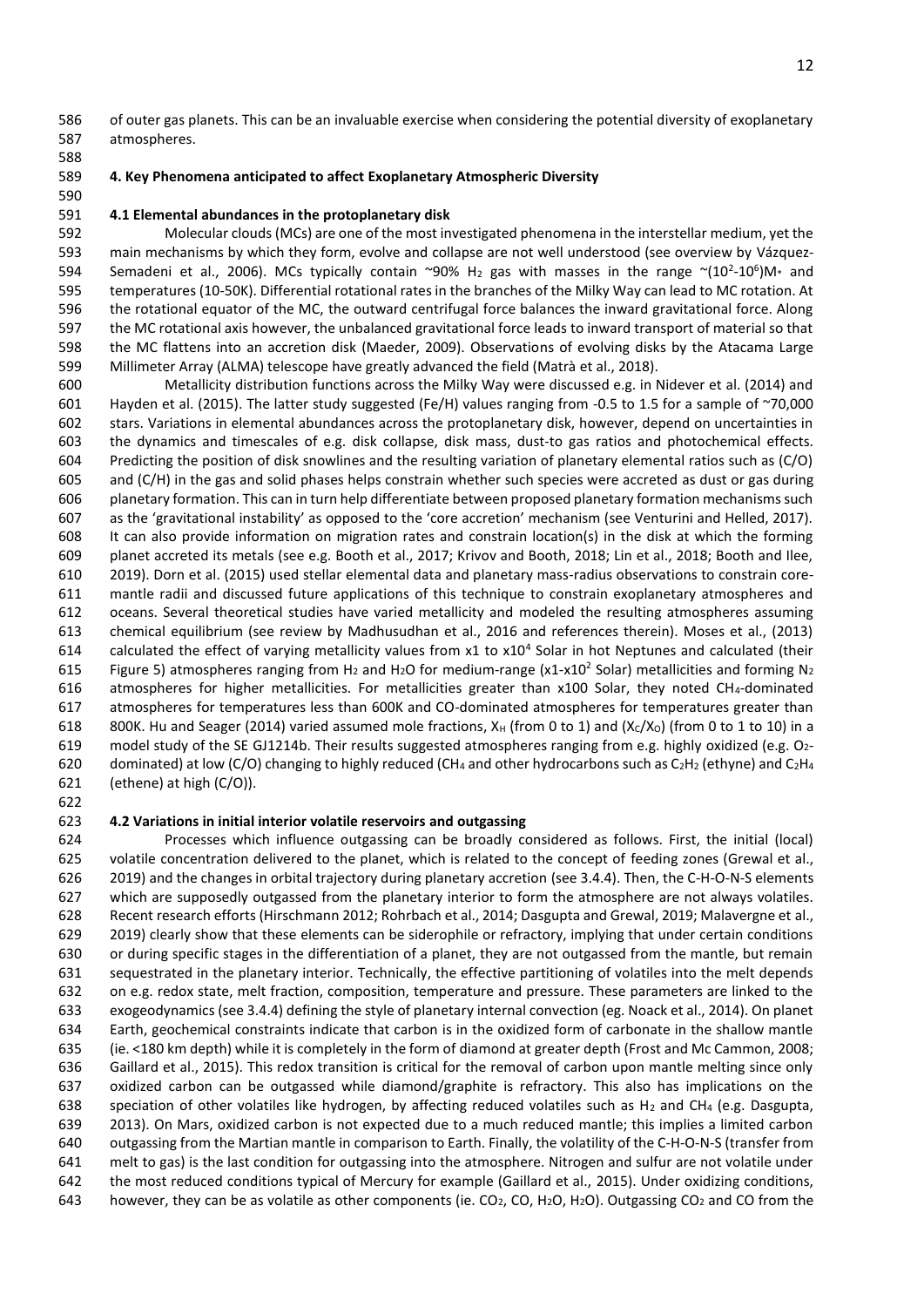of outer gas planets. This can be an invaluable exercise when considering the potential diversity of exoplanetary atmospheres.

## 4. Key Phenomena anticipated to affect Exoplanetary Atmospheric Diversity

### 4.1 Elemental abundances in the protoplanetary disk

Molecular clouds (MCs) are one of the most investigated phenomena in the interstellar medium, yet the main mechanisms by which they form, evolve and collapse are not well understood (see overview by Vázquez-Semadeni et al., 2006). MCs typically contain ~90% $H_2$ gas with masses in the range ~($10^2$-$10^6$)$M_*$ and temperatures (10-50K). Differential rotational rates in the branches of the Milky Way can lead to MC rotation. At the rotational equator of the MC, the outward centrifugal force balances the inward gravitational force. Along the MC rotational axis however, the unbalanced gravitational force leads to inward transport of material so that the MC flattens into an accretion disk (Maeder, 2009). Observations of evolving disks by the Atacama Large Millimeter Array (ALMA) telescope have greatly advanced the field (Matrà et al., 2018).

Metallicity distribution functions across the Milky Way were discussed e.g. in Nidever et al. (2014) and Hayden et al. (2015). The latter study suggested (Fe/H) values ranging from -0.5 to 1.5 for a sample of ~70,000 stars. Variations in elemental abundances across the protoplanetary disk, however, depend on uncertainties in the dynamics and timescales of e.g. disk collapse, disk mass, dust-to gas ratios and photochemical effects. Predicting the position of disk snowlines and the resulting variation of planetary elemental ratios such as (C/O) and (C/H) in the gas and solid phases helps constrain whether such species were accreted as dust or gas during planetary formation. This can in turn help differentiate between proposed planetary formation mechanisms such as the 'gravitational instability' as opposed to the 'core accretion' mechanism (see Venturini and Helled, 2017). It can also provide information on migration rates and constrain location(s) in the disk at which the forming planet accreted its metals (see e.g. Booth et al., 2017; Krivov and Booth, 2018; Lin et al., 2018; Booth and Ilee, 2019). Dorn et al. (2015) used stellar elemental data and planetary mass-radius observations to constrain core-mantle radii and discussed future applications of this technique to constrain exoplanetary atmospheres and oceans. Several theoretical studies have varied metallicity and modeled the resulting atmospheres assuming chemical equilibrium (see review by Madhusudhan et al., 2016 and references therein). Moses et al., (2013) calculated the effect of varying metallicity values from x1 to x$10^4$ Solar in hot Neptunes and calculated (their Figure 5) atmospheres ranging from $H_2$ and $H_2O$ for medium-range (x1-x$10^2$ Solar) metallicities and forming $N_2$ atmospheres for higher metallicities. For metallicities greater than x100 Solar, they noted $CH_4$-dominated atmospheres for temperatures less than 600K and CO-dominated atmospheres for temperatures greater than 800K. Hu and Seager (2014) varied assumed mole fractions, $X_H$ (from 0 to 1) and ($X_C$/$X_O$) (from 0 to 1 to 10) in a model study of the SE GJ1214b. Their results suggested atmospheres ranging from e.g. highly oxidized (e.g. $O_2$-dominated) at low (C/O) changing to highly reduced ($CH_4$ and other hydrocarbons such as $C_2H_2$ (ethyne) and $C_2H_4$ (ethene) at high (C/O)).

### 4.2 Variations in initial interior volatile reservoirs and outgassing

Processes which influence outgassing can be broadly considered as follows. First, the initial (local) volatile concentration delivered to the planet, which is related to the concept of feeding zones (Grewal et al., 2019) and the changes in orbital trajectory during planetary accretion (see 3.4.4). Then, the C-H-O-N-S elements which are supposedly outgassed from the planetary interior to form the atmosphere are not always volatiles. Recent research efforts (Hirschmann 2012; Rohrbach et al., 2014; Dasgupta and Grewal, 2019; Malavergne et al., 2019) clearly show that these elements can be siderophile or refractory, implying that under certain conditions or during specific stages in the differentiation of a planet, they are not outgassed from the mantle, but remain sequestrated in the planetary interior. Technically, the effective partitioning of volatiles into the melt depends on e.g. redox state, melt fraction, composition, temperature and pressure. These parameters are linked to the exogeodynamics (see 3.4.4) defining the style of planetary internal convection (eg. Noack et al., 2014). On planet Earth, geochemical constraints indicate that carbon is in the oxidized form of carbonate in the shallow mantle (ie. <180 km depth) while it is completely in the form of diamond at greater depth (Frost and Mc Cammon, 2008; Gaillard et al., 2015). This redox transition is critical for the removal of carbon upon mantle melting since only oxidized carbon can be outgassed while diamond/graphite is refractory. This also has implications on the speciation of other volatiles like hydrogen, by affecting reduced volatiles such as $H_2$ and $CH_4$ (e.g. Dasgupta, 2013). On Mars, oxidized carbon is not expected due to a much reduced mantle; this implies a limited carbon outgassing from the Martian mantle in comparison to Earth. Finally, the volatility of the C-H-O-N-S (transfer from melt to gas) is the last condition for outgassing into the atmosphere. Nitrogen and sulfur are not volatile under the most reduced conditions typical of Mercury for example (Gaillard et al., 2015). Under oxidizing conditions, however, they can be as volatile as other components (ie. $CO_2$, CO, $H_2O$, $H_2O$). Outgassing $CO_2$ and CO from the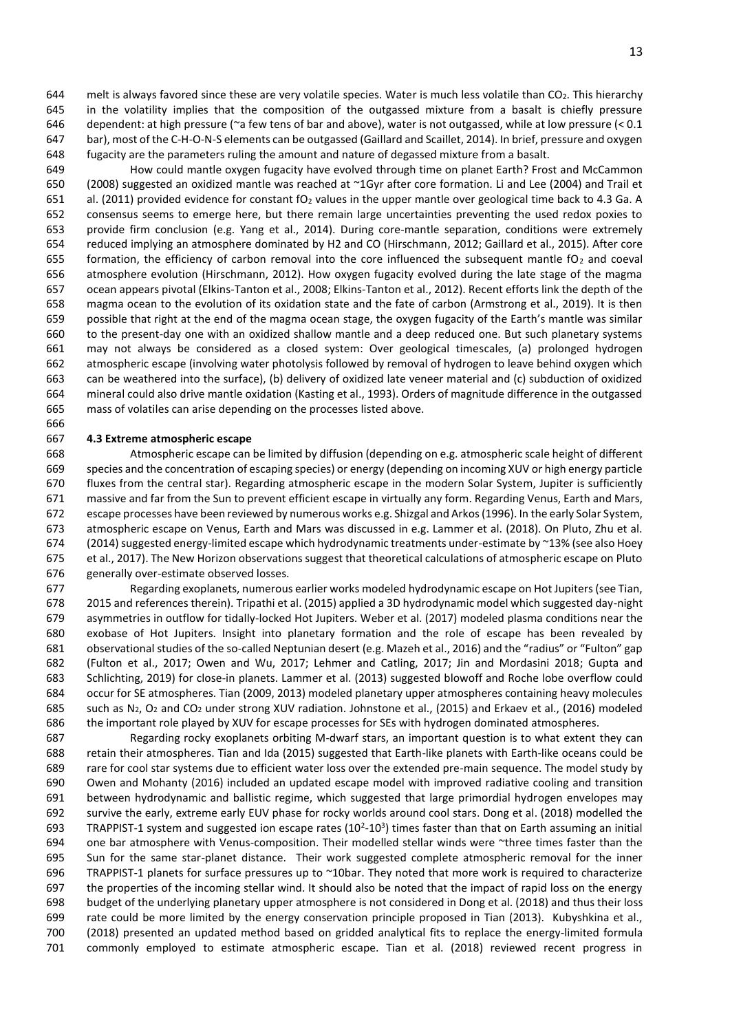melt is always favored since these are very volatile species. Water is much less volatile than $CO_2$. This hierarchy in the volatility implies that the composition of the outgassed mixture from a basalt is chiefly pressure dependent: at high pressure (~a few tens of bar and above), water is not outgassed, while at low pressure (< 0.1 bar), most of the C-H-O-N-S elements can be outgassed (Gaillard and Scaillet, 2014). In brief, pressure and oxygen fugacity are the parameters ruling the amount and nature of degassed mixture from a basalt.

How could mantle oxygen fugacity have evolved through time on planet Earth? Frost and McCammon (2008) suggested an oxidized mantle was reached at ~1Gyr after core formation. Li and Lee (2004) and Trail et al. (2011) provided evidence for constant $fO_2$ values in the upper mantle over geological time back to 4.3 Ga. A consensus seems to emerge here, but there remain large uncertainties preventing the used redox poxies to provide firm conclusion (e.g. Yang et al., 2014). During core-mantle separation, conditions were extremely reduced implying an atmosphere dominated by H2 and CO (Hirschmann, 2012; Gaillard et al., 2015). After core formation, the efficiency of carbon removal into the core influenced the subsequent mantle $fO_2$ and coeval atmosphere evolution (Hirschmann, 2012). How oxygen fugacity evolved during the late stage of the magma ocean appears pivotal (Elkins-Tanton et al., 2008; Elkins-Tanton et al., 2012). Recent efforts link the depth of the magma ocean to the evolution of its oxidation state and the fate of carbon (Armstrong et al., 2019). It is then possible that right at the end of the magma ocean stage, the oxygen fugacity of the Earth's mantle was similar to the present-day one with an oxidized shallow mantle and a deep reduced one. But such planetary systems may not always be considered as a closed system: Over geological timescales, (a) prolonged hydrogen atmospheric escape (involving water photolysis followed by removal of hydrogen to leave behind oxygen which can be weathered into the surface), (b) delivery of oxidized late veneer material and (c) subduction of oxidized mineral could also drive mantle oxidation (Kasting et al., 1993). Orders of magnitude difference in the outgassed mass of volatiles can arise depending on the processes listed above.

**4.3 Extreme atmospheric escape**

Atmospheric escape can be limited by diffusion (depending on e.g. atmospheric scale height of different species and the concentration of escaping species) or energy (depending on incoming XUV or high energy particle fluxes from the central star). Regarding atmospheric escape in the modern Solar System, Jupiter is sufficiently massive and far from the Sun to prevent efficient escape in virtually any form. Regarding Venus, Earth and Mars, escape processes have been reviewed by numerous works e.g. Shizgal and Arkos (1996). In the early Solar System, atmospheric escape on Venus, Earth and Mars was discussed in e.g. Lammer et al. (2018). On Pluto, Zhu et al. (2014) suggested energy-limited escape which hydrodynamic treatments under-estimate by ~13% (see also Hoey et al., 2017). The New Horizon observations suggest that theoretical calculations of atmospheric escape on Pluto generally over-estimate observed losses.

Regarding exoplanets, numerous earlier works modeled hydrodynamic escape on Hot Jupiters (see Tian, 2015 and references therein). Tripathi et al. (2015) applied a 3D hydrodynamic model which suggested day-night asymmetries in outflow for tidally-locked Hot Jupiters. Weber et al. (2017) modeled plasma conditions near the exobase of Hot Jupiters. Insight into planetary formation and the role of escape has been revealed by observational studies of the so-called Neptunian desert (e.g. Mazeh et al., 2016) and the "radius" or "Fulton" gap (Fulton et al., 2017; Owen and Wu, 2017; Lehmer and Catling, 2017; Jin and Mordasini 2018; Gupta and Schlichting, 2019) for close-in planets. Lammer et al. (2013) suggested blowoff and Roche lobe overflow could occur for SE atmospheres. Tian (2009, 2013) modeled planetary upper atmospheres containing heavy molecules such as $N_2$, $O_2$ and $CO_2$ under strong XUV radiation. Johnstone et al., (2015) and Erkaev et al., (2016) modeled the important role played by XUV for escape processes for SEs with hydrogen dominated atmospheres.

Regarding rocky exoplanets orbiting M-dwarf stars, an important question is to what extent they can retain their atmospheres. Tian and Ida (2015) suggested that Earth-like planets with Earth-like oceans could be rare for cool star systems due to efficient water loss over the extended pre-main sequence. The model study by Owen and Mohanty (2016) included an updated escape model with improved radiative cooling and transition between hydrodynamic and ballistic regime, which suggested that large primordial hydrogen envelopes may survive the early, extreme early EUV phase for rocky worlds around cool stars. Dong et al. (2018) modelled the TRAPPIST-1 system and suggested ion escape rates ($10^2$-$10^3$) times faster than that on Earth assuming an initial one bar atmosphere with Venus-composition. Their modelled stellar winds were ~three times faster than the Sun for the same star-planet distance. Their work suggested complete atmospheric removal for the inner TRAPPIST-1 planets for surface pressures up to ~10bar. They noted that more work is required to characterize the properties of the incoming stellar wind. It should also be noted that the impact of rapid loss on the energy budget of the underlying planetary upper atmosphere is not considered in Dong et al. (2018) and thus their loss rate could be more limited by the energy conservation principle proposed in Tian (2013). Kubyshkina et al., (2018) presented an updated method based on gridded analytical fits to replace the energy-limited formula commonly employed to estimate atmospheric escape. Tian et al. (2018) reviewed recent progress in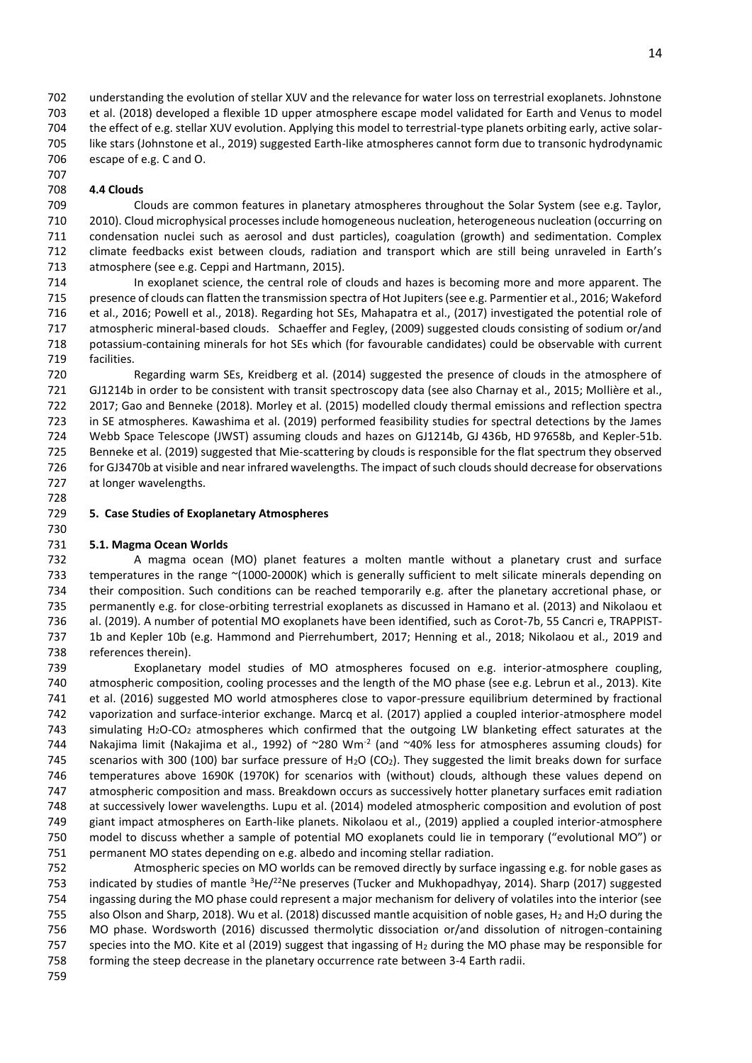understanding the evolution of stellar XUV and the relevance for water loss on terrestrial exoplanets. Johnstone et al. (2018) developed a flexible 1D upper atmosphere escape model validated for Earth and Venus to model the effect of e.g. stellar XUV evolution. Applying this model to terrestrial-type planets orbiting early, active solar-like stars (Johnstone et al., 2019) suggested Earth-like atmospheres cannot form due to transonic hydrodynamic escape of e.g. C and O.

### 4.4 Clouds

Clouds are common features in planetary atmospheres throughout the Solar System (see e.g. Taylor, 2010). Cloud microphysical processes include homogeneous nucleation, heterogeneous nucleation (occurring on condensation nuclei such as aerosol and dust particles), coagulation (growth) and sedimentation. Complex climate feedbacks exist between clouds, radiation and transport which are still being unraveled in Earth's atmosphere (see e.g. Ceppi and Hartmann, 2015).

In exoplanet science, the central role of clouds and hazes is becoming more and more apparent. The presence of clouds can flatten the transmission spectra of Hot Jupiters (see e.g. Parmentier et al., 2016; Wakeford et al., 2016; Powell et al., 2018). Regarding hot SEs, Mahapatra et al., (2017) investigated the potential role of atmospheric mineral-based clouds. Schaeffer and Fegley, (2009) suggested clouds consisting of sodium or/and potassium-containing minerals for hot SEs which (for favourable candidates) could be observable with current facilities.

Regarding warm SEs, Kreidberg et al. (2014) suggested the presence of clouds in the atmosphere of GJ1214b in order to be consistent with transit spectroscopy data (see also Charnay et al., 2015; Mollière et al., 2017; Gao and Benneke (2018). Morley et al. (2015) modelled cloudy thermal emissions and reflection spectra in SE atmospheres. Kawashima et al. (2019) performed feasibility studies for spectral detections by the James Webb Space Telescope (JWST) assuming clouds and hazes on GJ1214b, GJ 436b, HD 97658b, and Kepler-51b. Benneke et al. (2019) suggested that Mie-scattering by clouds is responsible for the flat spectrum they observed for GJ3470b at visible and near infrared wavelengths. The impact of such clouds should decrease for observations at longer wavelengths.

## 5. Case Studies of Exoplanetary Atmospheres

### 5.1. Magma Ocean Worlds

A magma ocean (MO) planet features a molten mantle without a planetary crust and surface temperatures in the range ~(1000-2000K) which is generally sufficient to melt silicate minerals depending on their composition. Such conditions can be reached temporarily e.g. after the planetary accretional phase, or permanently e.g. for close-orbiting terrestrial exoplanets as discussed in Hamano et al. (2013) and Nikolaou et al. (2019). A number of potential MO exoplanets have been identified, such as Corot-7b, 55 Cancri e, TRAPPIST-1b and Kepler 10b (e.g. Hammond and Pierrehumbert, 2017; Henning et al., 2018; Nikolaou et al., 2019 and references therein).

Exoplanetary model studies of MO atmospheres focused on e.g. interior-atmosphere coupling, atmospheric composition, cooling processes and the length of the MO phase (see e.g. Lebrun et al., 2013). Kite et al. (2016) suggested MO world atmospheres close to vapor-pressure equilibrium determined by fractional vaporization and surface-interior exchange. Marcq et al. (2017) applied a coupled interior-atmosphere model simulating $H_2O$-$CO_2$ atmospheres which confirmed that the outgoing LW blanketing effect saturates at the Nakajima limit (Nakajima et al., 1992) of ~280 $Wm^{-2}$ (and ~40% less for atmospheres assuming clouds) for scenarios with 300 (100) bar surface pressure of $H_2O$ ($CO_2$). They suggested the limit breaks down for surface temperatures above 1690K (1970K) for scenarios with (without) clouds, although these values depend on atmospheric composition and mass. Breakdown occurs as successively hotter planetary surfaces emit radiation at successively lower wavelengths. Lupu et al. (2014) modeled atmospheric composition and evolution of post giant impact atmospheres on Earth-like planets. Nikolaou et al., (2019) applied a coupled interior-atmosphere model to discuss whether a sample of potential MO exoplanets could lie in temporary ("evolutional MO") or permanent MO states depending on e.g. albedo and incoming stellar radiation.

Atmospheric species on MO worlds can be removed directly by surface ingassing e.g. for noble gases as indicated by studies of mantle $^3He/^{22}Ne$ preserves (Tucker and Mukhopadhyay, 2014). Sharp (2017) suggested ingassing during the MO phase could represent a major mechanism for delivery of volatiles into the interior (see also Olson and Sharp, 2018). Wu et al. (2018) discussed mantle acquisition of noble gases, $H_2$ and $H_2O$ during the MO phase. Wordsworth (2016) discussed thermolytic dissociation or/and dissolution of nitrogen-containing species into the MO. Kite et al (2019) suggest that ingassing of $H_2$ during the MO phase may be responsible for forming the steep decrease in the planetary occurrence rate between 3-4 Earth radii.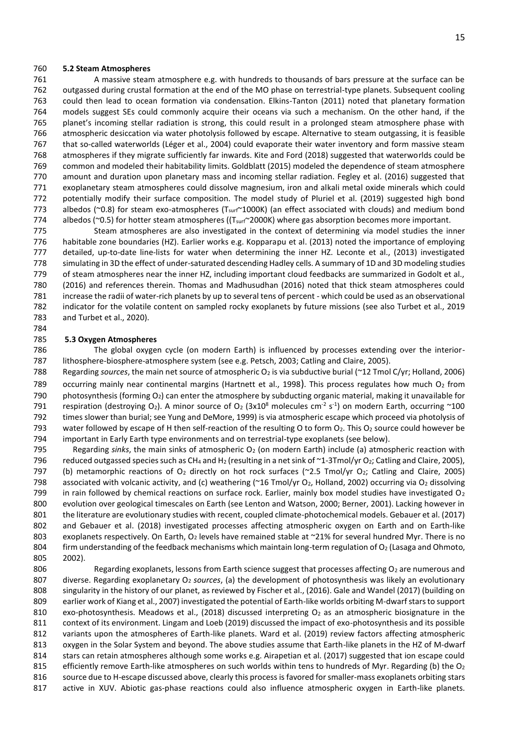### 5.2 Steam Atmospheres

A massive steam atmosphere e.g. with hundreds to thousands of bars pressure at the surface can be outgassed during crustal formation at the end of the MO phase on terrestrial-type planets. Subsequent cooling could then lead to ocean formation via condensation. Elkins-Tanton (2011) noted that planetary formation models suggest SEs could commonly acquire their oceans via such a mechanism. On the other hand, if the planet's incoming stellar radiation is strong, this could result in a prolonged steam atmosphere phase with atmospheric desiccation via water photolysis followed by escape. Alternative to steam outgassing, it is feasible that so-called waterworlds (Léger et al., 2004) could evaporate their water inventory and form massive steam atmospheres if they migrate sufficiently far inwards. Kite and Ford (2018) suggested that waterworlds could be common and modeled their habitability limits. Goldblatt (2015) modeled the dependence of steam atmosphere amount and duration upon planetary mass and incoming stellar radiation. Fegley et al. (2016) suggested that exoplanetary steam atmospheres could dissolve magnesium, iron and alkali metal oxide minerals which could potentially modify their surface composition. The model study of Pluriel et al. (2019) suggested high bond albedos (~0.8) for steam exo-atmospheres ($T_{surf}$~1000K) (an effect associated with clouds) and medium bond albedos (~0.5) for hotter steam atmospheres (($T_{surf}$~2000K) where gas absorption becomes more important.

Steam atmospheres are also investigated in the context of determining via model studies the inner habitable zone boundaries (HZ). Earlier works e.g. Kopparapu et al. (2013) noted the importance of employing detailed, up-to-date line-lists for water when determining the inner HZ. Leconte et al., (2013) investigated simulating in 3D the effect of under-saturated descending Hadley cells. A summary of 1D and 3D modeling studies of steam atmospheres near the inner HZ, including important cloud feedbacks are summarized in Godolt et al., (2016) and references therein. Thomas and Madhusudhan (2016) noted that thick steam atmospheres could increase the radii of water-rich planets by up to several tens of percent - which could be used as an observational indicator for the volatile content on sampled rocky exoplanets by future missions (see also Turbet et al., 2019 and Turbet et al., 2020).

### 5.3 Oxygen Atmospheres

The global oxygen cycle (on modern Earth) is influenced by processes extending over the interior-lithosphere-biosphere-atmosphere system (see e.g. Petsch, 2003; Catling and Claire, 2005).

Regarding *sources*, the main net source of atmospheric $O_2$ is via subductive burial (~12 Tmol C/yr; Holland, 2006) occurring mainly near continental margins (Hartnett et al., 1998). This process regulates how much $O_2$ from photosynthesis (forming $O_2$) can enter the atmosphere by subducting organic material, making it unavailable for respiration (destroying $O_2$). A minor source of $O_2$ ($3x10^8$ molecules $cm^{-2}$ $s^{-1}$) on modern Earth, occurring ~100 times slower than burial; see Yung and DeMore, 1999) is via atmospheric escape which proceed via photolysis of water followed by escape of H then self-reaction of the resulting O to form $O_2$. This $O_2$ source could however be important in Early Earth type environments and on terrestrial-type exoplanets (see below).

Regarding *sinks*, the main sinks of atmospheric $O_2$ (on modern Earth) include (a) atmospheric reaction with reduced outgassed species such as $CH_4$ and $H_2$ (resulting in a net sink of ~1-3Tmol/yr $O_2$; Catling and Claire, 2005), (b) metamorphic reactions of $O_2$ directly on hot rock surfaces (~2.5 Tmol/yr $O_2$; Catling and Claire, 2005) associated with volcanic activity, and (c) weathering (~16 Tmol/yr $O_2$, Holland, 2002) occurring via $O_2$ dissolving in rain followed by chemical reactions on surface rock. Earlier, mainly box model studies have investigated $O_2$ evolution over geological timescales on Earth (see Lenton and Watson, 2000; Berner, 2001). Lacking however in the literature are evolutionary studies with recent, coupled climate-photochemical models. Gebauer et al. (2017) and Gebauer et al. (2018) investigated processes affecting atmospheric oxygen on Earth and on Earth-like exoplanets respectively. On Earth, $O_2$ levels have remained stable at ~21% for several hundred Myr. There is no firm understanding of the feedback mechanisms which maintain long-term regulation of $O_2$ (Lasaga and Ohmoto, 2002).

Regarding exoplanets, lessons from Earth science suggest that processes affecting $O_2$ are numerous and diverse. Regarding exoplanetary $O_2$ *sources*, (a) the development of photosynthesis was likely an evolutionary singularity in the history of our planet, as reviewed by Fischer et al., (2016). Gale and Wandel (2017) (building on earlier work of Kiang et al., 2007) investigated the potential of Earth-like worlds orbiting M-dwarf stars to support exo-photosynthesis. Meadows et al., (2018) discussed interpreting $O_2$ as an atmospheric biosignature in the context of its environment. Lingam and Loeb (2019) discussed the impact of exo-photosynthesis and its possible variants upon the atmospheres of Earth-like planets. Ward et al. (2019) review factors affecting atmospheric oxygen in the Solar System and beyond. The above studies assume that Earth-like planets in the HZ of M-dwarf stars can retain atmospheres although some works e.g. Airapetian et al. (2017) suggested that ion escape could efficiently remove Earth-like atmospheres on such worlds within tens to hundreds of Myr. Regarding (b) the $O_2$ source due to H-escape discussed above, clearly this process is favored for smaller-mass exoplanets orbiting stars active in XUV. Abiotic gas-phase reactions could also influence atmospheric oxygen in Earth-like planets.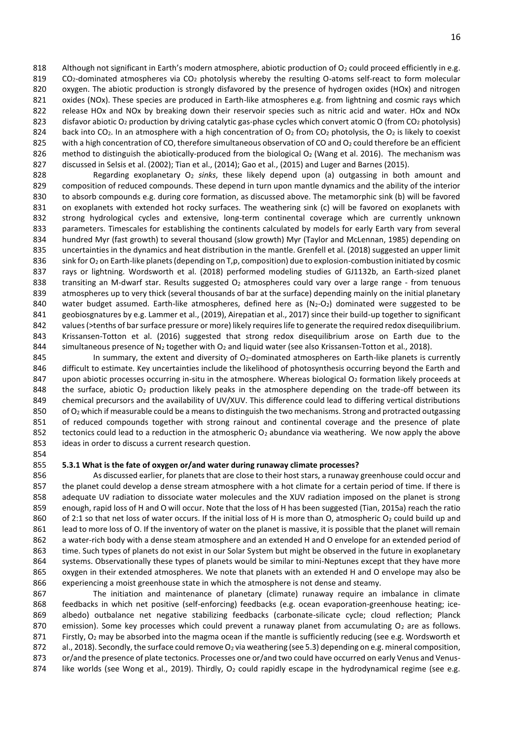Although not significant in Earth's modern atmosphere, abiotic production of $O_2$ could proceed efficiently in e.g. $CO_2$-dominated atmospheres via $CO_2$ photolysis whereby the resulting O-atoms self-react to form molecular oxygen. The abiotic production is strongly disfavored by the presence of hydrogen oxides (HOx) and nitrogen oxides (NOx). These species are produced in Earth-like atmospheres e.g. from lightning and cosmic rays which release HOx and NOx by breaking down their reservoir species such as nitric acid and water. HOx and NOx disfavor abiotic $O_2$ production by driving catalytic gas-phase cycles which convert atomic O (from $CO_2$ photolysis) back into $CO_2$. In an atmosphere with a high concentration of $O_2$ from $CO_2$ photolysis, the $O_2$ is likely to coexist with a high concentration of CO, therefore simultaneous observation of CO and $O_2$ could therefore be an efficient method to distinguish the abiotically-produced from the biological $O_2$ (Wang et al. 2016). The mechanism was discussed in Selsis et al. (2002); Tian et al., (2014); Gao et al., (2015) and Luger and Barnes (2015).

Regarding exoplanetary $O_2$ *sinks*, these likely depend upon (a) outgassing in both amount and composition of reduced compounds. These depend in turn upon mantle dynamics and the ability of the interior to absorb compounds e.g. during core formation, as discussed above. The metamorphic sink (b) will be favored on exoplanets with extended hot rocky surfaces. The weathering sink (c) will be favored on exoplanets with strong hydrological cycles and extensive, long-term continental coverage which are currently unknown parameters. Timescales for establishing the continents calculated by models for early Earth vary from several hundred Myr (fast growth) to several thousand (slow growth) Myr (Taylor and McLennan, 1985) depending on uncertainties in the dynamics and heat distribution in the mantle. Grenfell et al. (2018) suggested an upper limit sink for $O_2$ on Earth-like planets (depending on T,p, composition) due to explosion-combustion initiated by cosmic rays or lightning. Wordsworth et al. (2018) performed modeling studies of GJ1132b, an Earth-sized planet transiting an M-dwarf star. Results suggested $O_2$ atmospheres could vary over a large range - from tenuous atmospheres up to very thick (several thousands of bar at the surface) depending mainly on the initial planetary water budget assumed. Earth-like atmospheres, defined here as ($N_2$-$O_2$) dominated were suggested to be geobiosgnatures by e.g. Lammer et al., (2019), Airepatian et al., 2017) since their build-up together to significant values (>tenths of bar surface pressure or more) likely requires life to generate the required redox disequilibrium. Krissansen-Totton et al. (2016) suggested that strong redox disequilibrium arose on Earth due to the simultaneous presence of $N_2$ together with $O_2$ and liquid water (see also Krissansen-Totton et al., 2018).

In summary, the extent and diversity of $O_2$-dominated atmospheres on Earth-like planets is currently difficult to estimate. Key uncertainties include the likelihood of photosynthesis occurring beyond the Earth and upon abiotic processes occurring in-situ in the atmosphere. Whereas biological $O_2$ formation likely proceeds at the surface, abiotic $O_2$ production likely peaks in the atmosphere depending on the trade-off between its chemical precursors and the availability of UV/XUV. This difference could lead to differing vertical distributions of $O_2$ which if measurable could be a means to distinguish the two mechanisms. Strong and protracted outgassing of reduced compounds together with strong rainout and continental coverage and the presence of plate tectonics could lead to a reduction in the atmospheric $O_2$ abundance via weathering. We now apply the above ideas in order to discuss a current research question.

### 5.3.1 What is the fate of oxygen or/and water during runaway climate processes?

As discussed earlier, for planets that are close to their host stars, a runaway greenhouse could occur and the planet could develop a dense stream atmosphere with a hot climate for a certain period of time. If there is adequate UV radiation to dissociate water molecules and the XUV radiation imposed on the planet is strong enough, rapid loss of H and O will occur. Note that the loss of H has been suggested (Tian, 2015a) reach the ratio of 2:1 so that net loss of water occurs. If the initial loss of H is more than O, atmospheric $O_2$ could build up and lead to more loss of O. If the inventory of water on the planet is massive, it is possible that the planet will remain a water-rich body with a dense steam atmosphere and an extended H and O envelope for an extended period of time. Such types of planets do not exist in our Solar System but might be observed in the future in exoplanetary systems. Observationally these types of planets would be similar to mini-Neptunes except that they have more oxygen in their extended atmospheres. We note that planets with an extended H and O envelope may also be experiencing a moist greenhouse state in which the atmosphere is not dense and steamy.

The initiation and maintenance of planetary (climate) runaway require an imbalance in climate feedbacks in which net positive (self-enforcing) feedbacks (e.g. ocean evaporation-greenhouse heating; ice-albedo) outbalance net negative stabilizing feedbacks (carbonate-silicate cycle; cloud reflection; Planck emission). Some key processes which could prevent a runaway planet from accumulating $O_2$ are as follows. Firstly, $O_2$ may be absorbed into the magma ocean if the mantle is sufficiently reducing (see e.g. Wordsworth et al., 2018). Secondly, the surface could remove $O_2$ via weathering (see 5.3) depending on e.g. mineral composition, or/and the presence of plate tectonics. Processes one or/and two could have occurred on early Venus and Venus-like worlds (see Wong et al., 2019). Thirdly, $O_2$ could rapidly escape in the hydrodynamical regime (see e.g.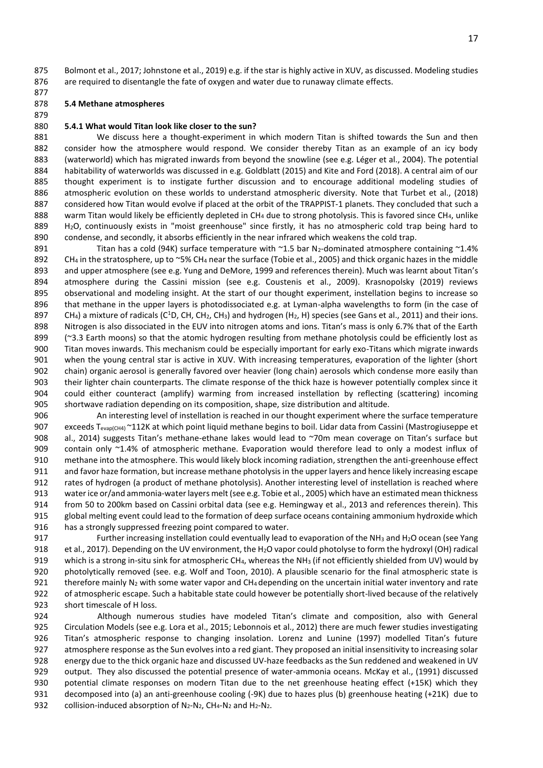Bolmont et al., 2017; Johnstone et al., 2019) e.g. if the star is highly active in XUV, as discussed. Modeling studies are required to disentangle the fate of oxygen and water due to runaway climate effects.

### 5.4 Methane atmospheres

#### 5.4.1 What would Titan look like closer to the sun?

We discuss here a thought-experiment in which modern Titan is shifted towards the Sun and then consider how the atmosphere would respond. We consider thereby Titan as an example of an icy body (waterworld) which has migrated inwards from beyond the snowline (see e.g. Léger et al., 2004). The potential habitability of waterworlds was discussed in e.g. Goldblatt (2015) and Kite and Ford (2018). A central aim of our thought experiment is to instigate further discussion and to encourage additional modeling studies of atmospheric evolution on these worlds to understand atmospheric diversity. Note that Turbet et al., (2018) considered how Titan would evolve if placed at the orbit of the TRAPPIST-1 planets. They concluded that such a warm Titan would likely be efficiently depleted in $CH_4$ due to strong photolysis. This is favored since $CH_4$, unlike $H_2O$, continuously exists in "moist greenhouse" since firstly, it has no atmospheric cold trap being hard to condense, and secondly, it absorbs efficiently in the near infrared which weakens the cold trap.

Titan has a cold (94K) surface temperature with ~1.5 bar $N_2$-dominated atmosphere containing ~1.4% $CH_4$ in the stratosphere, up to ~5% $CH_4$ near the surface (Tobie et al., 2005) and thick organic hazes in the middle and upper atmosphere (see e.g. Yung and DeMore, 1999 and references therein). Much was learnt about Titan's atmosphere during the Cassini mission (see e.g. Coustenis et al., 2009). Krasnopolsky (2019) reviews observational and modeling insight. At the start of our thought experiment, instellation begins to increase so that methane in the upper layers is photodissociated e.g. at Lyman-alpha wavelengths to form (in the case of $CH_4$) a mixture of radicals ($C^1D$, CH, $CH_2$, $CH_3$) and hydrogen ($H_2$, H) species (see Gans et al., 2011) and their ions. Nitrogen is also dissociated in the EUV into nitrogen atoms and ions. Titan's mass is only 6.7% that of the Earth (~3.3 Earth moons) so that the atomic hydrogen resulting from methane photolysis could be efficiently lost as Titan moves inwards. This mechanism could be especially important for early exo-Titans which migrate inwards when the young central star is active in XUV. With increasing temperatures, evaporation of the lighter (short chain) organic aerosol is generally favored over heavier (long chain) aerosols which condense more easily than their lighter chain counterparts. The climate response of the thick haze is however potentially complex since it could either counteract (amplify) warming from increased instellation by reflecting (scattering) incoming shortwave radiation depending on its composition, shape, size distribution and altitude.

An interesting level of instellation is reached in our thought experiment where the surface temperature exceeds $T_{evap(CH4)}$ ~112K at which point liquid methane begins to boil. Lidar data from Cassini (Mastrogiuseppe et al., 2014) suggests Titan's methane-ethane lakes would lead to ~70m mean coverage on Titan's surface but contain only ~1.4% of atmospheric methane. Evaporation would therefore lead to only a modest influx of methane into the atmosphere. This would likely block incoming radiation, strengthen the anti-greenhouse effect and favor haze formation, but increase methane photolysis in the upper layers and hence likely increasing escape rates of hydrogen (a product of methane photolysis). Another interesting level of instellation is reached where water ice or/and ammonia-water layers melt (see e.g. Tobie et al., 2005) which have an estimated mean thickness from 50 to 200km based on Cassini orbital data (see e.g. Hemingway et al., 2013 and references therein). This global melting event could lead to the formation of deep surface oceans containing ammonium hydroxide which has a strongly suppressed freezing point compared to water.

Further increasing instellation could eventually lead to evaporation of the $NH_3$ and $H_2O$ ocean (see Yang et al., 2017). Depending on the UV environment, the $H_2O$ vapor could photolyse to form the hydroxyl (OH) radical which is a strong in-situ sink for atmospheric $CH_4$, whereas the $NH_3$ (if not efficiently shielded from UV) would by photolytically removed (see. e.g. Wolf and Toon, 2010). A plausible scenario for the final atmospheric state is therefore mainly $N_2$ with some water vapor and $CH_4$ depending on the uncertain initial water inventory and rate of atmospheric escape. Such a habitable state could however be potentially short-lived because of the relatively short timescale of H loss.

Although numerous studies have modeled Titan's climate and composition, also with General Circulation Models (see e.g. Lora et al., 2015; Lebonnois et al., 2012) there are much fewer studies investigating Titan's atmospheric response to changing insolation. Lorenz and Lunine (1997) modelled Titan's future atmosphere response as the Sun evolves into a red giant. They proposed an initial insensitivity to increasing solar energy due to the thick organic haze and discussed UV-haze feedbacks as the Sun reddened and weakened in UV output. They also discussed the potential presence of water-ammonia oceans. McKay et al., (1991) discussed potential climate responses on modern Titan due to the net greenhouse heating effect (+15K) which they decomposed into (a) an anti-greenhouse cooling (-9K) due to hazes plus (b) greenhouse heating (+21K) due to collision-induced absorption of $N_2$-$N_2$, $CH_4$-$N_2$ and $H_2$-$N_2$.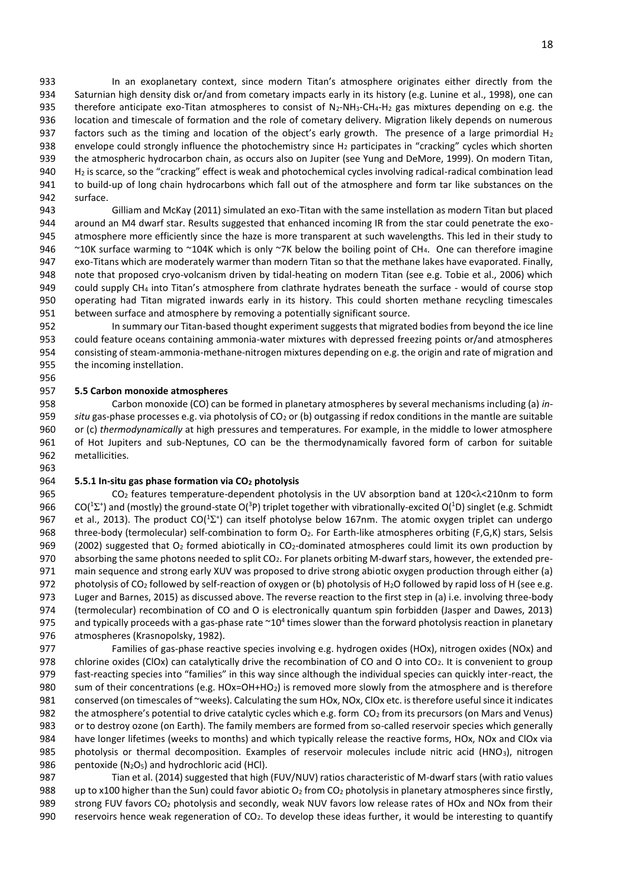In an exoplanetary context, since modern Titan's atmosphere originates either directly from the Saturnian high density disk or/and from cometary impacts early in its history (e.g. Lunine et al., 1998), one can therefore anticipate exo-Titan atmospheres to consist of $N_2$-$NH_3$-$CH_4$-$H_2$ gas mixtures depending on e.g. the location and timescale of formation and the role of cometary delivery. Migration likely depends on numerous factors such as the timing and location of the object's early growth. The presence of a large primordial $H_2$ envelope could strongly influence the photochemistry since $H_2$ participates in "cracking" cycles which shorten the atmospheric hydrocarbon chain, as occurs also on Jupiter (see Yung and DeMore, 1999). On modern Titan, $H_2$ is scarce, so the "cracking" effect is weak and photochemical cycles involving radical-radical combination lead to build-up of long chain hydrocarbons which fall out of the atmosphere and form tar like substances on the surface.

Gilliam and McKay (2011) simulated an exo-Titan with the same instellation as modern Titan but placed around an M4 dwarf star. Results suggested that enhanced incoming IR from the star could penetrate the exo-atmosphere more efficiently since the haze is more transparent at such wavelengths. This led in their study to ~10K surface warming to ~104K which is only ~7K below the boiling point of $CH_4$. One can therefore imagine exo-Titans which are moderately warmer than modern Titan so that the methane lakes have evaporated. Finally, note that proposed cryo-volcanism driven by tidal-heating on modern Titan (see e.g. Tobie et al., 2006) which could supply $CH_4$ into Titan's atmosphere from clathrate hydrates beneath the surface - would of course stop operating had Titan migrated inwards early in its history. This could shorten methane recycling timescales between surface and atmosphere by removing a potentially significant source.

In summary our Titan-based thought experiment suggests that migrated bodies from beyond the ice line could feature oceans containing ammonia-water mixtures with depressed freezing points or/and atmospheres consisting of steam-ammonia-methane-nitrogen mixtures depending on e.g. the origin and rate of migration and the incoming instellation.

### 5.5 Carbon monoxide atmospheres

Carbon monoxide (CO) can be formed in planetary atmospheres by several mechanisms including (a) *in-situ* gas-phase processes e.g. via photolysis of $CO_2$ or (b) outgassing if redox conditions in the mantle are suitable or (c) *thermodynamically* at high pressures and temperatures. For example, in the middle to lower atmosphere of Hot Jupiters and sub-Neptunes, CO can be the thermodynamically favored form of carbon for suitable metallicities.

#### 5.5.1 In-situ gas phase formation via $CO_2$ photolysis

$CO_2$ features temperature-dependent photolysis in the UV absorption band at $120<\lambda<210$nm to form $CO(^1\Sigma^+)$ and (mostly) the ground-state $O(^3P)$ triplet together with vibrationally-excited $O(^1D)$ singlet (e.g. Schmidt et al., 2013). The product $CO(^1\Sigma^+)$ can itself photolyse below 167nm. The atomic oxygen triplet can undergo three-body (termolecular) self-combination to form $O_2$. For Earth-like atmospheres orbiting (F,G,K) stars, Selsis (2002) suggested that $O_2$ formed abiotically in $CO_2$-dominated atmospheres could limit its own production by absorbing the same photons needed to split $CO_2$. For planets orbiting M-dwarf stars, however, the extended pre-main sequence and strong early XUV was proposed to drive strong abiotic oxygen production through either (a) photolysis of $CO_2$ followed by self-reaction of oxygen or (b) photolysis of $H_2O$ followed by rapid loss of H (see e.g. Luger and Barnes, 2015) as discussed above. The reverse reaction to the first step in (a) i.e. involving three-body (termolecular) recombination of CO and O is electronically quantum spin forbidden (Jasper and Dawes, 2013) and typically proceeds with a gas-phase rate ~$10^4$ times slower than the forward photolysis reaction in planetary atmospheres (Krasnopolsky, 1982).

Families of gas-phase reactive species involving e.g. hydrogen oxides (HOx), nitrogen oxides (NOx) and chlorine oxides (ClOx) can catalytically drive the recombination of CO and O into $CO_2$. It is convenient to group fast-reacting species into "families" in this way since although the individual species can quickly inter-react, the sum of their concentrations (e.g. HOx=OH+$HO_2$) is removed more slowly from the atmosphere and is therefore conserved (on timescales of ~weeks). Calculating the sum HOx, NOx, ClOx etc. is therefore useful since it indicates the atmosphere's potential to drive catalytic cycles which e.g. form $CO_2$ from its precursors (on Mars and Venus) or to destroy ozone (on Earth). The family members are formed from so-called reservoir species which generally have longer lifetimes (weeks to months) and which typically release the reactive forms, HOx, NOx and ClOx via photolysis or thermal decomposition. Examples of reservoir molecules include nitric acid ($HNO_3$), nitrogen pentoxide ($N_2O_5$) and hydrochloric acid (HCl).

Tian et al. (2014) suggested that high (FUV/NUV) ratios characteristic of M-dwarf stars (with ratio values up to x100 higher than the Sun) could favor abiotic $O_2$ from $CO_2$ photolysis in planetary atmospheres since firstly, strong FUV favors $CO_2$ photolysis and secondly, weak NUV favors low release rates of HOx and NOx from their reservoirs hence weak regeneration of $CO_2$. To develop these ideas further, it would be interesting to quantify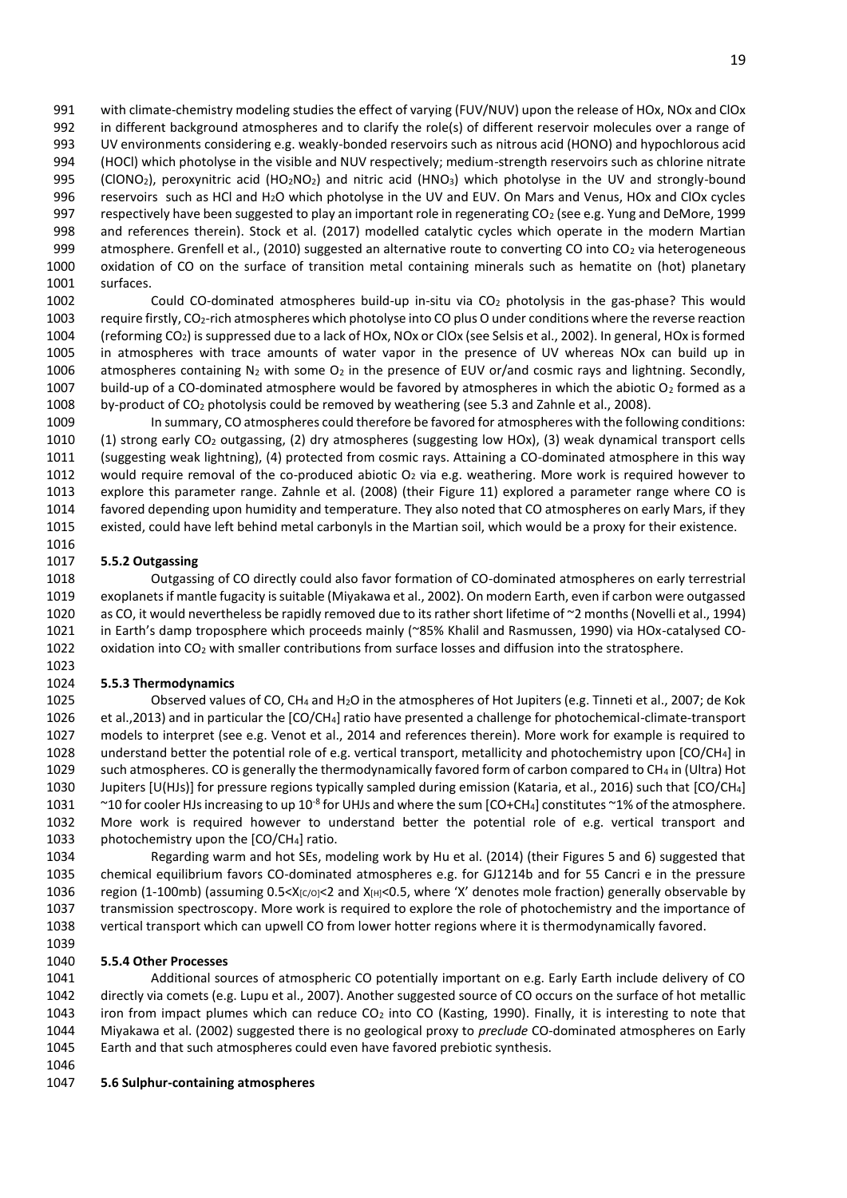with climate-chemistry modeling studies the effect of varying (FUV/NUV) upon the release of HOx, NOx and ClOx in different background atmospheres and to clarify the role(s) of different reservoir molecules over a range of UV environments considering e.g. weakly-bonded reservoirs such as nitrous acid (HONO) and hypochlorous acid (HOCl) which photolyse in the visible and NUV respectively; medium-strength reservoirs such as chlorine nitrate ($ClONO_2$), peroxynitric acid ($HO_2NO_2$) and nitric acid ($HNO_3$) which photolyse in the UV and strongly-bound reservoirs such as HCl and $H_2O$ which photolyse in the UV and EUV. On Mars and Venus, HOx and ClOx cycles respectively have been suggested to play an important role in regenerating $CO_2$ (see e.g. Yung and DeMore, 1999 and references therein). Stock et al. (2017) modelled catalytic cycles which operate in the modern Martian atmosphere. Grenfell et al., (2010) suggested an alternative route to converting CO into $CO_2$ via heterogeneous oxidation of CO on the surface of transition metal containing minerals such as hematite on (hot) planetary surfaces.

Could CO-dominated atmospheres build-up in-situ via $CO_2$ photolysis in the gas-phase? This would require firstly, $CO_2$-rich atmospheres which photolyse into CO plus O under conditions where the reverse reaction (reforming $CO_2$) is suppressed due to a lack of HOx, NOx or ClOx (see Selsis et al., 2002). In general, HOx is formed in atmospheres with trace amounts of water vapor in the presence of UV whereas NOx can build up in atmospheres containing $N_2$ with some $O_2$ in the presence of EUV or/and cosmic rays and lightning. Secondly, build-up of a CO-dominated atmosphere would be favored by atmospheres in which the abiotic $O_2$ formed as a by-product of $CO_2$ photolysis could be removed by weathering (see 5.3 and Zahnle et al., 2008).

In summary, CO atmospheres could therefore be favored for atmospheres with the following conditions: (1) strong early $CO_2$ outgassing, (2) dry atmospheres (suggesting low HOx), (3) weak dynamical transport cells (suggesting weak lightning), (4) protected from cosmic rays. Attaining a CO-dominated atmosphere in this way would require removal of the co-produced abiotic $O_2$ via e.g. weathering. More work is required however to explore this parameter range. Zahnle et al. (2008) (their Figure 11) explored a parameter range where CO is favored depending upon humidity and temperature. They also noted that CO atmospheres on early Mars, if they existed, could have left behind metal carbonyls in the Martian soil, which would be a proxy for their existence.

### 5.5.2 Outgassing

Outgassing of CO directly could also favor formation of CO-dominated atmospheres on early terrestrial exoplanets if mantle fugacity is suitable (Miyakawa et al., 2002). On modern Earth, even if carbon were outgassed as CO, it would nevertheless be rapidly removed due to its rather short lifetime of ~2 months (Novelli et al., 1994) in Earth's damp troposphere which proceeds mainly (~85% Khalil and Rasmussen, 1990) via HOx-catalysed CO-oxidation into $CO_2$ with smaller contributions from surface losses and diffusion into the stratosphere.

### 5.5.3 Thermodynamics

Observed values of CO, $CH_4$ and $H_2O$ in the atmospheres of Hot Jupiters (e.g. Tinneti et al., 2007; de Kok et al.,2013) and in particular the [CO/$CH_4$] ratio have presented a challenge for photochemical-climate-transport models to interpret (see e.g. Venot et al., 2014 and references therein). More work for example is required to understand better the potential role of e.g. vertical transport, metallicity and photochemistry upon [CO/$CH_4$] in such atmospheres. CO is generally the thermodynamically favored form of carbon compared to $CH_4$ in (Ultra) Hot Jupiters [U(HJs)] for pressure regions typically sampled during emission (Kataria, et al., 2016) such that [CO/$CH_4$] ~10 for cooler HJs increasing to up $10^{-8}$ for UHJs and where the sum [CO+$CH_4$] constitutes ~1% of the atmosphere. More work is required however to understand better the potential role of e.g. vertical transport and photochemistry upon the [CO/$CH_4$] ratio.

Regarding warm and hot SEs, modeling work by Hu et al. (2014) (their Figures 5 and 6) suggested that chemical equilibrium favors CO-dominated atmospheres e.g. for GJ1214b and for 55 Cancri e in the pressure region (1-100mb) (assuming $0.5<X_{[C/O]}<2$ and $X_{[H]}<0.5$, where 'X' denotes mole fraction) generally observable by transmission spectroscopy. More work is required to explore the role of photochemistry and the importance of vertical transport which can upwell CO from lower hotter regions where it is thermodynamically favored.

### 5.5.4 Other Processes

Additional sources of atmospheric CO potentially important on e.g. Early Earth include delivery of CO directly via comets (e.g. Lupu et al., 2007). Another suggested source of CO occurs on the surface of hot metallic iron from impact plumes which can reduce $CO_2$ into CO (Kasting, 1990). Finally, it is interesting to note that Miyakawa et al. (2002) suggested there is no geological proxy to *preclude* CO-dominated atmospheres on Early Earth and that such atmospheres could even have favored prebiotic synthesis.

## 5.6 Sulphur-containing atmospheres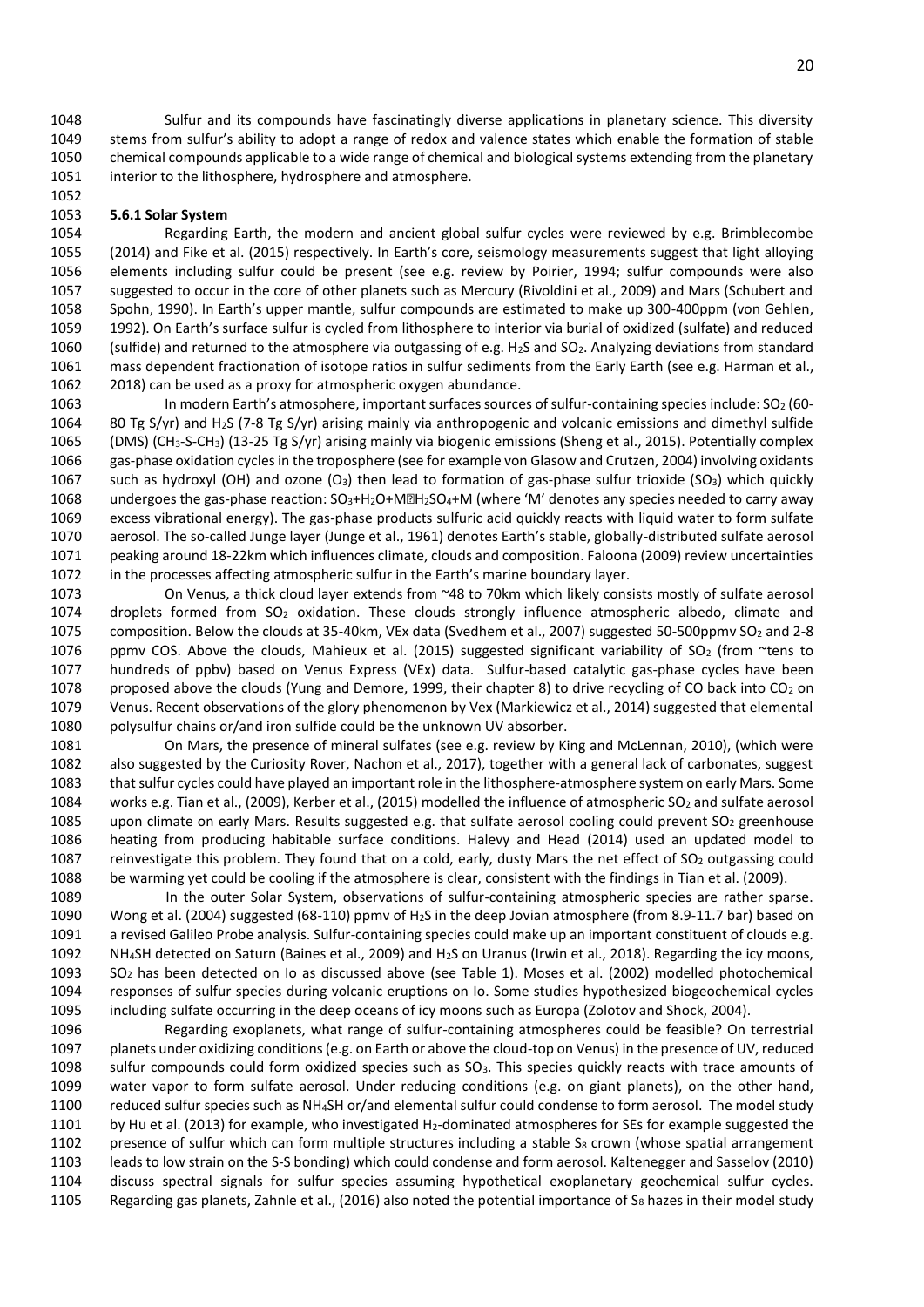Sulfur and its compounds have fascinatingly diverse applications in planetary science. This diversity stems from sulfur's ability to adopt a range of redox and valence states which enable the formation of stable chemical compounds applicable to a wide range of chemical and biological systems extending from the planetary interior to the lithosphere, hydrosphere and atmosphere.

#### 5.6.1 Solar System

Regarding Earth, the modern and ancient global sulfur cycles were reviewed by e.g. Brimblecombe (2014) and Fike et al. (2015) respectively. In Earth's core, seismology measurements suggest that light alloying elements including sulfur could be present (see e.g. review by Poirier, 1994; sulfur compounds were also suggested to occur in the core of other planets such as Mercury (Rivoldini et al., 2009) and Mars (Schubert and Spohn, 1990). In Earth's upper mantle, sulfur compounds are estimated to make up 300-400ppm (von Gehlen, 1992). On Earth's surface sulfur is cycled from lithosphere to interior via burial of oxidized (sulfate) and reduced (sulfide) and returned to the atmosphere via outgassing of e.g. $H_2S$ and $SO_2$. Analyzing deviations from standard mass dependent fractionation of isotope ratios in sulfur sediments from the Early Earth (see e.g. Harman et al., 2018) can be used as a proxy for atmospheric oxygen abundance.

In modern Earth's atmosphere, important surfaces sources of sulfur-containing species include: $SO_2$ (60-80 Tg S/yr) and $H_2S$ (7-8 Tg S/yr) arising mainly via anthropogenic and volcanic emissions and dimethyl sulfide (DMS) ($CH_3$-S-$CH_3$) (13-25 Tg S/yr) arising mainly via biogenic emissions (Sheng et al., 2015). Potentially complex gas-phase oxidation cycles in the troposphere (see for example von Glasow and Crutzen, 2004) involving oxidants such as hydroxyl (OH) and ozone ($O_3$) then lead to formation of gas-phase sulfur trioxide ($SO_3$) which quickly undergoes the gas-phase reaction: $SO_3+H_2O+M \rightarrow H_2SO_4+M$ (where 'M' denotes any species needed to carry away excess vibrational energy). The gas-phase products sulfuric acid quickly reacts with liquid water to form sulfate aerosol. The so-called Junge layer (Junge et al., 1961) denotes Earth's stable, globally-distributed sulfate aerosol peaking around 18-22km which influences climate, clouds and composition. Faloona (2009) review uncertainties in the processes affecting atmospheric sulfur in the Earth's marine boundary layer.

On Venus, a thick cloud layer extends from ~48 to 70km which likely consists mostly of sulfate aerosol droplets formed from $SO_2$ oxidation. These clouds strongly influence atmospheric albedo, climate and composition. Below the clouds at 35-40km, VEx data (Svedhem et al., 2007) suggested 50-500ppmv $SO_2$ and 2-8 ppmv COS. Above the clouds, Mahieux et al. (2015) suggested significant variability of $SO_2$ (from ~tens to hundreds of ppbv) based on Venus Express (VEx) data. Sulfur-based catalytic gas-phase cycles have been proposed above the clouds (Yung and Demore, 1999, their chapter 8) to drive recycling of CO back into $CO_2$ on Venus. Recent observations of the glory phenomenon by Vex (Markiewicz et al., 2014) suggested that elemental polysulfur chains or/and iron sulfide could be the unknown UV absorber.

On Mars, the presence of mineral sulfates (see e.g. review by King and McLennan, 2010), (which were also suggested by the Curiosity Rover, Nachon et al., 2017), together with a general lack of carbonates, suggest that sulfur cycles could have played an important role in the lithosphere-atmosphere system on early Mars. Some works e.g. Tian et al., (2009), Kerber et al., (2015) modelled the influence of atmospheric $SO_2$ and sulfate aerosol upon climate on early Mars. Results suggested e.g. that sulfate aerosol cooling could prevent $SO_2$ greenhouse heating from producing habitable surface conditions. Halevy and Head (2014) used an updated model to reinvestigate this problem. They found that on a cold, early, dusty Mars the net effect of $SO_2$ outgassing could be warming yet could be cooling if the atmosphere is clear, consistent with the findings in Tian et al. (2009).

In the outer Solar System, observations of sulfur-containing atmospheric species are rather sparse. Wong et al. (2004) suggested (68-110) ppmv of $H_2S$ in the deep Jovian atmosphere (from 8.9-11.7 bar) based on a revised Galileo Probe analysis. Sulfur-containing species could make up an important constituent of clouds e.g. $NH_4SH$ detected on Saturn (Baines et al., 2009) and $H_2S$ on Uranus (Irwin et al., 2018). Regarding the icy moons, $SO_2$ has been detected on Io as discussed above (see Table 1). Moses et al. (2002) modelled photochemical responses of sulfur species during volcanic eruptions on Io. Some studies hypothesized biogeochemical cycles including sulfate occurring in the deep oceans of icy moons such as Europa (Zolotov and Shock, 2004).

Regarding exoplanets, what range of sulfur-containing atmospheres could be feasible? On terrestrial planets under oxidizing conditions (e.g. on Earth or above the cloud-top on Venus) in the presence of UV, reduced sulfur compounds could form oxidized species such as $SO_3$. This species quickly reacts with trace amounts of water vapor to form sulfate aerosol. Under reducing conditions (e.g. on giant planets), on the other hand, reduced sulfur species such as $NH_4SH$ or/and elemental sulfur could condense to form aerosol. The model study by Hu et al. (2013) for example, who investigated $H_2$-dominated atmospheres for SEs for example suggested the presence of sulfur which can form multiple structures including a stable $S_8$ crown (whose spatial arrangement leads to low strain on the S-S bonding) which could condense and form aerosol. Kaltenegger and Sasselov (2010) discuss spectral signals for sulfur species assuming hypothetical exoplanetary geochemical sulfur cycles. Regarding gas planets, Zahnle et al., (2016) also noted the potential importance of $S_8$ hazes in their model study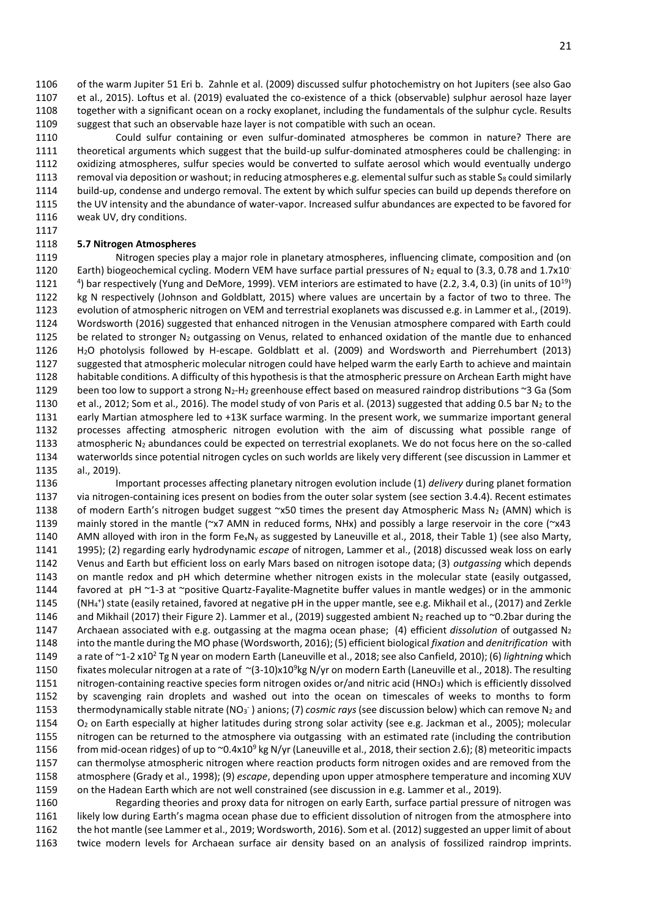of the warm Jupiter 51 Eri b. Zahnle et al. (2009) discussed sulfur photochemistry on hot Jupiters (see also Gao et al., 2015). Loftus et al. (2019) evaluated the co-existence of a thick (observable) sulphur aerosol haze layer together with a significant ocean on a rocky exoplanet, including the fundamentals of the sulphur cycle. Results suggest that such an observable haze layer is not compatible with such an ocean.

Could sulfur containing or even sulfur-dominated atmospheres be common in nature? There are theoretical arguments which suggest that the build-up sulfur-dominated atmospheres could be challenging: in oxidizing atmospheres, sulfur species would be converted to sulfate aerosol which would eventually undergo removal via deposition or washout; in reducing atmospheres e.g. elemental sulfur such as stable $S_8$ could similarly build-up, condense and undergo removal. The extent by which sulfur species can build up depends therefore on the UV intensity and the abundance of water-vapor. Increased sulfur abundances are expected to be favored for weak UV, dry conditions.

### 5.7 Nitrogen Atmospheres

Nitrogen species play a major role in planetary atmospheres, influencing climate, composition and (on Earth) biogeochemical cycling. Modern VEM have surface partial pressures of $N_2$ equal to (3.3, 0.78 and $1.7\times10^{-4}$) bar respectively (Yung and DeMore, 1999). VEM interiors are estimated to have (2.2, 3.4, 0.3) (in units of $10^{19}$) kg N respectively (Johnson and Goldblatt, 2015) where values are uncertain by a factor of two to three. The evolution of atmospheric nitrogen on VEM and terrestrial exoplanets was discussed e.g. in Lammer et al., (2019). Wordsworth (2016) suggested that enhanced nitrogen in the Venusian atmosphere compared with Earth could be related to stronger $N_2$ outgassing on Venus, related to enhanced oxidation of the mantle due to enhanced $H_2O$ photolysis followed by H-escape. Goldblatt et al. (2009) and Wordsworth and Pierrehumbert (2013) suggested that atmospheric molecular nitrogen could have helped warm the early Earth to achieve and maintain habitable conditions. A difficulty of this hypothesis is that the atmospheric pressure on Archean Earth might have been too low to support a strong $N_2$-$H_2$ greenhouse effect based on measured raindrop distributions ~3 Ga (Som et al., 2012; Som et al., 2016). The model study of von Paris et al. (2013) suggested that adding 0.5 bar $N_2$ to the early Martian atmosphere led to +13K surface warming. In the present work, we summarize important general processes affecting atmospheric nitrogen evolution with the aim of discussing what possible range of atmospheric $N_2$ abundances could be expected on terrestrial exoplanets. We do not focus here on the so-called waterworlds since potential nitrogen cycles on such worlds are likely very different (see discussion in Lammer et al., 2019).

Important processes affecting planetary nitrogen evolution include (1) *delivery* during planet formation via nitrogen-containing ices present on bodies from the outer solar system (see section 3.4.4). Recent estimates of modern Earth's nitrogen budget suggest ~x50 times the present day Atmospheric Mass $N_2$ (AMN) which is mainly stored in the mantle (~x7 AMN in reduced forms, NHx) and possibly a large reservoir in the core (~x43 AMN alloyed with iron in the form $Fe_xN_y$ as suggested by Laneuville et al., 2018, their Table 1) (see also Marty, 1995); (2) regarding early hydrodynamic *escape* of nitrogen, Lammer et al., (2018) discussed weak loss on early Venus and Earth but efficient loss on early Mars based on nitrogen isotope data; (3) *outgassing* which depends on mantle redox and pH which determine whether nitrogen exists in the molecular state (easily outgassed, favored at pH ~1-3 at ~positive Quartz-Fayalite-Magnetite buffer values in mantle wedges) or in the ammonic ($NH_4^+$) state (easily retained, favored at negative pH in the upper mantle, see e.g. Mikhail et al., (2017) and Zerkle and Mikhail (2017) their Figure 2). Lammer et al., (2019) suggested ambient $N_2$ reached up to ~0.2bar during the Archaean associated with e.g. outgassing at the magma ocean phase; (4) efficient *dissolution* of outgassed $N_2$ into the mantle during the MO phase (Wordsworth, 2016); (5) efficient biological *fixation* and *denitrification* with a rate of ~1-2 $\times10^2$ Tg N year on modern Earth (Laneuville et al., 2018; see also Canfield, 2010); (6) *lightning* which fixates molecular nitrogen at a rate of ~(3-10)$\times10^9$kg N/yr on modern Earth (Laneuville et al., 2018). The resulting nitrogen-containing reactive species form nitrogen oxides or/and nitric acid ($HNO_3$) which is efficiently dissolved by scavenging rain droplets and washed out into the ocean on timescales of weeks to months to form thermodynamically stable nitrate ($NO_3^-$) anions; (7) *cosmic rays* (see discussion below) which can remove $N_2$ and $O_2$ on Earth especially at higher latitudes during strong solar activity (see e.g. Jackman et al., 2005); molecular nitrogen can be returned to the atmosphere via outgassing with an estimated rate (including the contribution from mid-ocean ridges) of up to ~$0.4\times10^9$ kg N/yr (Laneuville et al., 2018, their section 2.6); (8) meteoritic impacts can thermolyse atmospheric nitrogen where reaction products form nitrogen oxides and are removed from the atmosphere (Grady et al., 1998); (9) *escape*, depending upon upper atmosphere temperature and incoming XUV on the Hadean Earth which are not well constrained (see discussion in e.g. Lammer et al., 2019).

Regarding theories and proxy data for nitrogen on early Earth, surface partial pressure of nitrogen was likely low during Earth's magma ocean phase due to efficient dissolution of nitrogen from the atmosphere into the hot mantle (see Lammer et al., 2019; Wordsworth, 2016). Som et al. (2012) suggested an upper limit of about twice modern levels for Archaean surface air density based on an analysis of fossilized raindrop imprints.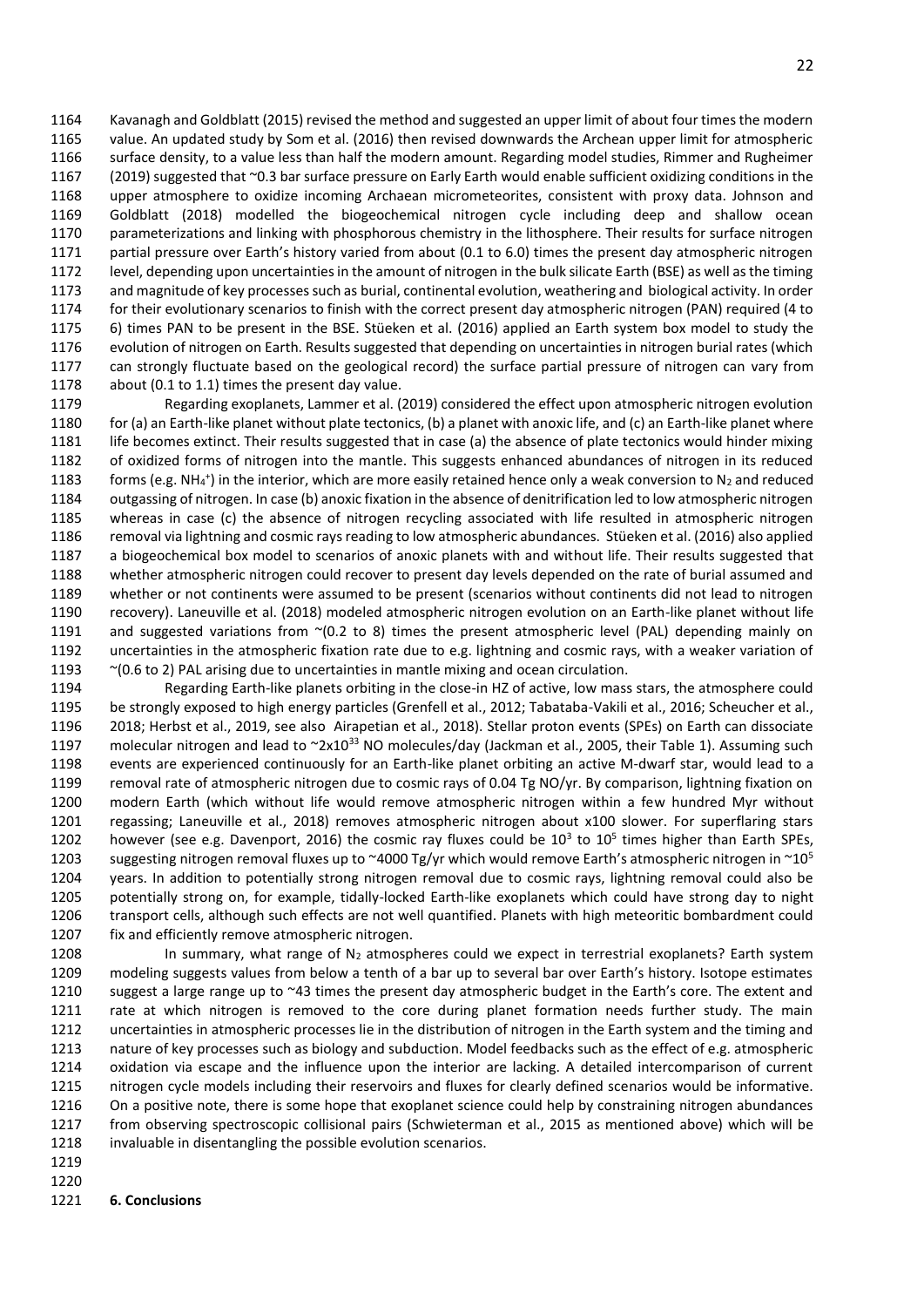Kavanagh and Goldblatt (2015) revised the method and suggested an upper limit of about four times the modern value. An updated study by Som et al. (2016) then revised downwards the Archean upper limit for atmospheric surface density, to a value less than half the modern amount. Regarding model studies, Rimmer and Rugheimer (2019) suggested that ~0.3 bar surface pressure on Early Earth would enable sufficient oxidizing conditions in the upper atmosphere to oxidize incoming Archaean micrometeorites, consistent with proxy data. Johnson and Goldblatt (2018) modelled the biogeochemical nitrogen cycle including deep and shallow ocean parameterizations and linking with phosphorous chemistry in the lithosphere. Their results for surface nitrogen partial pressure over Earth's history varied from about (0.1 to 6.0) times the present day atmospheric nitrogen level, depending upon uncertainties in the amount of nitrogen in the bulk silicate Earth (BSE) as well as the timing and magnitude of key processes such as burial, continental evolution, weathering and biological activity. In order for their evolutionary scenarios to finish with the correct present day atmospheric nitrogen (PAN) required (4 to 6) times PAN to be present in the BSE. Stüeken et al. (2016) applied an Earth system box model to study the evolution of nitrogen on Earth. Results suggested that depending on uncertainties in nitrogen burial rates (which can strongly fluctuate based on the geological record) the surface partial pressure of nitrogen can vary from about (0.1 to 1.1) times the present day value.

Regarding exoplanets, Lammer et al. (2019) considered the effect upon atmospheric nitrogen evolution for (a) an Earth-like planet without plate tectonics, (b) a planet with anoxic life, and (c) an Earth-like planet where life becomes extinct. Their results suggested that in case (a) the absence of plate tectonics would hinder mixing of oxidized forms of nitrogen into the mantle. This suggests enhanced abundances of nitrogen in its reduced forms (e.g. $NH_4^+$) in the interior, which are more easily retained hence only a weak conversion to $N_2$ and reduced outgassing of nitrogen. In case (b) anoxic fixation in the absence of denitrification led to low atmospheric nitrogen whereas in case (c) the absence of nitrogen recycling associated with life resulted in atmospheric nitrogen removal via lightning and cosmic rays reading to low atmospheric abundances. Stüeken et al. (2016) also applied a biogeochemical box model to scenarios of anoxic planets with and without life. Their results suggested that whether atmospheric nitrogen could recover to present day levels depended on the rate of burial assumed and whether or not continents were assumed to be present (scenarios without continents did not lead to nitrogen recovery). Laneuville et al. (2018) modeled atmospheric nitrogen evolution on an Earth-like planet without life and suggested variations from ~(0.2 to 8) times the present atmospheric level (PAL) depending mainly on uncertainties in the atmospheric fixation rate due to e.g. lightning and cosmic rays, with a weaker variation of ~(0.6 to 2) PAL arising due to uncertainties in mantle mixing and ocean circulation.

Regarding Earth-like planets orbiting in the close-in HZ of active, low mass stars, the atmosphere could be strongly exposed to high energy particles (Grenfell et al., 2012; Tabataba-Vakili et al., 2016; Scheucher et al., 2018; Herbst et al., 2019, see also Airapetian et al., 2018). Stellar proton events (SPEs) on Earth can dissociate molecular nitrogen and lead to ~$2 \times 10^{33}$ NO molecules/day (Jackman et al., 2005, their Table 1). Assuming such events are experienced continuously for an Earth-like planet orbiting an active M-dwarf star, would lead to a removal rate of atmospheric nitrogen due to cosmic rays of 0.04 Tg NO/yr. By comparison, lightning fixation on modern Earth (which without life would remove atmospheric nitrogen within a few hundred Myr without regassing; Laneuville et al., 2018) removes atmospheric nitrogen about x100 slower. For superflaring stars however (see e.g. Davenport, 2016) the cosmic ray fluxes could be $10^3$ to $10^5$ times higher than Earth SPEs, suggesting nitrogen removal fluxes up to ~4000 Tg/yr which would remove Earth's atmospheric nitrogen in ~$10^5$ years. In addition to potentially strong nitrogen removal due to cosmic rays, lightning removal could also be potentially strong on, for example, tidally-locked Earth-like exoplanets which could have strong day to night transport cells, although such effects are not well quantified. Planets with high meteoritic bombardment could fix and efficiently remove atmospheric nitrogen.

In summary, what range of $N_2$ atmospheres could we expect in terrestrial exoplanets? Earth system modeling suggests values from below a tenth of a bar up to several bar over Earth's history. Isotope estimates suggest a large range up to ~43 times the present day atmospheric budget in the Earth's core. The extent and rate at which nitrogen is removed to the core during planet formation needs further study. The main uncertainties in atmospheric processes lie in the distribution of nitrogen in the Earth system and the timing and nature of key processes such as biology and subduction. Model feedbacks such as the effect of e.g. atmospheric oxidation via escape and the influence upon the interior are lacking. A detailed intercomparison of current nitrogen cycle models including their reservoirs and fluxes for clearly defined scenarios would be informative. On a positive note, there is some hope that exoplanet science could help by constraining nitrogen abundances from observing spectroscopic collisional pairs (Schwieterman et al., 2015 as mentioned above) which will be invaluable in disentangling the possible evolution scenarios.

## 6. Conclusions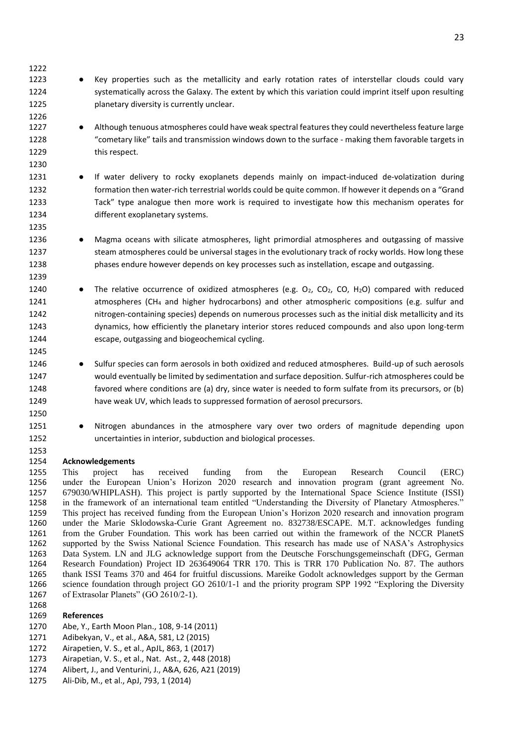- Key properties such as the metallicity and early rotation rates of interstellar clouds could vary systematically across the Galaxy. The extent by which this variation could imprint itself upon resulting planetary diversity is currently unclear.

- Although tenuous atmospheres could have weak spectral features they could nevertheless feature large "cometary like" tails and transmission windows down to the surface - making them favorable targets in this respect.

- If water delivery to rocky exoplanets depends mainly on impact-induced de-volatization during formation then water-rich terrestrial worlds could be quite common. If however it depends on a "Grand Tack" type analogue then more work is required to investigate how this mechanism operates for different exoplanetary systems.

- Magma oceans with silicate atmospheres, light primordial atmospheres and outgassing of massive steam atmospheres could be universal stages in the evolutionary track of rocky worlds. How long these phases endure however depends on key processes such as instellation, escape and outgassing.

- The relative occurrence of oxidized atmospheres (e.g. $O_2$, $CO_2$, CO, $H_2O$) compared with reduced atmospheres ($CH_4$ and higher hydrocarbons) and other atmospheric compositions (e.g. sulfur and nitrogen-containing species) depends on numerous processes such as the initial disk metallicity and its dynamics, how efficiently the planetary interior stores reduced compounds and also upon long-term escape, outgassing and biogeochemical cycling.

- Sulfur species can form aerosols in both oxidized and reduced atmospheres. Build-up of such aerosols would eventually be limited by sedimentation and surface deposition. Sulfur-rich atmospheres could be favored where conditions are (a) dry, since water is needed to form sulfate from its precursors, or (b) have weak UV, which leads to suppressed formation of aerosol precursors.

- Nitrogen abundances in the atmosphere vary over two orders of magnitude depending upon uncertainties in interior, subduction and biological processes.

**Acknowledgements**

This project has received funding from the European Research Council (ERC) under the European Union's Horizon 2020 research and innovation program (grant agreement No. 679030/WHIPLASH). This project is partly supported by the International Space Science Institute (ISSI) in the framework of an international team entitled "Understanding the Diversity of Planetary Atmospheres." This project has received funding from the European Union's Horizon 2020 research and innovation program under the Marie Sklodowska-Curie Grant Agreement no. 832738/ESCAPE. M.T. acknowledges funding from the Gruber Foundation. This work has been carried out within the framework of the NCCR PlanetS supported by the Swiss National Science Foundation. This research has made use of NASA's Astrophysics Data System. LN and JLG acknowledge support from the Deutsche Forschungsgemeinschaft (DFG, German Research Foundation) Project ID 263649064 TRR 170. This is TRR 170 Publication No. 87. The authors thank ISSI Teams 370 and 464 for fruitful discussions. Mareike Godolt acknowledges support by the German science foundation through project GO 2610/1-1 and the priority program SPP 1992 "Exploring the Diversity of Extrasolar Planets" (GO 2610/2-1).

**References**

Abe, Y., Earth Moon Plan., 108, 9-14 (2011)
Adibekyan, V., et al., A&A, 581, L2 (2015)
Airapetien, V. S., et al., ApJL, 863, 1 (2017)
Airapetian, V. S., et al., Nat. Ast., 2, 448 (2018)
Alibert, J., and Venturini, J., A&A, 626, A21 (2019)
Ali-Dib, M., et al., ApJ, 793, 1 (2014)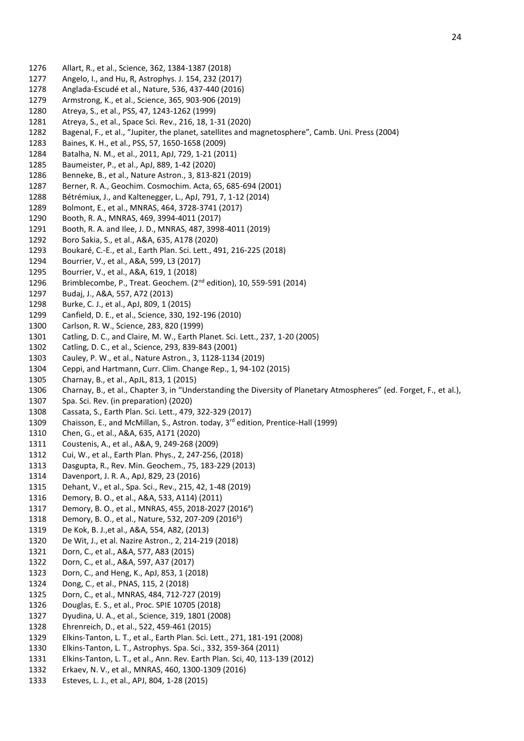1276 Allart, R., et al., Science, 362, 1384-1387 (2018)
1277 Angelo, I., and Hu, R, Astrophys. J. 154, 232 (2017)
1278 Anglada-Escudé et al., Nature, 536, 437-440 (2016)
1279 Armstrong, K., et al., Science, 365, 903-906 (2019)
1280 Atreya, S., et al., PSS, 47, 1243-1262 (1999)
1281 Atreya, S., et al., Space Sci. Rev., 216, 18, 1-31 (2020)
1282 Bagenal, F., et al., "Jupiter, the planet, satellites and magnetosphere", Camb. Uni. Press (2004)
1283 Baines, K. H., et al., PSS, 57, 1650-1658 (2009)
1284 Batalha, N. M., et al., 2011, ApJ, 729, 1-21 (2011)
1285 Baumeister, P., et al., ApJ, 889, 1-42 (2020)
1286 Benneke, B., et al., Nature Astron., 3, 813-821 (2019)
1287 Berner, R. A., Geochim. Cosmochim. Acta, 65, 685-694 (2001)
1288 Bétrémiux, J., and Kaltenegger, L., ApJ, 791, 7, 1-12 (2014)
1289 Bolmont, E., et al., MNRAS, 464, 3728-3741 (2017)
1290 Booth, R. A., MNRAS, 469, 3994-4011 (2017)
1291 Booth, R. A. and Ilee, J. D., MNRAS, 487, 3998-4011 (2019)
1292 Boro Sakia, S., et al., A&A, 635, A178 (2020)
1293 Boukaré, C.-E., et al., Earth Plan. Sci. Lett., 491, 216-225 (2018)
1294 Bourrier, V., et al., A&A, 599, L3 (2017)
1295 Bourrier, V., et al., A&A, 619, 1 (2018)
1296 Brimblecombe, P., Treat. Geochem. (2nd edition), 10, 559-591 (2014)
1297 Budaj, J., A&A, 557, A72 (2013)
1298 Burke, C. J., et al., ApJ, 809, 1 (2015)
1299 Canfield, D. E., et al., Science, 330, 192-196 (2010)
1300 Carlson, R. W., Science, 283, 820 (1999)
1301 Catling, D. C., and Claire, M. W., Earth Planet. Sci. Lett., 237, 1-20 (2005)
1302 Catling, D. C., et al., Science, 293, 839-843 (2001)
1303 Cauley, P. W., et al., Nature Astron., 3, 1128-1134 (2019)
1304 Ceppi, and Hartmann, Curr. Clim. Change Rep., 1, 94-102 (2015)
1305 Charnay, B., et al., ApJL, 813, 1 (2015)
1306 Charnay, B., et al., Chapter 3, in "Understanding the Diversity of Planetary Atmospheres" (ed. Forget, F., et al.),
1307 Spa. Sci. Rev. (in preparation) (2020)
1308 Cassata, S., Earth Plan. Sci. Lett., 479, 322-329 (2017)
1309 Chaisson, E., and McMillan, S., Astron. today, 3rd edition, Prentice-Hall (1999)
1310 Chen, G., et al., A&A, 635, A171 (2020)
1311 Coustenis, A., et al., A&A, 9, 249-268 (2009)
1312 Cui, W., et al., Earth Plan. Phys., 2, 247-256, (2018)
1313 Dasgupta, R., Rev. Min. Geochem., 75, 183-229 (2013)
1314 Davenport, J. R. A., ApJ, 829, 23 (2016)
1315 Dehant, V., et al., Spa. Sci., Rev., 215, 42, 1-48 (2019)
1316 Demory, B. O., et al., A&A, 533, A114) (2011)
1317 Demory, B. O., et al., MNRAS, 455, 2018-2027 (2016[a])
1318 Demory, B. O., et al., Nature, 532, 207-209 (2016[b])
1319 De Kok, B. J.,et al., A&A, 554, A82, (2013)
1320 De Wit, J., et al. Nazire Astron., 2, 214-219 (2018)
1321 Dorn, C., et al., A&A, 577, A83 (2015)
1322 Dorn, C., et al., A&A, 597, A37 (2017)
1323 Dorn, C., and Heng, K., ApJ, 853, 1 (2018)
1324 Dong, C., et al., PNAS, 115, 2 (2018)
1325 Dorn, C., et al., MNRAS, 484, 712-727 (2019)
1326 Douglas, E. S., et al., Proc. SPIE 10705 (2018)
1327 Dyudina, U. A., et al., Science, 319, 1801 (2008)
1328 Ehrenreich, D., et al., 522, 459-461 (2015)
1329 Elkins-Tanton, L. T., et al., Earth Plan. Sci. Lett., 271, 181-191 (2008)
1330 Elkins-Tanton, L. T., Astrophys. Spa. Sci., 332, 359-364 (2011)
1331 Elkins-Tanton, L. T., et al., Ann. Rev. Earth Plan. Sci, 40, 113-139 (2012)
1332 Erkaev, N. V., et al., MNRAS, 460, 1300-1309 (2016)
1333 Esteves, L. J., et al., APJ, 804, 1-28 (2015)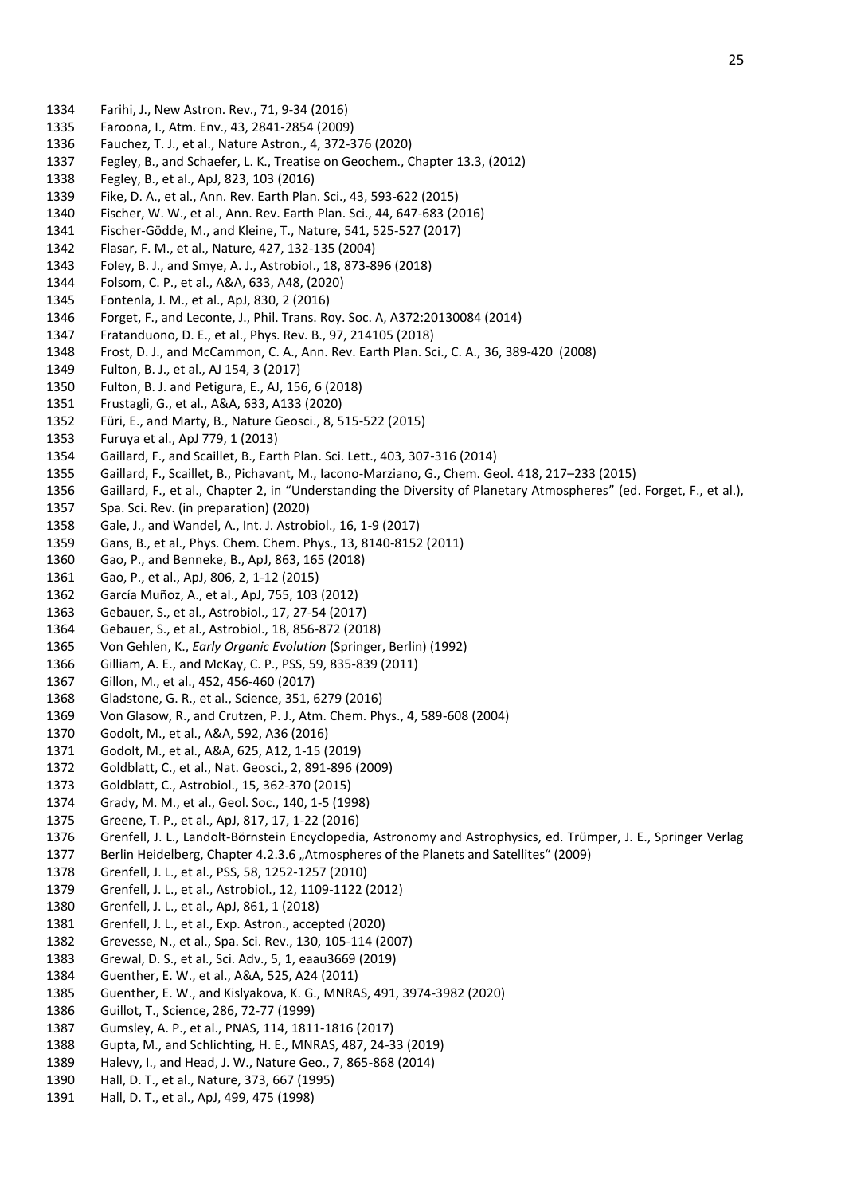1334 Farihi, J., New Astron. Rev., 71, 9-34 (2016)
1335 Faroona, I., Atm. Env., 43, 2841-2854 (2009)
1336 Fauchez, T. J., et al., Nature Astron., 4, 372-376 (2020)
1337 Fegley, B., and Schaefer, L. K., Treatise on Geochem., Chapter 13.3, (2012)
1338 Fegley, B., et al., ApJ, 823, 103 (2016)
1339 Fike, D. A., et al., Ann. Rev. Earth Plan. Sci., 43, 593-622 (2015)
1340 Fischer, W. W., et al., Ann. Rev. Earth Plan. Sci., 44, 647-683 (2016)
1341 Fischer-Gödde, M., and Kleine, T., Nature, 541, 525-527 (2017)
1342 Flasar, F. M., et al., Nature, 427, 132-135 (2004)
1343 Foley, B. J., and Smye, A. J., Astrobiol., 18, 873-896 (2018)
1344 Folsom, C. P., et al., A&A, 633, A48, (2020)
1345 Fontenla, J. M., et al., ApJ, 830, 2 (2016)
1346 Forget, F., and Leconte, J., Phil. Trans. Roy. Soc. A, A372:20130084 (2014)
1347 Fratanduono, D. E., et al., Phys. Rev. B., 97, 214105 (2018)
1348 Frost, D. J., and McCammon, C. A., Ann. Rev. Earth Plan. Sci., C. A., 36, 389-420 (2008)
1349 Fulton, B. J., et al., AJ 154, 3 (2017)
1350 Fulton, B. J. and Petigura, E., AJ, 156, 6 (2018)
1351 Frustagli, G., et al., A&A, 633, A133 (2020)
1352 Füri, E., and Marty, B., Nature Geosci., 8, 515-522 (2015)
1353 Furuya et al., ApJ 779, 1 (2013)
1354 Gaillard, F., and Scaillet, B., Earth Plan. Sci. Lett., 403, 307-316 (2014)
1355 Gaillard, F., Scaillet, B., Pichavant, M., Iacono-Marziano, G., Chem. Geol. 418, 217–233 (2015)
1356 Gaillard, F., et al., Chapter 2, in "Understanding the Diversity of Planetary Atmospheres" (ed. Forget, F., et al.),
1357 Spa. Sci. Rev. (in preparation) (2020)
1358 Gale, J., and Wandel, A., Int. J. Astrobiol., 16, 1-9 (2017)
1359 Gans, B., et al., Phys. Chem. Chem. Phys., 13, 8140-8152 (2011)
1360 Gao, P., and Benneke, B., ApJ, 863, 165 (2018)
1361 Gao, P., et al., ApJ, 806, 2, 1-12 (2015)
1362 García Muñoz, A., et al., ApJ, 755, 103 (2012)
1363 Gebauer, S., et al., Astrobiol., 17, 27-54 (2017)
1364 Gebauer, S., et al., Astrobiol., 18, 856-872 (2018)
1365 Von Gehlen, K., *Early Organic Evolution* (Springer, Berlin) (1992)
1366 Gilliam, A. E., and McKay, C. P., PSS, 59, 835-839 (2011)
1367 Gillon, M., et al., 452, 456-460 (2017)
1368 Gladstone, G. R., et al., Science, 351, 6279 (2016)
1369 Von Glasow, R., and Crutzen, P. J., Atm. Chem. Phys., 4, 589-608 (2004)
1370 Godolt, M., et al., A&A, 592, A36 (2016)
1371 Godolt, M., et al., A&A, 625, A12, 1-15 (2019)
1372 Goldblatt, C., et al., Nat. Geosci., 2, 891-896 (2009)
1373 Goldblatt, C., Astrobiol., 15, 362-370 (2015)
1374 Grady, M. M., et al., Geol. Soc., 140, 1-5 (1998)
1375 Greene, T. P., et al., ApJ, 817, 17, 1-22 (2016)
1376 Grenfell, J. L., Landolt-Börnstein Encyclopedia, Astronomy and Astrophysics, ed. Trümper, J. E., Springer Verlag
1377 Berlin Heidelberg, Chapter 4.2.3.6 „Atmospheres of the Planets and Satellites" (2009)
1378 Grenfell, J. L., et al., PSS, 58, 1252-1257 (2010)
1379 Grenfell, J. L., et al., Astrobiol., 12, 1109-1122 (2012)
1380 Grenfell, J. L., et al., ApJ, 861, 1 (2018)
1381 Grenfell, J. L., et al., Exp. Astron., accepted (2020)
1382 Grevesse, N., et al., Spa. Sci. Rev., 130, 105-114 (2007)
1383 Grewal, D. S., et al., Sci. Adv., 5, 1, eaau3669 (2019)
1384 Guenther, E. W., et al., A&A, 525, A24 (2011)
1385 Guenther, E. W., and Kislyakova, K. G., MNRAS, 491, 3974-3982 (2020)
1386 Guillot, T., Science, 286, 72-77 (1999)
1387 Gumsley, A. P., et al., PNAS, 114, 1811-1816 (2017)
1388 Gupta, M., and Schlichting, H. E., MNRAS, 487, 24-33 (2019)
1389 Halevy, I., and Head, J. W., Nature Geo., 7, 865-868 (2014)
1390 Hall, D. T., et al., Nature, 373, 667 (1995)
1391 Hall, D. T., et al., ApJ, 499, 475 (1998)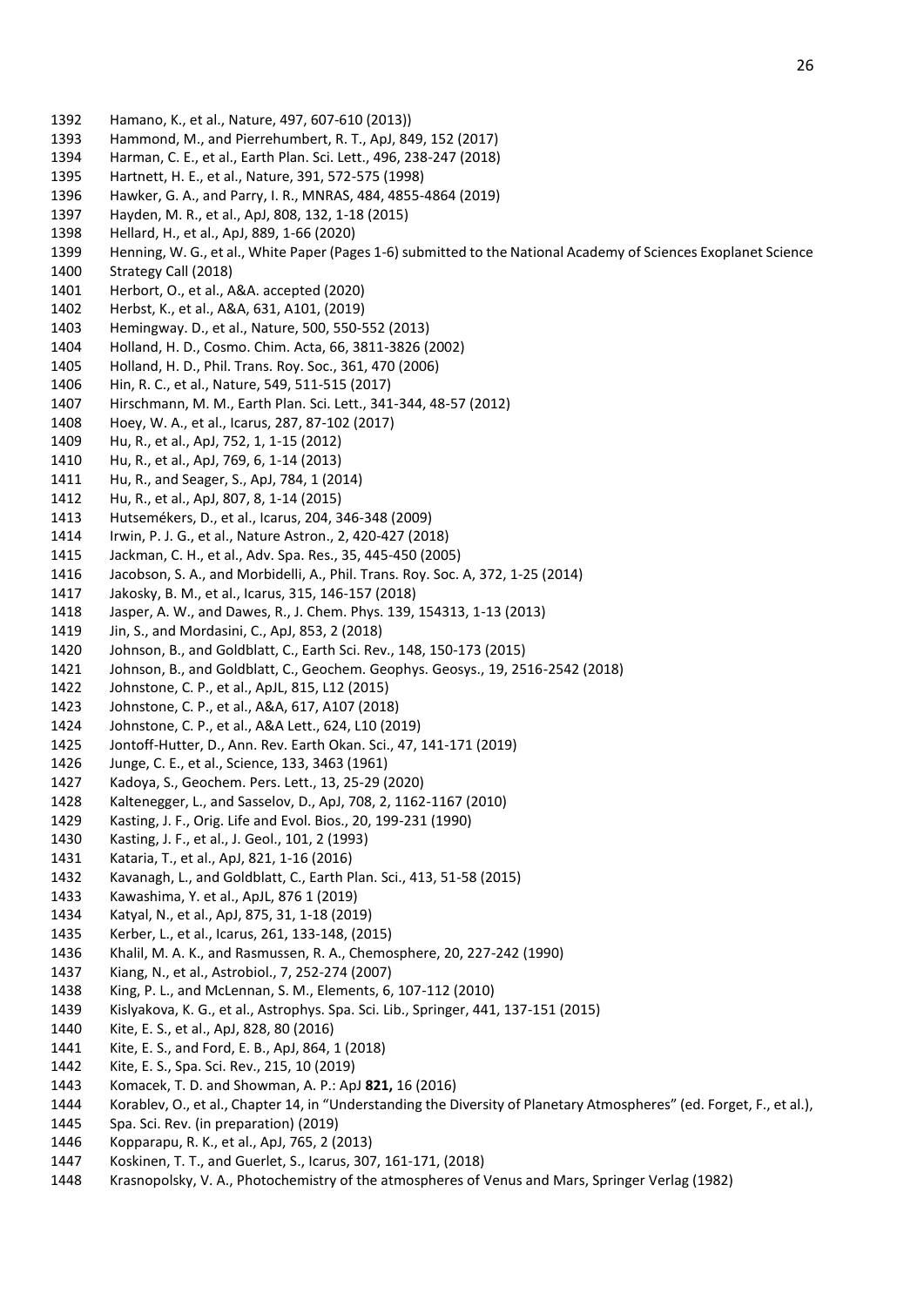Hamano, K., et al., Nature, 497, 607-610 (2013))
Hammond, M., and Pierrehumbert, R. T., ApJ, 849, 152 (2017)
Harman, C. E., et al., Earth Plan. Sci. Lett., 496, 238-247 (2018)
Hartnett, H. E., et al., Nature, 391, 572-575 (1998)
Hawker, G. A., and Parry, I. R., MNRAS, 484, 4855-4864 (2019)
Hayden, M. R., et al., ApJ, 808, 132, 1-18 (2015)
Hellard, H., et al., ApJ, 889, 1-66 (2020)
Henning, W. G., et al., White Paper (Pages 1-6) submitted to the National Academy of Sciences Exoplanet Science Strategy Call (2018)
Herbort, O., et al., A&A. accepted (2020)
Herbst, K., et al., A&A, 631, A101, (2019)
Hemingway. D., et al., Nature, 500, 550-552 (2013)
Holland, H. D., Cosmo. Chim. Acta, 66, 3811-3826 (2002)
Holland, H. D., Phil. Trans. Roy. Soc., 361, 470 (2006)
Hin, R. C., et al., Nature, 549, 511-515 (2017)
Hirschmann, M. M., Earth Plan. Sci. Lett., 341-344, 48-57 (2012)
Hoey, W. A., et al., Icarus, 287, 87-102 (2017)
Hu, R., et al., ApJ, 752, 1, 1-15 (2012)
Hu, R., et al., ApJ, 769, 6, 1-14 (2013)
Hu, R., and Seager, S., ApJ, 784, 1 (2014)
Hu, R., et al., ApJ, 807, 8, 1-14 (2015)
Hutsemékers, D., et al., Icarus, 204, 346-348 (2009)
Irwin, P. J. G., et al., Nature Astron., 2, 420-427 (2018)
Jackman, C. H., et al., Adv. Spa. Res., 35, 445-450 (2005)
Jacobson, S. A., and Morbidelli, A., Phil. Trans. Roy. Soc. A, 372, 1-25 (2014)
Jakosky, B. M., et al., Icarus, 315, 146-157 (2018)
Jasper, A. W., and Dawes, R., J. Chem. Phys. 139, 154313, 1-13 (2013)
Jin, S., and Mordasini, C., ApJ, 853, 2 (2018)
Johnson, B., and Goldblatt, C., Earth Sci. Rev., 148, 150-173 (2015)
Johnson, B., and Goldblatt, C., Geochem. Geophys. Geosys., 19, 2516-2542 (2018)
Johnstone, C. P., et al., ApJL, 815, L12 (2015)
Johnstone, C. P., et al., A&A, 617, A107 (2018)
Johnstone, C. P., et al., A&A Lett., 624, L10 (2019)
Jontoff-Hutter, D., Ann. Rev. Earth Okan. Sci., 47, 141-171 (2019)
Junge, C. E., et al., Science, 133, 3463 (1961)
Kadoya, S., Geochem. Pers. Lett., 13, 25-29 (2020)
Kaltenegger, L., and Sasselov, D., ApJ, 708, 2, 1162-1167 (2010)
Kasting, J. F., Orig. Life and Evol. Bios., 20, 199-231 (1990)
Kasting, J. F., et al., J. Geol., 101, 2 (1993)
Kataria, T., et al., ApJ, 821, 1-16 (2016)
Kavanagh, L., and Goldblatt, C., Earth Plan. Sci., 413, 51-58 (2015)
Kawashima, Y. et al., ApJL, 876 1 (2019)
Katyal, N., et al., ApJ, 875, 31, 1-18 (2019)
Kerber, L., et al., Icarus, 261, 133-148, (2015)
Khalil, M. A. K., and Rasmussen, R. A., Chemosphere, 20, 227-242 (1990)
Kiang, N., et al., Astrobiol., 7, 252-274 (2007)
King, P. L., and McLennan, S. M., Elements, 6, 107-112 (2010)
Kislyakova, K. G., et al., Astrophys. Spa. Sci. Lib., Springer, 441, 137-151 (2015)
Kite, E. S., et al., ApJ, 828, 80 (2016)
Kite, E. S., and Ford, E. B., ApJ, 864, 1 (2018)
Kite, E. S., Spa. Sci. Rev., 215, 10 (2019)
Komacek, T. D. and Showman, A. P.: ApJ **821,** 16 (2016)
Korablev, O., et al., Chapter 14, in "Understanding the Diversity of Planetary Atmospheres" (ed. Forget, F., et al.), Spa. Sci. Rev. (in preparation) (2019)
Kopparapu, R. K., et al., ApJ, 765, 2 (2013)
Koskinen, T. T., and Guerlet, S., Icarus, 307, 161-171, (2018)
Krasnopolsky, V. A., Photochemistry of the atmospheres of Venus and Mars, Springer Verlag (1982)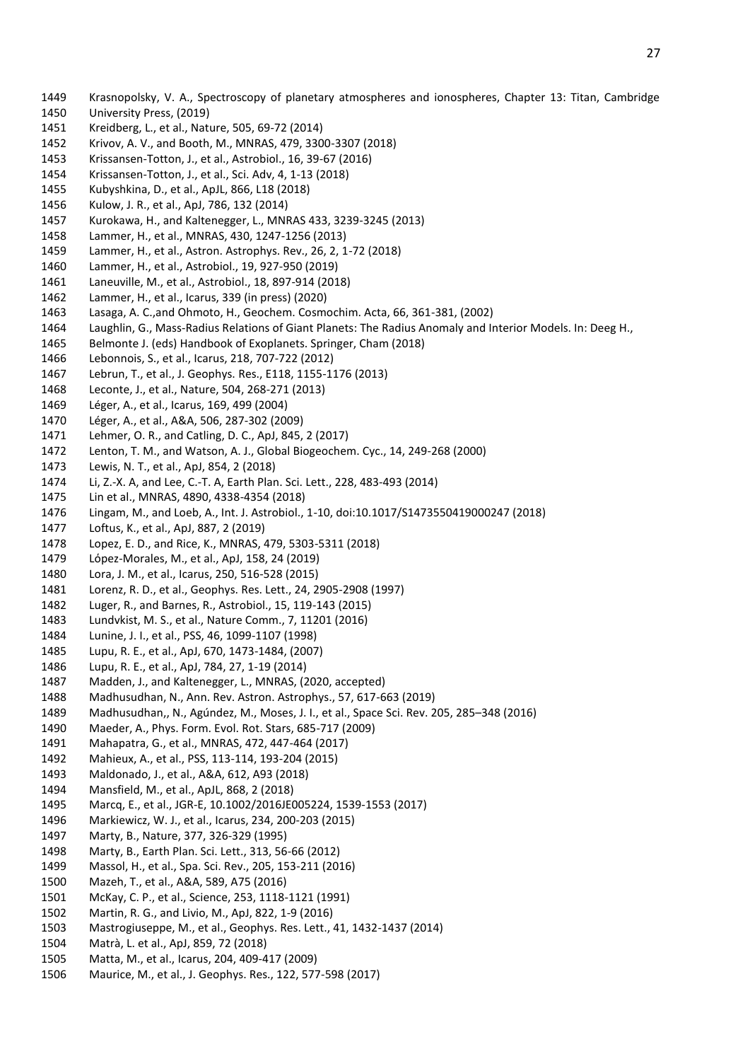Krasnopolsky, V. A., Spectroscopy of planetary atmospheres and ionospheres, Chapter 13: Titan, Cambridge University Press, (2019)
Kreidberg, L., et al., Nature, 505, 69-72 (2014)
Krivov, A. V., and Booth, M., MNRAS, 479, 3300-3307 (2018)
Krissansen-Totton, J., et al., Astrobiol., 16, 39-67 (2016)
Krissansen-Totton, J., et al., Sci. Adv, 4, 1-13 (2018)
Kubyshkina, D., et al., ApJL, 866, L18 (2018)
Kulow, J. R., et al., ApJ, 786, 132 (2014)
Kurokawa, H., and Kaltenegger, L., MNRAS 433, 3239-3245 (2013)
Lammer, H., et al., MNRAS, 430, 1247-1256 (2013)
Lammer, H., et al., Astron. Astrophys. Rev., 26, 2, 1-72 (2018)
Lammer, H., et al., Astrobiol., 19, 927-950 (2019)
Laneuville, M., et al., Astrobiol., 18, 897-914 (2018)
Lammer, H., et al., Icarus, 339 (in press) (2020)
Lasaga, A. C.,and Ohmoto, H., Geochem. Cosmochim. Acta, 66, 361-381, (2002)
Laughlin, G., Mass-Radius Relations of Giant Planets: The Radius Anomaly and Interior Models. In: Deeg H., Belmonte J. (eds) Handbook of Exoplanets. Springer, Cham (2018)
Lebonnois, S., et al., Icarus, 218, 707-722 (2012)
Lebrun, T., et al., J. Geophys. Res., E118, 1155-1176 (2013)
Leconte, J., et al., Nature, 504, 268-271 (2013)
Léger, A., et al., Icarus, 169, 499 (2004)
Léger, A., et al., A&A, 506, 287-302 (2009)
Lehmer, O. R., and Catling, D. C., ApJ, 845, 2 (2017)
Lenton, T. M., and Watson, A. J., Global Biogeochem. Cyc., 14, 249-268 (2000)
Lewis, N. T., et al., ApJ, 854, 2 (2018)
Li, Z.-X. A, and Lee, C.-T. A, Earth Plan. Sci. Lett., 228, 483-493 (2014)
Lin et al., MNRAS, 4890, 4338-4354 (2018)
Lingam, M., and Loeb, A., Int. J. Astrobiol., 1-10, doi:10.1017/S1473550419000247 (2018)
Loftus, K., et al., ApJ, 887, 2 (2019)
Lopez, E. D., and Rice, K., MNRAS, 479, 5303-5311 (2018)
López-Morales, M., et al., ApJ, 158, 24 (2019)
Lora, J. M., et al., Icarus, 250, 516-528 (2015)
Lorenz, R. D., et al., Geophys. Res. Lett., 24, 2905-2908 (1997)
Luger, R., and Barnes, R., Astrobiol., 15, 119-143 (2015)
Lundvkist, M. S., et al., Nature Comm., 7, 11201 (2016)
Lunine, J. I., et al., PSS, 46, 1099-1107 (1998)
Lupu, R. E., et al., ApJ, 670, 1473-1484, (2007)
Lupu, R. E., et al., ApJ, 784, 27, 1-19 (2014)
Madden, J., and Kaltenegger, L., MNRAS, (2020, accepted)
Madhusudhan, N., Ann. Rev. Astron. Astrophys., 57, 617-663 (2019)
Madhusudhan,, N., Agúndez, M., Moses, J. I., et al., Space Sci. Rev. 205, 285–348 (2016)
Maeder, A., Phys. Form. Evol. Rot. Stars, 685-717 (2009)
Mahapatra, G., et al., MNRAS, 472, 447-464 (2017)
Mahieux, A., et al., PSS, 113-114, 193-204 (2015)
Maldonado, J., et al., A&A, 612, A93 (2018)
Mansfield, M., et al., ApJL, 868, 2 (2018)
Marcq, E., et al., JGR-E, 10.1002/2016JE005224, 1539-1553 (2017)
Markiewicz, W. J., et al., Icarus, 234, 200-203 (2015)
Marty, B., Nature, 377, 326-329 (1995)
Marty, B., Earth Plan. Sci. Lett., 313, 56-66 (2012)
Massol, H., et al., Spa. Sci. Rev., 205, 153-211 (2016)
Mazeh, T., et al., A&A, 589, A75 (2016)
McKay, C. P., et al., Science, 253, 1118-1121 (1991)
Martin, R. G., and Livio, M., ApJ, 822, 1-9 (2016)
Mastrogiuseppe, M., et al., Geophys. Res. Lett., 41, 1432-1437 (2014)
Matrà, L. et al., ApJ, 859, 72 (2018)
Matta, M., et al., Icarus, 204, 409-417 (2009)
Maurice, M., et al., J. Geophys. Res., 122, 577-598 (2017)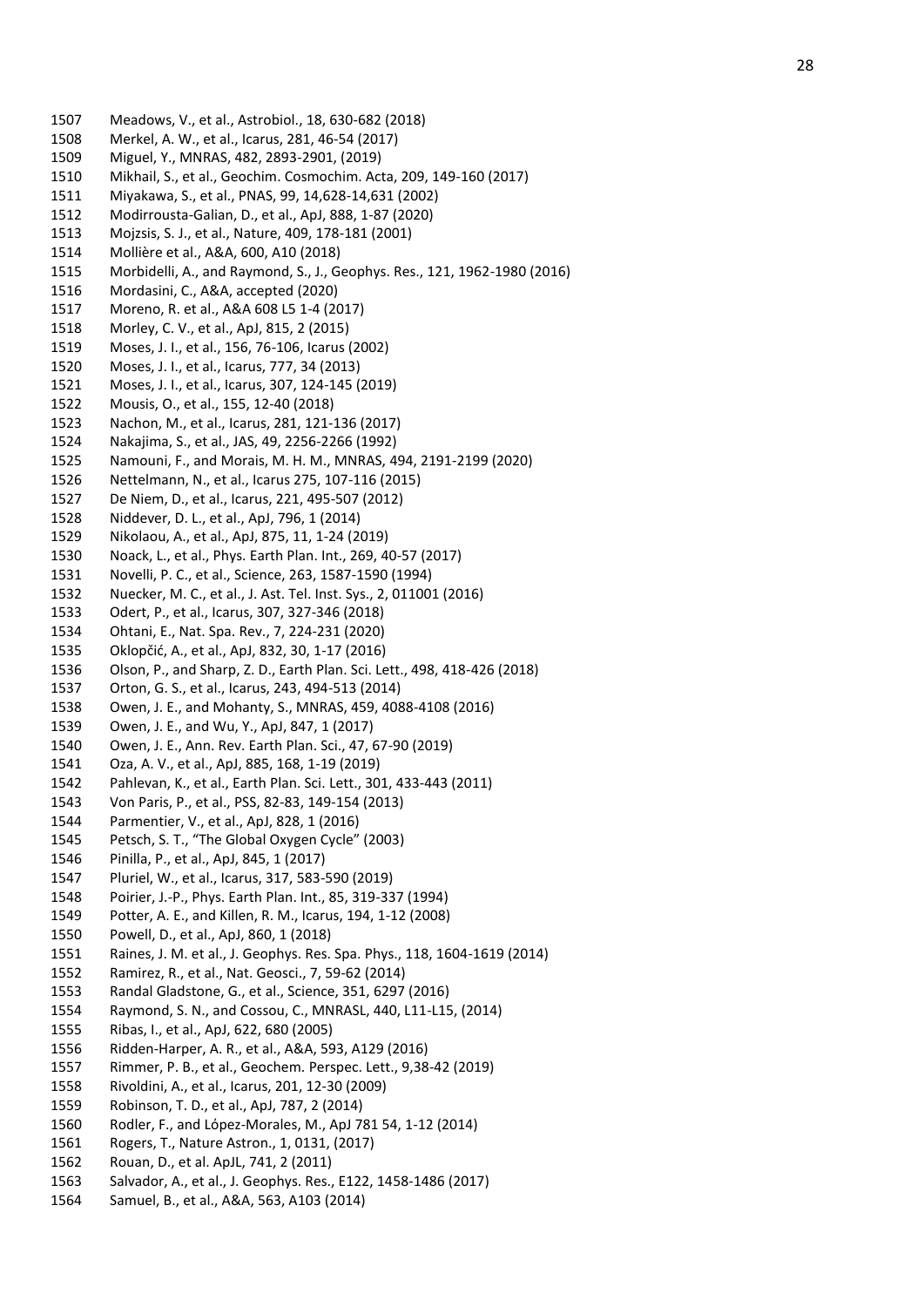1507 Meadows, V., et al., Astrobiol., 18, 630-682 (2018)
1508 Merkel, A. W., et al., Icarus, 281, 46-54 (2017)
1509 Miguel, Y., MNRAS, 482, 2893-2901, (2019)
1510 Mikhail, S., et al., Geochim. Cosmochim. Acta, 209, 149-160 (2017)
1511 Miyakawa, S., et al., PNAS, 99, 14,628-14,631 (2002)
1512 Modirrousta-Galian, D., et al., ApJ, 888, 1-87 (2020)
1513 Mojzsis, S. J., et al., Nature, 409, 178-181 (2001)
1514 Mollière et al., A&A, 600, A10 (2018)
1515 Morbidelli, A., and Raymond, S., J., Geophys. Res., 121, 1962-1980 (2016)
1516 Mordasini, C., A&A, accepted (2020)
1517 Moreno, R. et al., A&A 608 L5 1-4 (2017)
1518 Morley, C. V., et al., ApJ, 815, 2 (2015)
1519 Moses, J. I., et al., 156, 76-106, Icarus (2002)
1520 Moses, J. I., et al., Icarus, 777, 34 (2013)
1521 Moses, J. I., et al., Icarus, 307, 124-145 (2019)
1522 Mousis, O., et al., 155, 12-40 (2018)
1523 Nachon, M., et al., Icarus, 281, 121-136 (2017)
1524 Nakajima, S., et al., JAS, 49, 2256-2266 (1992)
1525 Namouni, F., and Morais, M. H. M., MNRAS, 494, 2191-2199 (2020)
1526 Nettelmann, N., et al., Icarus 275, 107-116 (2015)
1527 De Niem, D., et al., Icarus, 221, 495-507 (2012)
1528 Niddever, D. L., et al., ApJ, 796, 1 (2014)
1529 Nikolaou, A., et al., ApJ, 875, 11, 1-24 (2019)
1530 Noack, L., et al., Phys. Earth Plan. Int., 269, 40-57 (2017)
1531 Novelli, P. C., et al., Science, 263, 1587-1590 (1994)
1532 Nuecker, M. C., et al., J. Ast. Tel. Inst. Sys., 2, 011001 (2016)
1533 Odert, P., et al., Icarus, 307, 327-346 (2018)
1534 Ohtani, E., Nat. Spa. Rev., 7, 224-231 (2020)
1535 Oklopčić, A., et al., ApJ, 832, 30, 1-17 (2016)
1536 Olson, P., and Sharp, Z. D., Earth Plan. Sci. Lett., 498, 418-426 (2018)
1537 Orton, G. S., et al., Icarus, 243, 494-513 (2014)
1538 Owen, J. E., and Mohanty, S., MNRAS, 459, 4088-4108 (2016)
1539 Owen, J. E., and Wu, Y., ApJ, 847, 1 (2017)
1540 Owen, J. E., Ann. Rev. Earth Plan. Sci., 47, 67-90 (2019)
1541 Oza, A. V., et al., ApJ, 885, 168, 1-19 (2019)
1542 Pahlevan, K., et al., Earth Plan. Sci. Lett., 301, 433-443 (2011)
1543 Von Paris, P., et al., PSS, 82-83, 149-154 (2013)
1544 Parmentier, V., et al., ApJ, 828, 1 (2016)
1545 Petsch, S. T., "The Global Oxygen Cycle" (2003)
1546 Pinilla, P., et al., ApJ, 845, 1 (2017)
1547 Pluriel, W., et al., Icarus, 317, 583-590 (2019)
1548 Poirier, J.-P., Phys. Earth Plan. Int., 85, 319-337 (1994)
1549 Potter, A. E., and Killen, R. M., Icarus, 194, 1-12 (2008)
1550 Powell, D., et al., ApJ, 860, 1 (2018)
1551 Raines, J. M. et al., J. Geophys. Res. Spa. Phys., 118, 1604-1619 (2014)
1552 Ramirez, R., et al., Nat. Geosci., 7, 59-62 (2014)
1553 Randal Gladstone, G., et al., Science, 351, 6297 (2016)
1554 Raymond, S. N., and Cossou, C., MNRASL, 440, L11-L15, (2014)
1555 Ribas, I., et al., ApJ, 622, 680 (2005)
1556 Ridden-Harper, A. R., et al., A&A, 593, A129 (2016)
1557 Rimmer, P. B., et al., Geochem. Perspec. Lett., 9,38-42 (2019)
1558 Rivoldini, A., et al., Icarus, 201, 12-30 (2009)
1559 Robinson, T. D., et al., ApJ, 787, 2 (2014)
1560 Rodler, F., and López-Morales, M., ApJ 781 54, 1-12 (2014)
1561 Rogers, T., Nature Astron., 1, 0131, (2017)
1562 Rouan, D., et al. ApJL, 741, 2 (2011)
1563 Salvador, A., et al., J. Geophys. Res., E122, 1458-1486 (2017)
1564 Samuel, B., et al., A&A, 563, A103 (2014)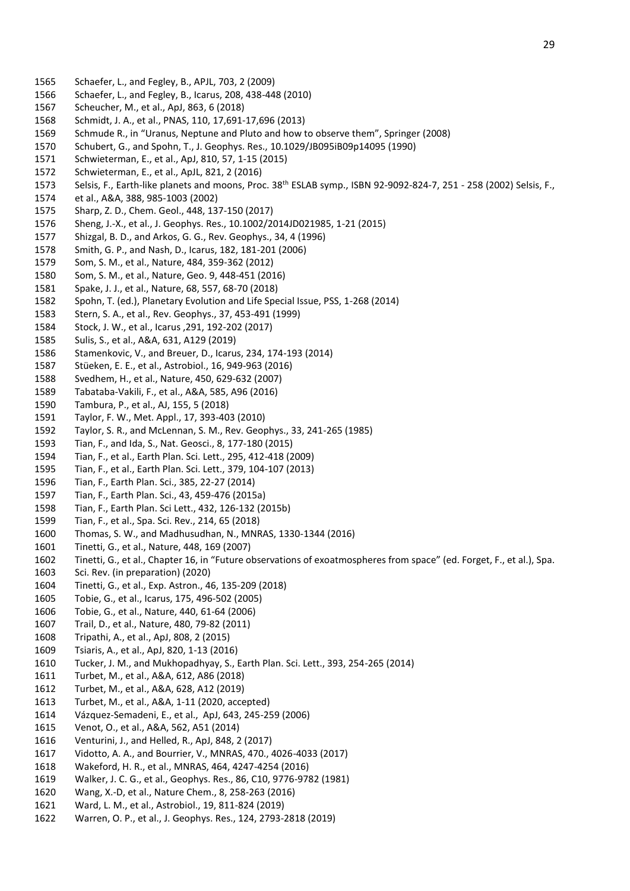Schaefer, L., and Fegley, B., APJL, 703, 2 (2009)

Schaefer, L., and Fegley, B., Icarus, 208, 438-448 (2010)

Scheucher, M., et al., ApJ, 863, 6 (2018)

Schmidt, J. A., et al., PNAS, 110, 17,691-17,696 (2013)

Schmude R., in "Uranus, Neptune and Pluto and how to observe them", Springer (2008)

Schubert, G., and Spohn, T., J. Geophys. Res., 10.1029/JB095iB09p14095 (1990)

Schwieterman, E., et al., ApJ, 810, 57, 1-15 (2015)

Schwieterman, E., et al., ApJL, 821, 2 (2016)

Selsis, F., Earth-like planets and moons, Proc. 38th ESLAB symp., ISBN 92-9092-824-7, 251 - 258 (2002) Selsis, F., et al., A&A, 388, 985-1003 (2002)

Sharp, Z. D., Chem. Geol., 448, 137-150 (2017)

Sheng, J.-X., et al., J. Geophys. Res., 10.1002/2014JD021985, 1-21 (2015)

Shizgal, B. D., and Arkos, G. G., Rev. Geophys., 34, 4 (1996)

Smith, G. P., and Nash, D., Icarus, 182, 181-201 (2006)

Som, S. M., et al., Nature, 484, 359-362 (2012)

Som, S. M., et al., Nature, Geo. 9, 448-451 (2016)

Spake, J. J., et al., Nature, 68, 557, 68-70 (2018)

Spohn, T. (ed.), Planetary Evolution and Life Special Issue, PSS, 1-268 (2014)

Stern, S. A., et al., Rev. Geophys., 37, 453-491 (1999)

Stock, J. W., et al., Icarus ,291, 192-202 (2017)

Sulis, S., et al., A&A, 631, A129 (2019)

Stamenkovic, V., and Breuer, D., Icarus, 234, 174-193 (2014)

Stüeken, E. E., et al., Astrobiol., 16, 949-963 (2016)

Svedhem, H., et al., Nature, 450, 629-632 (2007)

Tabataba-Vakili, F., et al., A&A, 585, A96 (2016)

Tambura, P., et al., AJ, 155, 5 (2018)

Taylor, F. W., Met. Appl., 17, 393-403 (2010)

Taylor, S. R., and McLennan, S. M., Rev. Geophys., 33, 241-265 (1985)

Tian, F., and Ida, S., Nat. Geosci., 8, 177-180 (2015)

Tian, F., et al., Earth Plan. Sci. Lett., 295, 412-418 (2009)

Tian, F., et al., Earth Plan. Sci. Lett., 379, 104-107 (2013)

Tian, F., Earth Plan. Sci., 385, 22-27 (2014)

Tian, F., Earth Plan. Sci., 43, 459-476 (2015a)

Tian, F., Earth Plan. Sci Lett., 432, 126-132 (2015b)

Tian, F., et al., Spa. Sci. Rev., 214, 65 (2018)

Thomas, S. W., and Madhusudhan, N., MNRAS, 1330-1344 (2016)

Tinetti, G., et al., Nature, 448, 169 (2007)

Tinetti, G., et al., Chapter 16, in "Future observations of exoatmospheres from space" (ed. Forget, F., et al.), Spa. Sci. Rev. (in preparation) (2020)

Tinetti, G., et al., Exp. Astron., 46, 135-209 (2018)

Tobie, G., et al., Icarus, 175, 496-502 (2005)

Tobie, G., et al., Nature, 440, 61-64 (2006)

Trail, D., et al., Nature, 480, 79-82 (2011)

Tripathi, A., et al., ApJ, 808, 2 (2015)

Tsiaris, A., et al., ApJ, 820, 1-13 (2016)

Tucker, J. M., and Mukhopadhyay, S., Earth Plan. Sci. Lett., 393, 254-265 (2014)

Turbet, M., et al., A&A, 612, A86 (2018)

Turbet, M., et al., A&A, 628, A12 (2019)

Turbet, M., et al., A&A, 1-11 (2020, accepted)

Vázquez-Semadeni, E., et al., ApJ, 643, 245-259 (2006)

Venot, O., et al., A&A, 562, A51 (2014)

Venturini, J., and Helled, R., ApJ, 848, 2 (2017)

Vidotto, A. A., and Bourrier, V., MNRAS, 470., 4026-4033 (2017)

Wakeford, H. R., et al., MNRAS, 464, 4247-4254 (2016)

Walker, J. C. G., et al., Geophys. Res., 86, C10, 9776-9782 (1981)

Wang, X.-D, et al., Nature Chem., 8, 258-263 (2016)

Ward, L. M., et al., Astrobiol., 19, 811-824 (2019)

Warren, O. P., et al., J. Geophys. Res., 124, 2793-2818 (2019)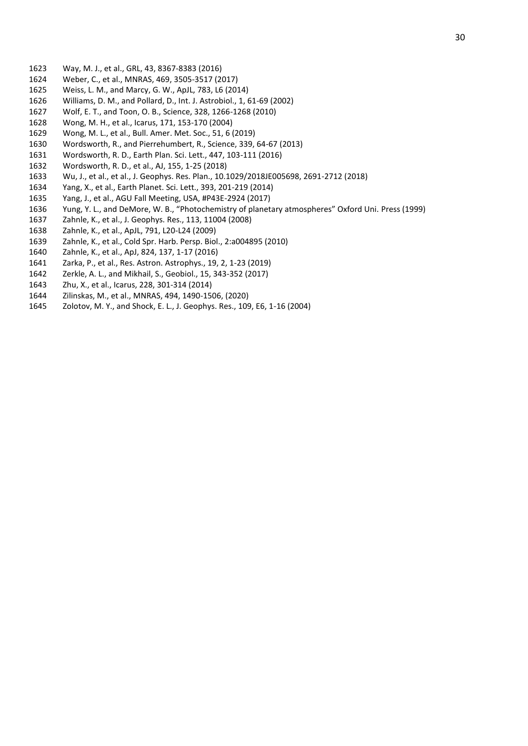1623 Way, M. J., et al., GRL, 43, 8367-8383 (2016)
1624 Weber, C., et al., MNRAS, 469, 3505-3517 (2017)
1625 Weiss, L. M., and Marcy, G. W., ApJL, 783, L6 (2014)
1626 Williams, D. M., and Pollard, D., Int. J. Astrobiol., 1, 61-69 (2002)
1627 Wolf, E. T., and Toon, O. B., Science, 328, 1266-1268 (2010)
1628 Wong, M. H., et al., Icarus, 171, 153-170 (2004)
1629 Wong, M. L., et al., Bull. Amer. Met. Soc., 51, 6 (2019)
1630 Wordsworth, R., and Pierrehumbert, R., Science, 339, 64-67 (2013)
1631 Wordsworth, R. D., Earth Plan. Sci. Lett., 447, 103-111 (2016)
1632 Wordsworth, R. D., et al., AJ, 155, 1-25 (2018)
1633 Wu, J., et al., et al., J. Geophys. Res. Plan., 10.1029/2018JE005698, 2691-2712 (2018)
1634 Yang, X., et al., Earth Planet. Sci. Lett., 393, 201-219 (2014)
1635 Yang, J., et al., AGU Fall Meeting, USA, #P43E-2924 (2017)
1636 Yung, Y. L., and DeMore, W. B., "Photochemistry of planetary atmospheres" Oxford Uni. Press (1999)
1637 Zahnle, K., et al., J. Geophys. Res., 113, 11004 (2008)
1638 Zahnle, K., et al., ApJL, 791, L20-L24 (2009)
1639 Zahnle, K., et al., Cold Spr. Harb. Persp. Biol., 2:a004895 (2010)
1640 Zahnle, K., et al., ApJ, 824, 137, 1-17 (2016)
1641 Zarka, P., et al., Res. Astron. Astrophys., 19, 2, 1-23 (2019)
1642 Zerkle, A. L., and Mikhail, S., Geobiol., 15, 343-352 (2017)
1643 Zhu, X., et al., Icarus, 228, 301-314 (2014)
1644 Zilinskas, M., et al., MNRAS, 494, 1490-1506, (2020)
1645 Zolotov, M. Y., and Shock, E. L., J. Geophys. Res., 109, E6, 1-16 (2004)